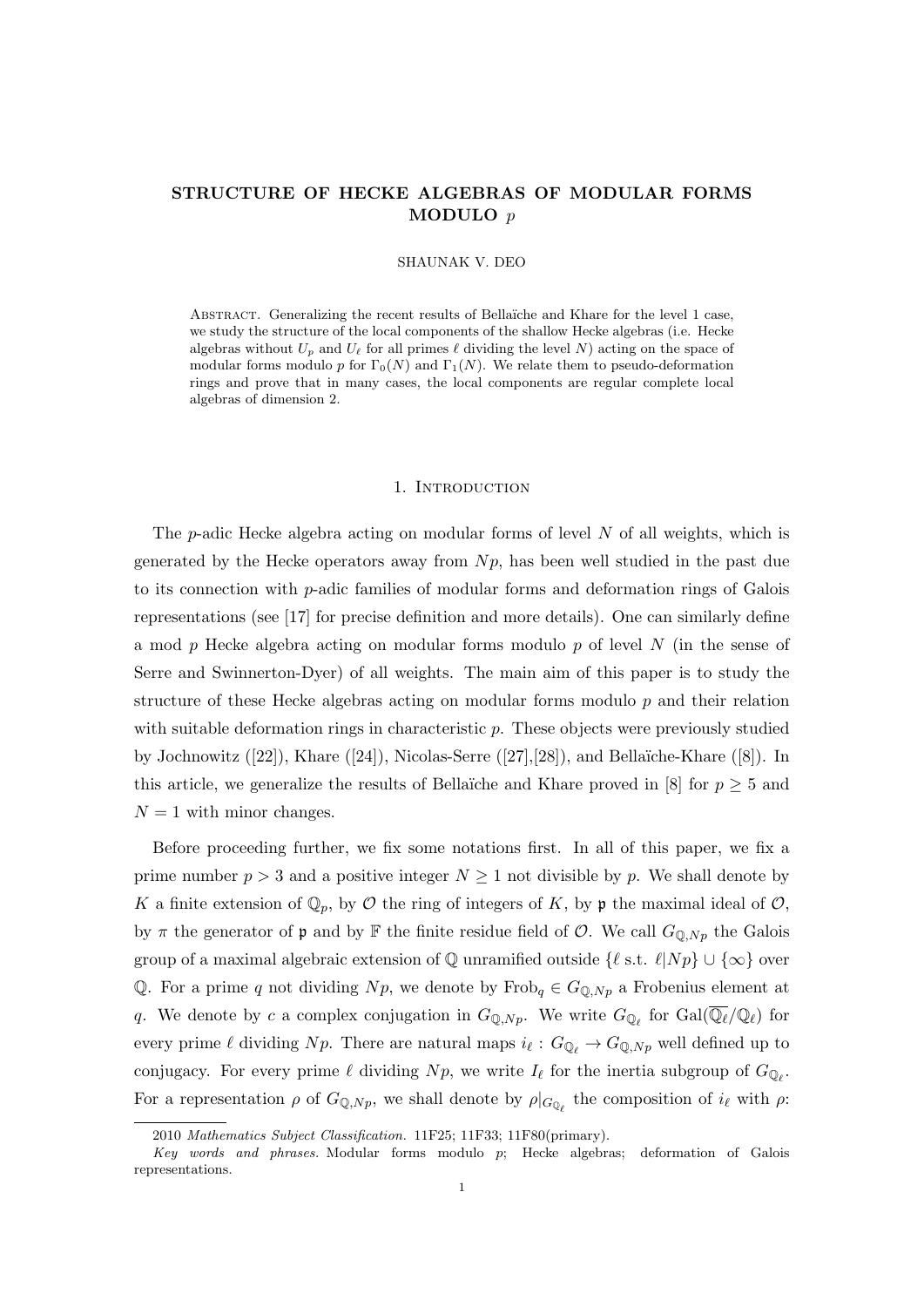# STRUCTURE OF HECKE ALGEBRAS OF MODULAR FORMS MODULO $p$

SHAUNAK V. DEO

Abstract. Generalizing the recent results of Bellaïche and Khare for the level 1 case, we study the structure of the local components of the shallow Hecke algebras (i.e. Hecke algebras without $U_p$ and $U_\ell$ for all primes $\ell$ dividing the level $N$) acting on the space of modular forms modulo $p$ for $\Gamma_0(N)$ and $\Gamma_1(N)$. We relate them to pseudo-deformation rings and prove that in many cases, the local components are regular complete local algebras of dimension 2.

## 1. Introduction

The $p$-adic Hecke algebra acting on modular forms of level $N$ of all weights, which is generated by the Hecke operators away from $Np$, has been well studied in the past due to its connection with $p$-adic families of modular forms and deformation rings of Galois representations (see [17] for precise definition and more details). One can similarly define a mod $p$ Hecke algebra acting on modular forms modulo $p$ of level $N$ (in the sense of Serre and Swinnerton-Dyer) of all weights. The main aim of this paper is to study the structure of these Hecke algebras acting on modular forms modulo $p$ and their relation with suitable deformation rings in characteristic $p$. These objects were previously studied by Jochnowitz ([22]), Khare ([24]), Nicolas-Serre ([27],[28]), and Bellaïche-Khare ([8]). In this article, we generalize the results of Bellaïche and Khare proved in [8] for $p \geq 5$ and $N = 1$ with minor changes.

Before proceeding further, we fix some notations first. In all of this paper, we fix a prime number $p > 3$ and a positive integer $N \geq 1$ not divisible by $p$. We shall denote by $K$ a finite extension of $\mathbb{Q}_p$, by $\mathcal{O}$ the ring of integers of $K$, by $\mathfrak{p}$ the maximal ideal of $\mathcal{O}$, by $\pi$ the generator of $\mathfrak{p}$ and by $\mathbb{F}$ the finite residue field of $\mathcal{O}$. We call $G_{\mathbb{Q},Np}$ the Galois group of a maximal algebraic extension of $\mathbb{Q}$ unramified outside $\{\ell \text{ s.t. } \ell | Np\} \cup \{\infty\}$ over $\mathbb{Q}$. For a prime $q$ not dividing $Np$, we denote by $\mathrm{Frob}_q \in G_{\mathbb{Q},Np}$ a Frobenius element at $q$. We denote by $c$ a complex conjugation in $G_{\mathbb{Q},Np}$. We write $G_{\mathbb{Q}_\ell}$ for $\mathrm{Gal}(\overline{\mathbb{Q}_\ell}/\mathbb{Q}_\ell)$ for every prime $\ell$ dividing $Np$. There are natural maps $i_\ell : G_{\mathbb{Q}_\ell} \to G_{\mathbb{Q},Np}$ well defined up to conjugacy. For every prime $\ell$ dividing $Np$, we write $I_\ell$ for the inertia subgroup of $G_{\mathbb{Q}_\ell}$. For a representation $\rho$ of $G_{\mathbb{Q},Np}$, we shall denote by $\rho|_{G_{\mathbb{Q}_\ell}}$ the composition of $i_\ell$ with $\rho$:

2010 *Mathematics Subject Classification.* 11F25; 11F33; 11F80(primary).

*Key words and phrases.* Modular forms modulo $p$; Hecke algebras; deformation of Galois representations.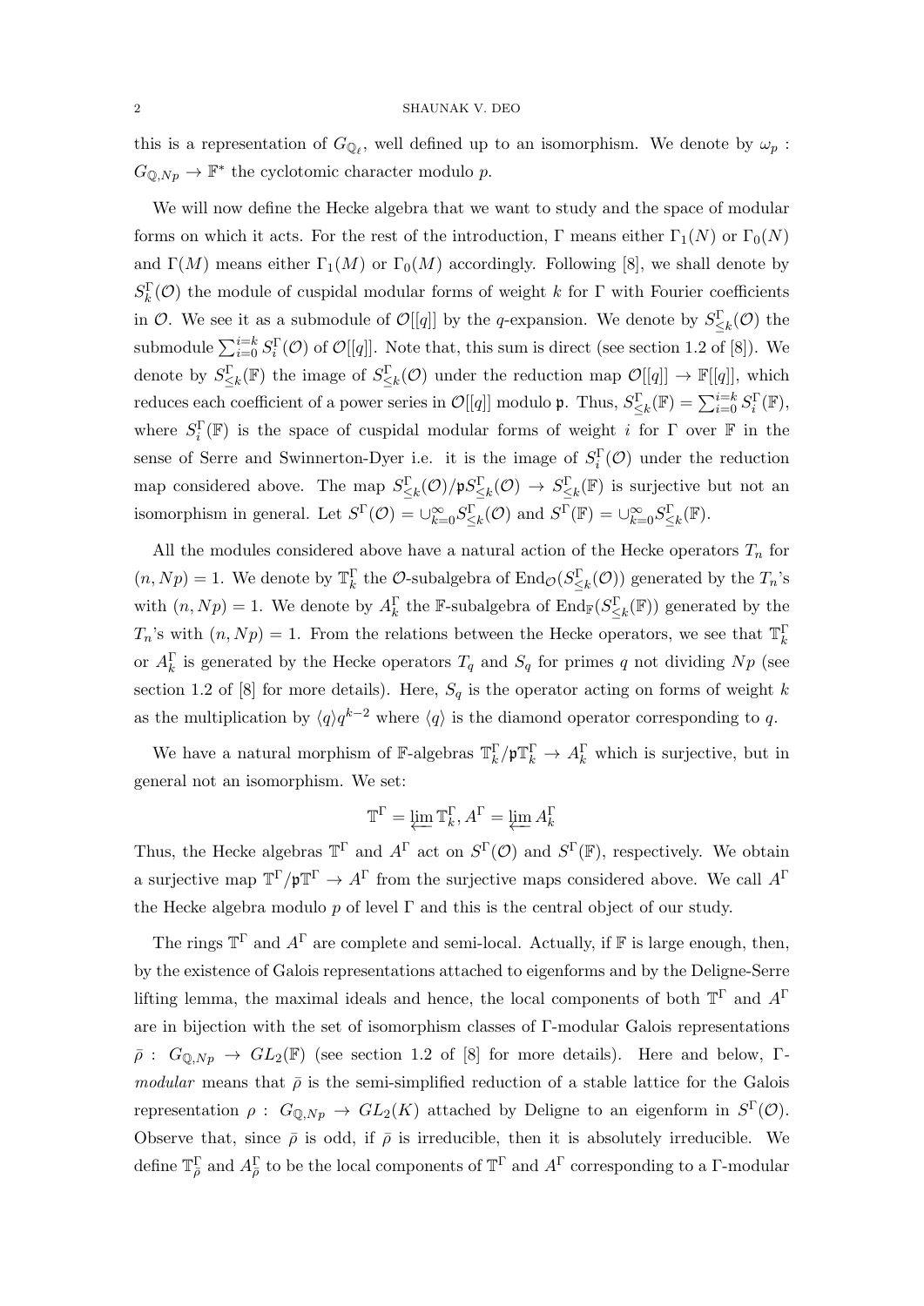this is a representation of $G_{\mathbb{Q}_\ell}$, well defined up to an isomorphism. We denote by $\omega_p : G_{\mathbb{Q},Np} \to \mathbb{F}^*$ the cyclotomic character modulo $p$.

We will now define the Hecke algebra that we want to study and the space of modular forms on which it acts. For the rest of the introduction, $\Gamma$ means either $\Gamma_1(N)$ or $\Gamma_0(N)$ and $\Gamma(M)$ means either $\Gamma_1(M)$ or $\Gamma_0(M)$ accordingly. Following [8], we shall denote by $S_k^{\Gamma}(\mathcal{O})$ the module of cuspidal modular forms of weight $k$ for $\Gamma$ with Fourier coefficients in $\mathcal{O}$. We see it as a submodule of $\mathcal{O}[[q]]$ by the $q$-expansion. We denote by $S_{\leq k}^{\Gamma}(\mathcal{O})$ the submodule $\sum_{i=0}^{i=k} S_i^{\Gamma}(\mathcal{O})$ of $\mathcal{O}[[q]]$. Note that, this sum is direct (see section 1.2 of [8]). We denote by $S_{\leq k}^{\Gamma}(\mathbb{F})$ the image of $S_{\leq k}^{\Gamma}(\mathcal{O})$ under the reduction map $\mathcal{O}[[q]] \to \mathbb{F}[[q]]$, which reduces each coefficient of a power series in $\mathcal{O}[[q]]$ modulo $\mathfrak{p}$. Thus, $S_{\leq k}^{\Gamma}(\mathbb{F}) = \sum_{i=0}^{i=k} S_i^{\Gamma}(\mathbb{F})$, where $S_i^{\Gamma}(\mathbb{F})$ is the space of cuspidal modular forms of weight $i$ for $\Gamma$ over $\mathbb{F}$ in the sense of Serre and Swinnerton-Dyer i.e. it is the image of $S_i^{\Gamma}(\mathcal{O})$ under the reduction map considered above. The map $S_{\leq k}^{\Gamma}(\mathcal{O})/\mathfrak{p}S_{\leq k}^{\Gamma}(\mathcal{O}) \to S_{\leq k}^{\Gamma}(\mathbb{F})$ is surjective but not an isomorphism in general. Let $S^{\Gamma}(\mathcal{O}) = \cup_{k=0}^{\infty} S_{\leq k}^{\Gamma}(\mathcal{O})$ and $S^{\Gamma}(\mathbb{F}) = \cup_{k=0}^{\infty} S_{\leq k}^{\Gamma}(\mathbb{F})$.

All the modules considered above have a natural action of the Hecke operators $T_n$ for $(n, Np) = 1$. We denote by $\mathbb{T}_k^{\Gamma}$ the $\mathcal{O}$-subalgebra of $\mathrm{End}_{\mathcal{O}}(S_{\leq k}^{\Gamma}(\mathcal{O}))$ generated by the $T_n$'s with $(n, Np) = 1$. We denote by $A_k^{\Gamma}$ the $\mathbb{F}$-subalgebra of $\mathrm{End}_{\mathbb{F}}(S_{\leq k}^{\Gamma}(\mathbb{F}))$ generated by the $T_n$'s with $(n, Np) = 1$. From the relations between the Hecke operators, we see that $\mathbb{T}_k^{\Gamma}$ or $A_k^{\Gamma}$ is generated by the Hecke operators $T_q$ and $S_q$ for primes $q$ not dividing $Np$ (see section 1.2 of [8] for more details). Here, $S_q$ is the operator acting on forms of weight $k$ as the multiplication by $\langle q \rangle q^{k-2}$ where $\langle q \rangle$ is the diamond operator corresponding to $q$.

We have a natural morphism of $\mathbb{F}$-algebras $\mathbb{T}_k^{\Gamma}/\mathfrak{p}\mathbb{T}_k^{\Gamma} \to A_k^{\Gamma}$ which is surjective, but in general not an isomorphism. We set:

$$\mathbb{T}^{\Gamma} = \varprojlim \mathbb{T}_k^{\Gamma}, A^{\Gamma} = \varprojlim A_k^{\Gamma}$$

Thus, the Hecke algebras $\mathbb{T}^{\Gamma}$ and $A^{\Gamma}$ act on $S^{\Gamma}(\mathcal{O})$ and $S^{\Gamma}(\mathbb{F})$, respectively. We obtain a surjective map $\mathbb{T}^{\Gamma}/\mathfrak{p}\mathbb{T}^{\Gamma} \to A^{\Gamma}$ from the surjective maps considered above. We call $A^{\Gamma}$ the Hecke algebra modulo $p$ of level $\Gamma$ and this is the central object of our study.

The rings $\mathbb{T}^{\Gamma}$ and $A^{\Gamma}$ are complete and semi-local. Actually, if $\mathbb{F}$ is large enough, then, by the existence of Galois representations attached to eigenforms and by the Deligne-Serre lifting lemma, the maximal ideals and hence, the local components of both $\mathbb{T}^{\Gamma}$ and $A^{\Gamma}$ are in bijection with the set of isomorphism classes of $\Gamma$-modular Galois representations $\bar{\rho} : G_{\mathbb{Q},Np} \to GL_2(\mathbb{F})$ (see section 1.2 of [8] for more details). Here and below, $\Gamma$-*modular* means that $\bar{\rho}$ is the semi-simplified reduction of a stable lattice for the Galois representation $\rho : G_{\mathbb{Q},Np} \to GL_2(K)$ attached by Deligne to an eigenform in $S^{\Gamma}(\mathcal{O})$. Observe that, since $\bar{\rho}$ is odd, if $\bar{\rho}$ is irreducible, then it is absolutely irreducible. We define $\mathbb{T}_{\bar{\rho}}^{\Gamma}$ and $A_{\bar{\rho}}^{\Gamma}$ to be the local components of $\mathbb{T}^{\Gamma}$ and $A^{\Gamma}$ corresponding to a $\Gamma$-modular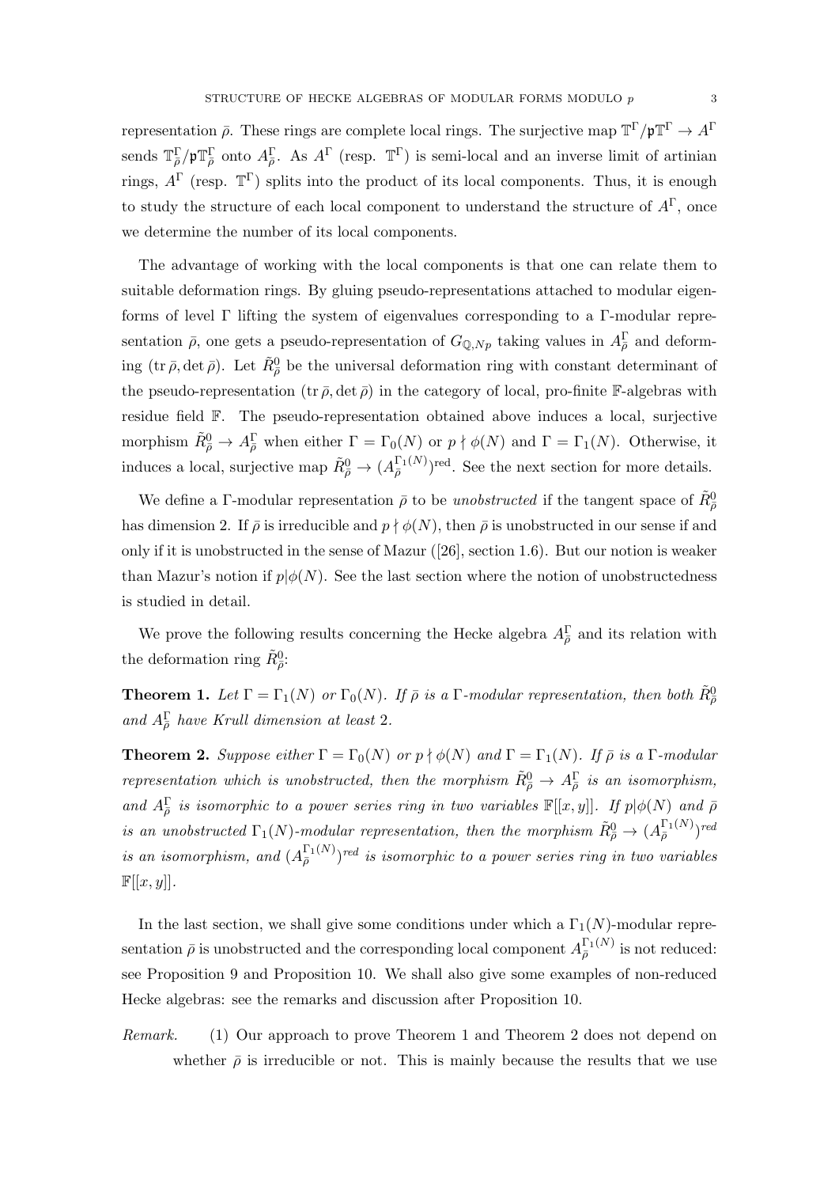representation $\bar{\rho}$. These rings are complete local rings. The surjective map $\mathbb{T}^\Gamma/\mathfrak{p}\mathbb{T}^\Gamma \to A^\Gamma$ sends $\mathbb{T}^\Gamma_{\bar{\rho}}/\mathfrak{p}\mathbb{T}^\Gamma_{\bar{\rho}}$ onto $A^\Gamma_{\bar{\rho}}$. As $A^\Gamma$ (resp. $\mathbb{T}^\Gamma$) is semi-local and an inverse limit of artinian rings, $A^\Gamma$ (resp. $\mathbb{T}^\Gamma$) splits into the product of its local components. Thus, it is enough to study the structure of each local component to understand the structure of $A^\Gamma$, once we determine the number of its local components.

The advantage of working with the local components is that one can relate them to suitable deformation rings. By gluing pseudo-representations attached to modular eigenforms of level $\Gamma$ lifting the system of eigenvalues corresponding to a $\Gamma$-modular representation $\bar{\rho}$, one gets a pseudo-representation of $G_{\mathbb{Q},Np}$ taking values in $A^\Gamma_{\bar{\rho}}$ and deforming $(\operatorname{tr}\bar{\rho}, \det\bar{\rho})$. Let $\tilde{R}^0_{\bar{\rho}}$ be the universal deformation ring with constant determinant of the pseudo-representation $(\operatorname{tr}\bar{\rho}, \det\bar{\rho})$ in the category of local, pro-finite $\mathbb{F}$-algebras with residue field $\mathbb{F}$. The pseudo-representation obtained above induces a local, surjective morphism $\tilde{R}^0_{\bar{\rho}} \to A^\Gamma_{\bar{\rho}}$ when either $\Gamma = \Gamma_0(N)$ or $p \nmid \phi(N)$ and $\Gamma = \Gamma_1(N)$. Otherwise, it induces a local, surjective map $\tilde{R}^0_{\bar{\rho}} \to (A^{\Gamma_1(N)}_{\bar{\rho}})^{\text{red}}$. See the next section for more details.

We define a $\Gamma$-modular representation $\bar{\rho}$ to be *unobstructed* if the tangent space of $\tilde{R}^0_{\bar{\rho}}$ has dimension 2. If $\bar{\rho}$ is irreducible and $p \nmid \phi(N)$, then $\bar{\rho}$ is unobstructed in our sense if and only if it is unobstructed in the sense of Mazur ([26], section 1.6). But our notion is weaker than Mazur's notion if $p|\phi(N)$. See the last section where the notion of unobstructedness is studied in detail.

We prove the following results concerning the Hecke algebra $A^\Gamma_{\bar{\rho}}$ and its relation with the deformation ring $\tilde{R}^0_{\bar{\rho}}$:

**Theorem 1.** *Let $\Gamma = \Gamma_1(N)$ or $\Gamma_0(N)$. If $\bar{\rho}$ is a $\Gamma$-modular representation, then both $\tilde{R}^0_{\bar{\rho}}$ and $A^\Gamma_{\bar{\rho}}$ have Krull dimension at least 2.*

**Theorem 2.** *Suppose either $\Gamma = \Gamma_0(N)$ or $p \nmid \phi(N)$ and $\Gamma = \Gamma_1(N)$. If $\bar{\rho}$ is a $\Gamma$-modular representation which is unobstructed, then the morphism $\tilde{R}^0_{\bar{\rho}} \to A^\Gamma_{\bar{\rho}}$ is an isomorphism, and $A^\Gamma_{\bar{\rho}}$ is isomorphic to a power series ring in two variables $\mathbb{F}[[x, y]]$. If $p|\phi(N)$ and $\bar{\rho}$ is an unobstructed $\Gamma_1(N)$-modular representation, then the morphism $\tilde{R}^0_{\bar{\rho}} \to (A^{\Gamma_1(N)}_{\bar{\rho}})^{red}$ is an isomorphism, and $(A^{\Gamma_1(N)}_{\bar{\rho}})^{red}$ is isomorphic to a power series ring in two variables $\mathbb{F}[[x, y]]$.*

In the last section, we shall give some conditions under which a $\Gamma_1(N)$-modular representation $\bar{\rho}$ is unobstructed and the corresponding local component $A^{\Gamma_1(N)}_{\bar{\rho}}$ is not reduced: see Proposition 9 and Proposition 10. We shall also give some examples of non-reduced Hecke algebras: see the remarks and discussion after Proposition 10.

*Remark.* (1) Our approach to prove Theorem 1 and Theorem 2 does not depend on whether $\bar{\rho}$ is irreducible or not. This is mainly because the results that we use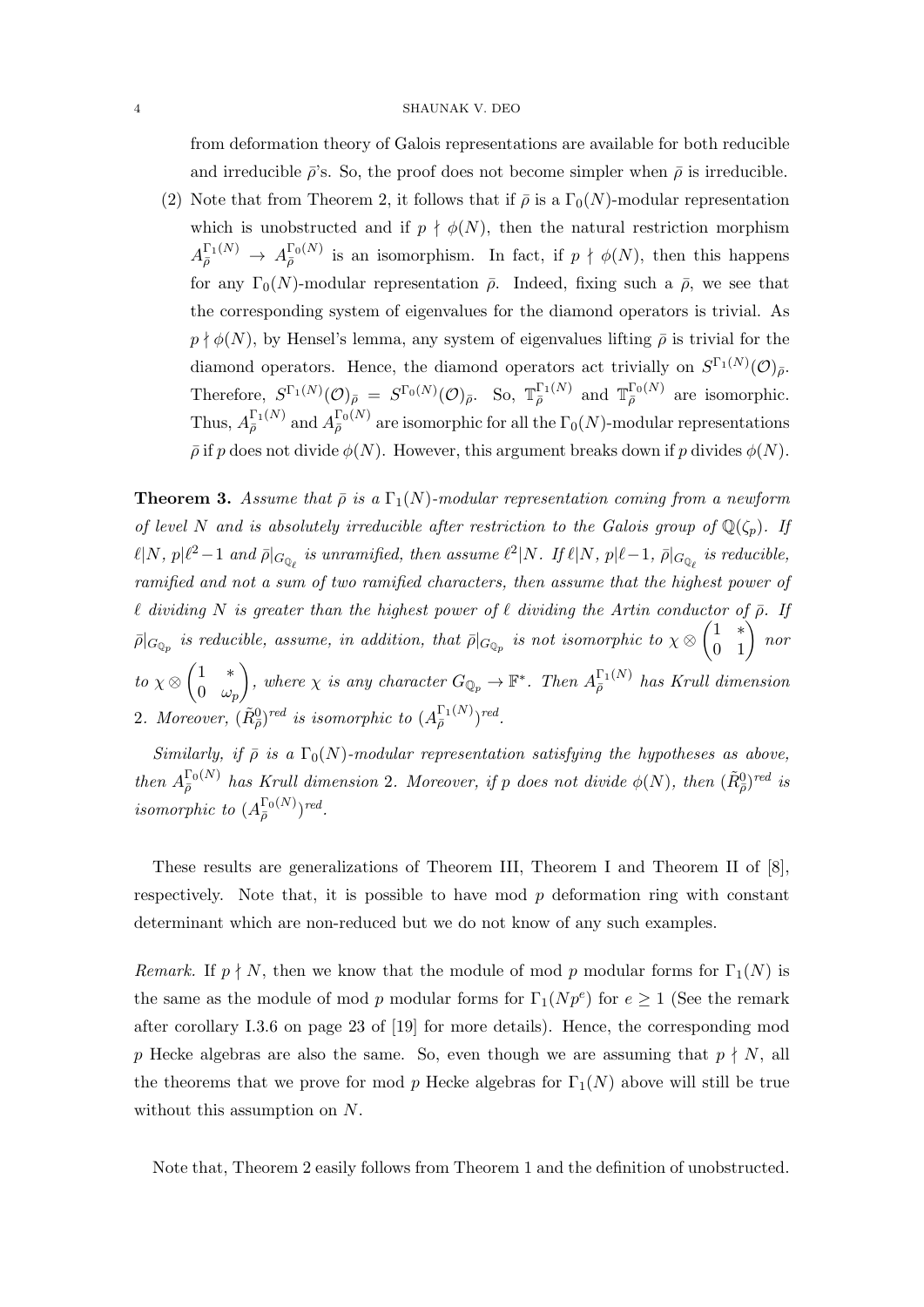from deformation theory of Galois representations are available for both reducible and irreducible $\bar{\rho}$'s. So, the proof does not become simpler when $\bar{\rho}$ is irreducible.

(2) Note that from Theorem 2, it follows that if $\bar{\rho}$ is a $\Gamma_0(N)$-modular representation which is unobstructed and if $p \nmid \phi(N)$, then the natural restriction morphism $A_{\bar{\rho}}^{\Gamma_1(N)} \to A_{\bar{\rho}}^{\Gamma_0(N)}$ is an isomorphism. In fact, if $p \nmid \phi(N)$, then this happens for any $\Gamma_0(N)$-modular representation $\bar{\rho}$. Indeed, fixing such a $\bar{\rho}$, we see that the corresponding system of eigenvalues for the diamond operators is trivial. As $p \nmid \phi(N)$, by Hensel's lemma, any system of eigenvalues lifting $\bar{\rho}$ is trivial for the diamond operators. Hence, the diamond operators act trivially on $S^{\Gamma_1(N)}(\mathcal{O})_{\bar{\rho}}$. Therefore, $S^{\Gamma_1(N)}(\mathcal{O})_{\bar{\rho}} = S^{\Gamma_0(N)}(\mathcal{O})_{\bar{\rho}}$. So, $\mathbb{T}_{\bar{\rho}}^{\Gamma_1(N)}$ and $\mathbb{T}_{\bar{\rho}}^{\Gamma_0(N)}$ are isomorphic. Thus, $A_{\bar{\rho}}^{\Gamma_1(N)}$ and $A_{\bar{\rho}}^{\Gamma_0(N)}$ are isomorphic for all the $\Gamma_0(N)$-modular representations $\bar{\rho}$ if $p$ does not divide $\phi(N)$. However, this argument breaks down if $p$ divides $\phi(N)$.

**Theorem 3.** *Assume that $\bar{\rho}$ is a $\Gamma_1(N)$-modular representation coming from a newform of level $N$ and is absolutely irreducible after restriction to the Galois group of $\mathbb{Q}(\zeta_p)$. If $\ell | N$, $p | \ell^2 - 1$ and $\bar{\rho}|_{G_{\mathbb{Q}_\ell}}$ is unramified, then assume $\ell^2 | N$. If $\ell | N$, $p | \ell - 1$, $\bar{\rho}|_{G_{\mathbb{Q}_\ell}}$ is reducible, ramified and not a sum of two ramified characters, then assume that the highest power of $\ell$ dividing $N$ is greater than the highest power of $\ell$ dividing the Artin conductor of $\bar{\rho}$. If $\bar{\rho}|_{G_{\mathbb{Q}_p}}$ is reducible, assume, in addition, that $\bar{\rho}|_{G_{\mathbb{Q}_p}}$ is not isomorphic to $\chi \otimes \begin{pmatrix} 1 & * \\ 0 & 1 \end{pmatrix}$ nor to $\chi \otimes \begin{pmatrix} 1 & * \\ 0 & \omega_p \end{pmatrix}$, where $\chi$ is any character $G_{\mathbb{Q}_p} \to \mathbb{F}^*$. Then $A_{\bar{\rho}}^{\Gamma_1(N)}$ has Krull dimension 2. Moreover, $(\tilde{R}_{\bar{\rho}}^0)^{red}$ is isomorphic to $(A_{\bar{\rho}}^{\Gamma_1(N)})^{red}$.*

*Similarly, if $\bar{\rho}$ is a $\Gamma_0(N)$-modular representation satisfying the hypotheses as above, then $A_{\bar{\rho}}^{\Gamma_0(N)}$ has Krull dimension 2. Moreover, if $p$ does not divide $\phi(N)$, then $(\tilde{R}_{\bar{\rho}}^0)^{red}$ is isomorphic to $(A_{\bar{\rho}}^{\Gamma_0(N)})^{red}$.*

These results are generalizations of Theorem III, Theorem I and Theorem II of [8], respectively. Note that, it is possible to have mod $p$ deformation ring with constant determinant which are non-reduced but we do not know of any such examples.

*Remark.* If $p \nmid N$, then we know that the module of mod $p$ modular forms for $\Gamma_1(N)$ is the same as the module of mod $p$ modular forms for $\Gamma_1(Np^e)$ for $e \geq 1$ (See the remark after corollary I.3.6 on page 23 of [19] for more details). Hence, the corresponding mod $p$ Hecke algebras are also the same. So, even though we are assuming that $p \nmid N$, all the theorems that we prove for mod $p$ Hecke algebras for $\Gamma_1(N)$ above will still be true without this assumption on $N$.

Note that, Theorem 2 easily follows from Theorem 1 and the definition of unobstructed.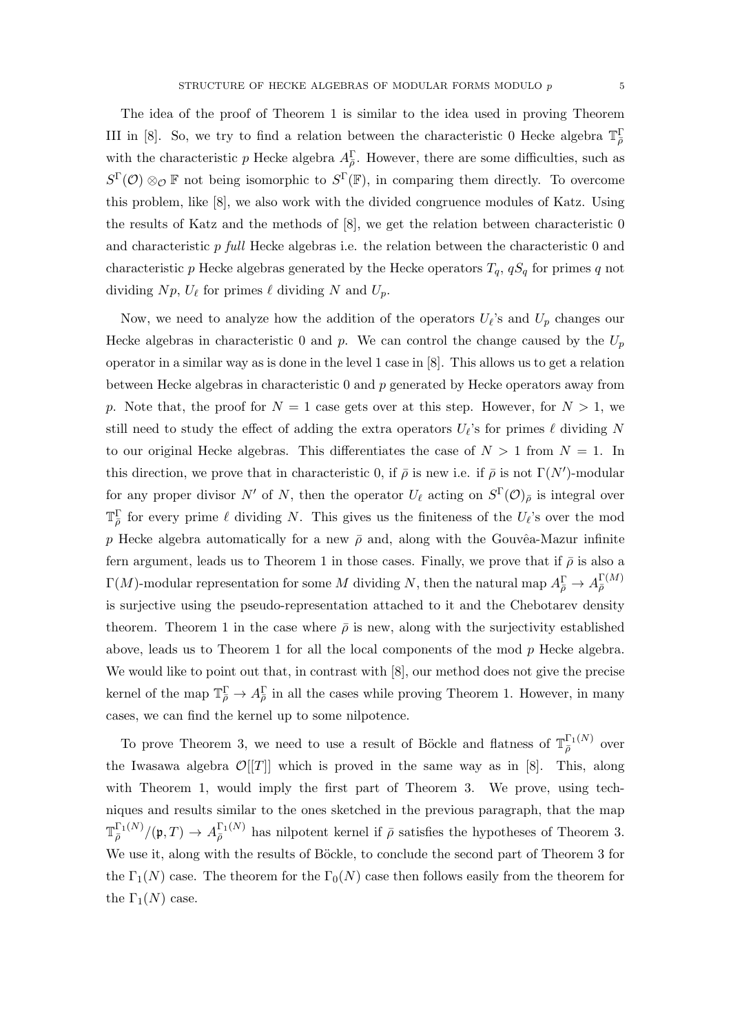The idea of the proof of Theorem 1 is similar to the idea used in proving Theorem III in [8]. So, we try to find a relation between the characteristic 0 Hecke algebra $\mathbb{T}^{\Gamma}_{\bar{\rho}}$ with the characteristic $p$ Hecke algebra $A^{\Gamma}_{\bar{\rho}}$. However, there are some difficulties, such as $S^{\Gamma}(\mathcal{O}) \otimes_{\mathcal{O}} \mathbb{F}$ not being isomorphic to $S^{\Gamma}(\mathbb{F})$, in comparing them directly. To overcome this problem, like [8], we also work with the divided congruence modules of Katz. Using the results of Katz and the methods of [8], we get the relation between characteristic 0 and characteristic $p$ *full* Hecke algebras i.e. the relation between the characteristic 0 and characteristic $p$ Hecke algebras generated by the Hecke operators $T_q$, $qS_q$ for primes $q$ not dividing $Np$, $U_\ell$ for primes $\ell$ dividing $N$ and $U_p$.

Now, we need to analyze how the addition of the operators $U_\ell$'s and $U_p$ changes our Hecke algebras in characteristic 0 and $p$. We can control the change caused by the $U_p$ operator in a similar way as is done in the level 1 case in [8]. This allows us to get a relation between Hecke algebras in characteristic 0 and $p$ generated by Hecke operators away from $p$. Note that, the proof for $N = 1$ case gets over at this step. However, for $N > 1$, we still need to study the effect of adding the extra operators $U_\ell$'s for primes $\ell$ dividing $N$ to our original Hecke algebras. This differentiates the case of $N > 1$ from $N = 1$. In this direction, we prove that in characteristic 0, if $\bar{\rho}$ is new i.e. if $\bar{\rho}$ is not $\Gamma(N')$-modular for any proper divisor $N'$ of $N$, then the operator $U_\ell$ acting on $S^{\Gamma}(\mathcal{O})_{\bar{\rho}}$ is integral over $\mathbb{T}^{\Gamma}_{\bar{\rho}}$ for every prime $\ell$ dividing $N$. This gives us the finiteness of the $U_\ell$'s over the mod $p$ Hecke algebra automatically for a new $\bar{\rho}$ and, along with the Gouvêa-Mazur infinite fern argument, leads us to Theorem 1 in those cases. Finally, we prove that if $\bar{\rho}$ is also a $\Gamma(M)$-modular representation for some $M$ dividing $N$, then the natural map $A^{\Gamma}_{\bar{\rho}} \to A^{\Gamma(M)}_{\bar{\rho}}$ is surjective using the pseudo-representation attached to it and the Chebotarev density theorem. Theorem 1 in the case where $\bar{\rho}$ is new, along with the surjectivity established above, leads us to Theorem 1 for all the local components of the mod $p$ Hecke algebra. We would like to point out that, in contrast with [8], our method does not give the precise kernel of the map $\mathbb{T}^{\Gamma}_{\bar{\rho}} \to A^{\Gamma}_{\bar{\rho}}$ in all the cases while proving Theorem 1. However, in many cases, we can find the kernel up to some nilpotence.

To prove Theorem 3, we need to use a result of Böckle and flatness of $\mathbb{T}^{\Gamma_1(N)}_{\bar{\rho}}$ over the Iwasawa algebra $\mathcal{O}[[T]]$ which is proved in the same way as in [8]. This, along with Theorem 1, would imply the first part of Theorem 3. We prove, using techniques and results similar to the ones sketched in the previous paragraph, that the map $\mathbb{T}^{\Gamma_1(N)}_{\bar{\rho}}/(\mathfrak{p}, T) \to A^{\Gamma_1(N)}_{\bar{\rho}}$ has nilpotent kernel if $\bar{\rho}$ satisfies the hypotheses of Theorem 3. We use it, along with the results of Böckle, to conclude the second part of Theorem 3 for the $\Gamma_1(N)$ case. The theorem for the $\Gamma_0(N)$ case then follows easily from the theorem for the $\Gamma_1(N)$ case.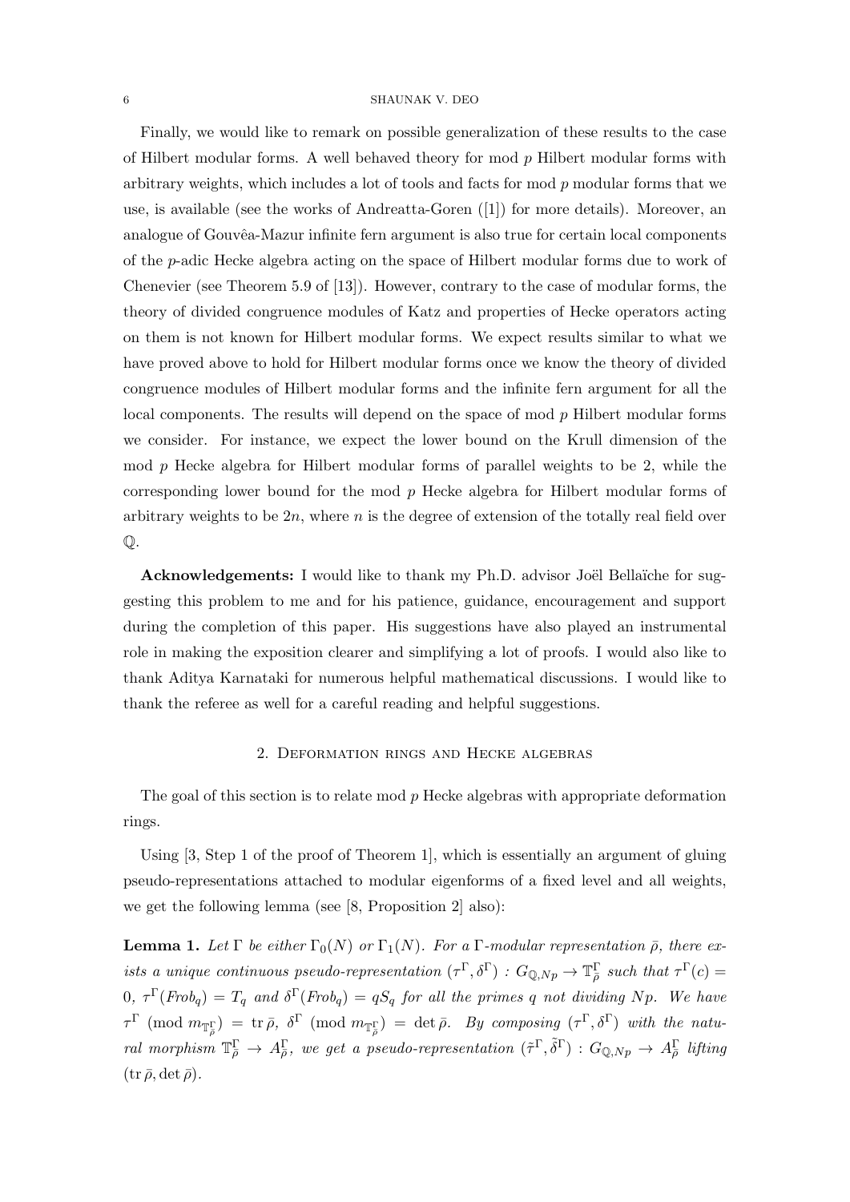Finally, we would like to remark on possible generalization of these results to the case of Hilbert modular forms. A well behaved theory for mod $p$ Hilbert modular forms with arbitrary weights, which includes a lot of tools and facts for mod $p$ modular forms that we use, is available (see the works of Andreatta-Goren ([1]) for more details). Moreover, an analogue of Gouvêa-Mazur infinite fern argument is also true for certain local components of the $p$-adic Hecke algebra acting on the space of Hilbert modular forms due to work of Chenevier (see Theorem 5.9 of [13]). However, contrary to the case of modular forms, the theory of divided congruence modules of Katz and properties of Hecke operators acting on them is not known for Hilbert modular forms. We expect results similar to what we have proved above to hold for Hilbert modular forms once we know the theory of divided congruence modules of Hilbert modular forms and the infinite fern argument for all the local components. The results will depend on the space of mod $p$ Hilbert modular forms we consider. For instance, we expect the lower bound on the Krull dimension of the mod $p$ Hecke algebra for Hilbert modular forms of parallel weights to be 2, while the corresponding lower bound for the mod $p$ Hecke algebra for Hilbert modular forms of arbitrary weights to be $2n$, where $n$ is the degree of extension of the totally real field over $\mathbb{Q}$.

**Acknowledgements:** I would like to thank my Ph.D. advisor Joël Bellaïche for suggesting this problem to me and for his patience, guidance, encouragement and support during the completion of this paper. His suggestions have also played an instrumental role in making the exposition clearer and simplifying a lot of proofs. I would also like to thank Aditya Karnataki for numerous helpful mathematical discussions. I would like to thank the referee as well for a careful reading and helpful suggestions.

## 2. Deformation rings and Hecke algebras

The goal of this section is to relate mod $p$ Hecke algebras with appropriate deformation rings.

Using [3, Step 1 of the proof of Theorem 1], which is essentially an argument of gluing pseudo-representations attached to modular eigenforms of a fixed level and all weights, we get the following lemma (see [8, Proposition 2] also):

**Lemma 1.** *Let $\Gamma$ be either $\Gamma_0(N)$ or $\Gamma_1(N)$. For a $\Gamma$-modular representation $\bar{\rho}$, there exists a unique continuous pseudo-representation $(\tau^{\Gamma}, \delta^{\Gamma}) : G_{\mathbb{Q},Np} \to \mathbb{T}^{\Gamma}_{\bar{\rho}}$ such that $\tau^{\Gamma}(c) = 0$, $\tau^{\Gamma}(Frob_q) = T_q$ and $\delta^{\Gamma}(Frob_q) = qS_q$ for all the primes $q$ not dividing $Np$. We have $\tau^{\Gamma} \pmod{m_{\mathbb{T}^{\Gamma}_{\bar{\rho}}}} = \operatorname{tr}\bar{\rho}$, $\delta^{\Gamma} \pmod{m_{\mathbb{T}^{\Gamma}_{\bar{\rho}}}} = \det\bar{\rho}$. By composing $(\tau^{\Gamma}, \delta^{\Gamma})$ with the natural morphism $\mathbb{T}^{\Gamma}_{\bar{\rho}} \to A^{\Gamma}_{\bar{\rho}}$, we get a pseudo-representation $(\tilde{\tau}^{\Gamma}, \tilde{\delta}^{\Gamma}) : G_{\mathbb{Q},Np} \to A^{\Gamma}_{\bar{\rho}}$ lifting $(\operatorname{tr}\bar{\rho}, \det\bar{\rho})$.*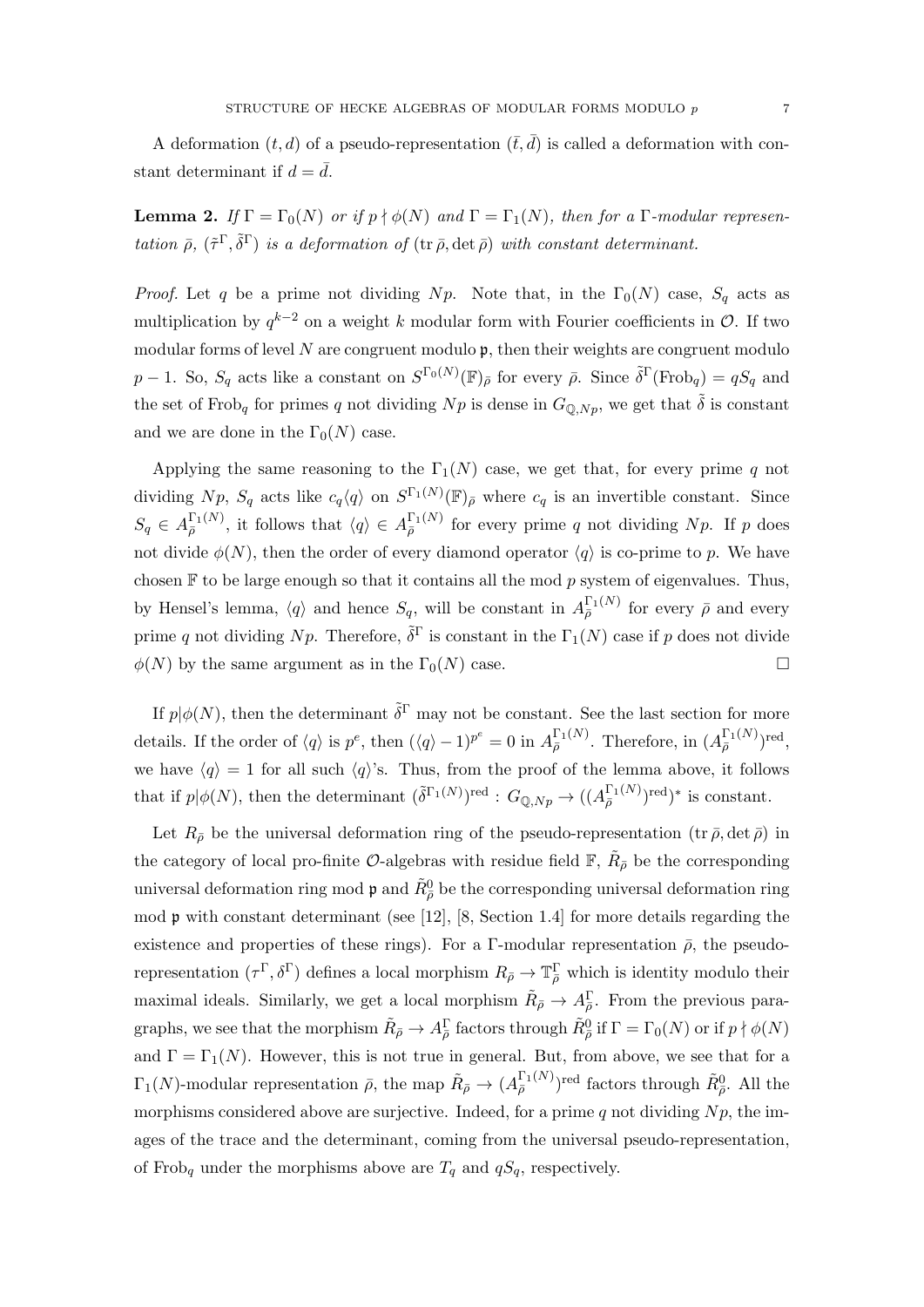A deformation $(t, d)$ of a pseudo-representation $(\bar{t}, \bar{d})$ is called a deformation with constant determinant if $d = \bar{d}$.

**Lemma 2.** *If $\Gamma = \Gamma_0(N)$ or if $p \nmid \phi(N)$ and $\Gamma = \Gamma_1(N)$, then for a $\Gamma$-modular representation $\bar{\rho}$, $(\tilde{\tau}^\Gamma, \tilde{\delta}^\Gamma)$ is a deformation of $(\operatorname{tr}\bar{\rho}, \det\bar{\rho})$ with constant determinant.*

*Proof.* Let $q$ be a prime not dividing $Np$. Note that, in the $\Gamma_0(N)$ case, $S_q$ acts as multiplication by $q^{k-2}$ on a weight $k$ modular form with Fourier coefficients in $\mathcal{O}$. If two modular forms of level $N$ are congruent modulo $\mathfrak{p}$, then their weights are congruent modulo $p-1$. So, $S_q$ acts like a constant on $S^{\Gamma_0(N)}(\mathbb{F})_{\bar{\rho}}$ for every $\bar{\rho}$. Since $\tilde{\delta}^\Gamma(\mathrm{Frob}_q) = qS_q$ and the set of $\mathrm{Frob}_q$ for primes $q$ not dividing $Np$ is dense in $G_{\mathbb{Q},Np}$, we get that $\tilde{\delta}$ is constant and we are done in the $\Gamma_0(N)$ case.

Applying the same reasoning to the $\Gamma_1(N)$ case, we get that, for every prime $q$ not dividing $Np$, $S_q$ acts like $c_q\langle q\rangle$ on $S^{\Gamma_1(N)}(\mathbb{F})_{\bar{\rho}}$ where $c_q$ is an invertible constant. Since $S_q \in A^{\Gamma_1(N)}_{\bar{\rho}}$, it follows that $\langle q\rangle \in A^{\Gamma_1(N)}_{\bar{\rho}}$ for every prime $q$ not dividing $Np$. If $p$ does not divide $\phi(N)$, then the order of every diamond operator $\langle q\rangle$ is co-prime to $p$. We have chosen $\mathbb{F}$ to be large enough so that it contains all the mod $p$ system of eigenvalues. Thus, by Hensel's lemma, $\langle q\rangle$ and hence $S_q$, will be constant in $A^{\Gamma_1(N)}_{\bar{\rho}}$ for every $\bar{\rho}$ and every prime $q$ not dividing $Np$. Therefore, $\tilde{\delta}^\Gamma$ is constant in the $\Gamma_1(N)$ case if $p$ does not divide $\phi(N)$ by the same argument as in the $\Gamma_0(N)$ case. $\square$

If $p|\phi(N)$, then the determinant $\tilde{\delta}^\Gamma$ may not be constant. See the last section for more details. If the order of $\langle q\rangle$ is $p^e$, then $(\langle q\rangle - 1)^{p^e} = 0$ in $A^{\Gamma_1(N)}_{\bar{\rho}}$. Therefore, in $(A^{\Gamma_1(N)}_{\bar{\rho}})^{\mathrm{red}}$, we have $\langle q\rangle = 1$ for all such $\langle q\rangle$'s. Thus, from the proof of the lemma above, it follows that if $p|\phi(N)$, then the determinant $(\tilde{\delta}^{\Gamma_1(N)})^{\mathrm{red}} : G_{\mathbb{Q},Np} \to ((A^{\Gamma_1(N)}_{\bar{\rho}})^{\mathrm{red}})^*$ is constant.

Let $R_{\bar{\rho}}$ be the universal deformation ring of the pseudo-representation $(\operatorname{tr}\bar{\rho}, \det\bar{\rho})$ in the category of local pro-finite $\mathcal{O}$-algebras with residue field $\mathbb{F}$, $\tilde{R}_{\bar{\rho}}$ be the corresponding universal deformation ring mod $\mathfrak{p}$ and $\tilde{R}^0_{\bar{\rho}}$ be the corresponding universal deformation ring mod $\mathfrak{p}$ with constant determinant (see [12], [8, Section 1.4] for more details regarding the existence and properties of these rings). For a $\Gamma$-modular representation $\bar{\rho}$, the pseudo-representation $(\tau^\Gamma, \delta^\Gamma)$ defines a local morphism $R_{\bar{\rho}} \to \mathbb{T}^\Gamma_{\bar{\rho}}$ which is identity modulo their maximal ideals. Similarly, we get a local morphism $\tilde{R}_{\bar{\rho}} \to A^\Gamma_{\bar{\rho}}$. From the previous paragraphs, we see that the morphism $\tilde{R}_{\bar{\rho}} \to A^\Gamma_{\bar{\rho}}$ factors through $\tilde{R}^0_{\bar{\rho}}$ if $\Gamma = \Gamma_0(N)$ or if $p \nmid \phi(N)$ and $\Gamma = \Gamma_1(N)$. However, this is not true in general. But, from above, we see that for a $\Gamma_1(N)$-modular representation $\bar{\rho}$, the map $\tilde{R}_{\bar{\rho}} \to (A^{\Gamma_1(N)}_{\bar{\rho}})^{\mathrm{red}}$ factors through $\tilde{R}^0_{\bar{\rho}}$. All the morphisms considered above are surjective. Indeed, for a prime $q$ not dividing $Np$, the images of the trace and the determinant, coming from the universal pseudo-representation, of $\mathrm{Frob}_q$ under the morphisms above are $T_q$ and $qS_q$, respectively.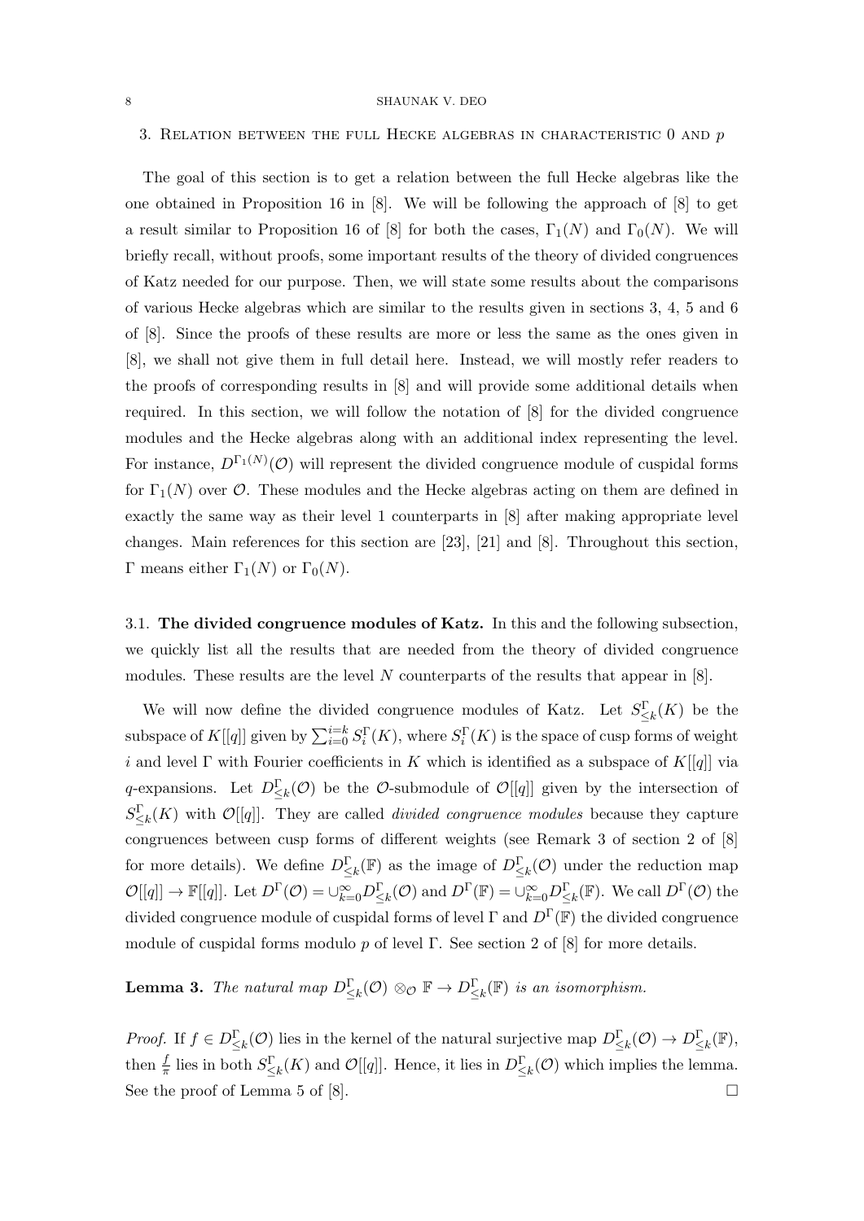## 3. Relation between the full Hecke algebras in characteristic 0 and $p$

The goal of this section is to get a relation between the full Hecke algebras like the one obtained in Proposition 16 in [8]. We will be following the approach of [8] to get a result similar to Proposition 16 of [8] for both the cases, $\Gamma_1(N)$ and $\Gamma_0(N)$. We will briefly recall, without proofs, some important results of the theory of divided congruences of Katz needed for our purpose. Then, we will state some results about the comparisons of various Hecke algebras which are similar to the results given in sections 3, 4, 5 and 6 of [8]. Since the proofs of these results are more or less the same as the ones given in [8], we shall not give them in full detail here. Instead, we will mostly refer readers to the proofs of corresponding results in [8] and will provide some additional details when required. In this section, we will follow the notation of [8] for the divided congruence modules and the Hecke algebras along with an additional index representing the level. For instance, $D^{\Gamma_1(N)}(\mathcal{O})$ will represent the divided congruence module of cuspidal forms for $\Gamma_1(N)$ over $\mathcal{O}$. These modules and the Hecke algebras acting on them are defined in exactly the same way as their level 1 counterparts in [8] after making appropriate level changes. Main references for this section are [23], [21] and [8]. Throughout this section, $\Gamma$ means either $\Gamma_1(N)$ or $\Gamma_0(N)$.

### 3.1. **The divided congruence modules of Katz.**

In this and the following subsection, we quickly list all the results that are needed from the theory of divided congruence modules. These results are the level $N$ counterparts of the results that appear in [8].

We will now define the divided congruence modules of Katz. Let $S^{\Gamma}_{\leq k}(K)$ be the subspace of $K[[q]]$ given by $\sum_{i=0}^{i=k} S^{\Gamma}_i(K)$, where $S^{\Gamma}_i(K)$ is the space of cusp forms of weight $i$ and level $\Gamma$ with Fourier coefficients in $K$ which is identified as a subspace of $K[[q]]$ via $q$-expansions. Let $D^{\Gamma}_{\leq k}(\mathcal{O})$ be the $\mathcal{O}$-submodule of $\mathcal{O}[[q]]$ given by the intersection of $S^{\Gamma}_{\leq k}(K)$ with $\mathcal{O}[[q]]$. They are called *divided congruence modules* because they capture congruences between cusp forms of different weights (see Remark 3 of section 2 of [8] for more details). We define $D^{\Gamma}_{\leq k}(\mathbb{F})$ as the image of $D^{\Gamma}_{\leq k}(\mathcal{O})$ under the reduction map $\mathcal{O}[[q]] \to \mathbb{F}[[q]]$. Let $D^{\Gamma}(\mathcal{O}) = \cup_{k=0}^{\infty} D^{\Gamma}_{\leq k}(\mathcal{O})$ and $D^{\Gamma}(\mathbb{F}) = \cup_{k=0}^{\infty} D^{\Gamma}_{\leq k}(\mathbb{F})$. We call $D^{\Gamma}(\mathcal{O})$ the divided congruence module of cuspidal forms of level $\Gamma$ and $D^{\Gamma}(\mathbb{F})$ the divided congruence module of cuspidal forms modulo $p$ of level $\Gamma$. See section 2 of [8] for more details.

**Lemma 3.** *The natural map $D^{\Gamma}_{\leq k}(\mathcal{O}) \otimes_{\mathcal{O}} \mathbb{F} \to D^{\Gamma}_{\leq k}(\mathbb{F})$ is an isomorphism.*

*Proof.* If $f \in D^{\Gamma}_{\leq k}(\mathcal{O})$ lies in the kernel of the natural surjective map $D^{\Gamma}_{\leq k}(\mathcal{O}) \to D^{\Gamma}_{\leq k}(\mathbb{F})$, then $\frac{f}{\pi}$ lies in both $S^{\Gamma}_{\leq k}(K)$ and $\mathcal{O}[[q]]$. Hence, it lies in $D^{\Gamma}_{\leq k}(\mathcal{O})$ which implies the lemma. See the proof of Lemma 5 of [8]. $\square$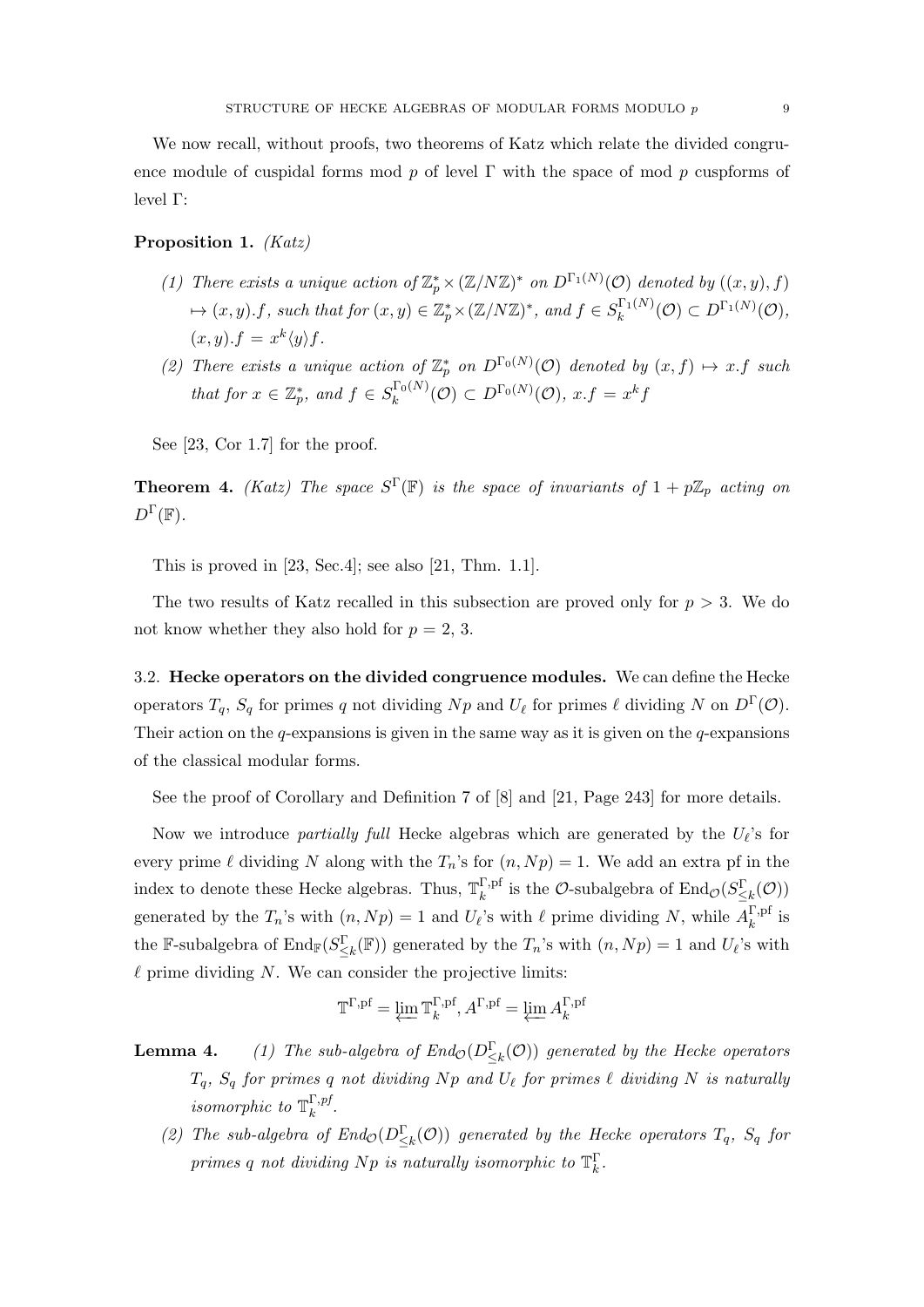We now recall, without proofs, two theorems of Katz which relate the divided congruence module of cuspidal forms mod $p$ of level $\Gamma$ with the space of mod $p$ cuspforms of level $\Gamma$:

**Proposition 1.** *(Katz)*

1. *There exists a unique action of $\mathbb{Z}_p^* \times (\mathbb{Z}/N\mathbb{Z})^*$ on $D^{\Gamma_1(N)}(\mathcal{O})$ denoted by $((x,y), f) \mapsto (x,y).f$, such that for $(x,y) \in \mathbb{Z}_p^* \times (\mathbb{Z}/N\mathbb{Z})^*$, and $f \in S_k^{\Gamma_1(N)}(\mathcal{O}) \subset D^{\Gamma_1(N)}(\mathcal{O})$, $(x,y).f = x^k \langle y \rangle f$.*
2. *There exists a unique action of $\mathbb{Z}_p^*$ on $D^{\Gamma_0(N)}(\mathcal{O})$ denoted by $(x,f) \mapsto x.f$ such that for $x \in \mathbb{Z}_p^*$, and $f \in S_k^{\Gamma_0(N)}(\mathcal{O}) \subset D^{\Gamma_0(N)}(\mathcal{O})$, $x.f = x^k f$*

See [23, Cor 1.7] for the proof.

**Theorem 4.** *(Katz) The space $S^\Gamma(\mathbb{F})$ is the space of invariants of $1 + p\mathbb{Z}_p$ acting on $D^\Gamma(\mathbb{F})$.*

This is proved in [23, Sec.4]; see also [21, Thm. 1.1].

The two results of Katz recalled in this subsection are proved only for $p > 3$. We do not know whether they also hold for $p = 2, 3$.

### 3.2. Hecke operators on the divided congruence modules.

We can define the Hecke operators $T_q$, $S_q$ for primes $q$ not dividing $Np$ and $U_\ell$ for primes $\ell$ dividing $N$ on $D^\Gamma(\mathcal{O})$. Their action on the $q$-expansions is given in the same way as it is given on the $q$-expansions of the classical modular forms.

See the proof of Corollary and Definition 7 of [8] and [21, Page 243] for more details.

Now we introduce *partially full* Hecke algebras which are generated by the $U_\ell$'s for every prime $\ell$ dividing $N$ along with the $T_n$'s for $(n, Np) = 1$. We add an extra pf in the index to denote these Hecke algebras. Thus, $\mathbb{T}_k^{\Gamma,\mathrm{pf}}$ is the $\mathcal{O}$-subalgebra of $\mathrm{End}_{\mathcal{O}}(S_{\leq k}^\Gamma(\mathcal{O}))$ generated by the $T_n$'s with $(n, Np) = 1$ and $U_\ell$'s with $\ell$ prime dividing $N$, while $A_k^{\Gamma,\mathrm{pf}}$ is the $\mathbb{F}$-subalgebra of $\mathrm{End}_{\mathbb{F}}(S_{\leq k}^\Gamma(\mathbb{F}))$ generated by the $T_n$'s with $(n, Np) = 1$ and $U_\ell$'s with $\ell$ prime dividing $N$. We can consider the projective limits:

$$\mathbb{T}^{\Gamma,\mathrm{pf}} = \varprojlim \mathbb{T}_k^{\Gamma,\mathrm{pf}}, A^{\Gamma,\mathrm{pf}} = \varprojlim A_k^{\Gamma,\mathrm{pf}}$$

**Lemma 4.**

1. *The sub-algebra of $End_{\mathcal{O}}(D_{\leq k}^\Gamma(\mathcal{O}))$ generated by the Hecke operators $T_q$, $S_q$ for primes $q$ not dividing $Np$ and $U_\ell$ for primes $\ell$ dividing $N$ is naturally isomorphic to $\mathbb{T}_k^{\Gamma,pf}$.*
2. *The sub-algebra of $End_{\mathcal{O}}(D_{\leq k}^\Gamma(\mathcal{O}))$ generated by the Hecke operators $T_q$, $S_q$ for primes $q$ not dividing $Np$ is naturally isomorphic to $\mathbb{T}_k^\Gamma$.*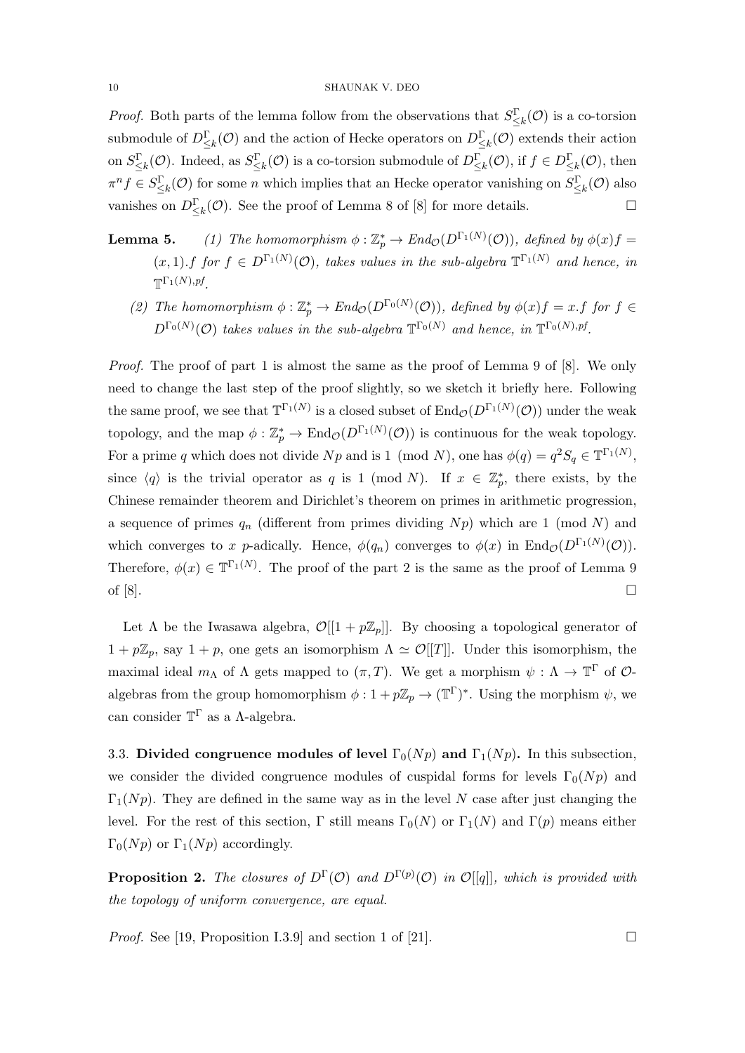*Proof.* Both parts of the lemma follow from the observations that $S^{\Gamma}_{\leq k}(\mathcal{O})$ is a co-torsion submodule of $D^{\Gamma}_{\leq k}(\mathcal{O})$ and the action of Hecke operators on $D^{\Gamma}_{\leq k}(\mathcal{O})$ extends their action on $S^{\Gamma}_{\leq k}(\mathcal{O})$. Indeed, as $S^{\Gamma}_{\leq k}(\mathcal{O})$ is a co-torsion submodule of $D^{\Gamma}_{\leq k}(\mathcal{O})$, if $f \in D^{\Gamma}_{\leq k}(\mathcal{O})$, then $\pi^n f \in S^{\Gamma}_{\leq k}(\mathcal{O})$ for some $n$ which implies that an Hecke operator vanishing on $S^{\Gamma}_{\leq k}(\mathcal{O})$ also vanishes on $D^{\Gamma}_{\leq k}(\mathcal{O})$. See the proof of Lemma 8 of [8] for more details. □

**Lemma 5.** *(1) The homomorphism $\phi : \mathbb{Z}_p^* \to End_{\mathcal{O}}(D^{\Gamma_1(N)}(\mathcal{O}))$, defined by $\phi(x)f = (x,1).f$ for $f \in D^{\Gamma_1(N)}(\mathcal{O})$, takes values in the sub-algebra $\mathbb{T}^{\Gamma_1(N)}$ and hence, in $\mathbb{T}^{\Gamma_1(N),pf}$.*

*(2) The homomorphism $\phi : \mathbb{Z}_p^* \to End_{\mathcal{O}}(D^{\Gamma_0(N)}(\mathcal{O}))$, defined by $\phi(x)f = x.f$ for $f \in D^{\Gamma_0(N)}(\mathcal{O})$ takes values in the sub-algebra $\mathbb{T}^{\Gamma_0(N)}$ and hence, in $\mathbb{T}^{\Gamma_0(N),pf}$.*

*Proof.* The proof of part 1 is almost the same as the proof of Lemma 9 of [8]. We only need to change the last step of the proof slightly, so we sketch it briefly here. Following the same proof, we see that $\mathbb{T}^{\Gamma_1(N)}$ is a closed subset of $\text{End}_{\mathcal{O}}(D^{\Gamma_1(N)}(\mathcal{O}))$ under the weak topology, and the map $\phi : \mathbb{Z}_p^* \to \text{End}_{\mathcal{O}}(D^{\Gamma_1(N)}(\mathcal{O}))$ is continuous for the weak topology. For a prime $q$ which does not divide $Np$ and is $1 \pmod N$, one has $\phi(q) = q^2 S_q \in \mathbb{T}^{\Gamma_1(N)}$, since $\langle q \rangle$ is the trivial operator as $q$ is $1 \pmod N$. If $x \in \mathbb{Z}_p^*$, there exists, by the Chinese remainder theorem and Dirichlet's theorem on primes in arithmetic progression, a sequence of primes $q_n$ (different from primes dividing $Np$) which are $1 \pmod N$ and which converges to $x$ $p$-adically. Hence, $\phi(q_n)$ converges to $\phi(x)$ in $\text{End}_{\mathcal{O}}(D^{\Gamma_1(N)}(\mathcal{O}))$. Therefore, $\phi(x) \in \mathbb{T}^{\Gamma_1(N)}$. The proof of the part 2 is the same as the proof of Lemma 9 of [8]. □

Let $\Lambda$ be the Iwasawa algebra, $\mathcal{O}[[1 + p\mathbb{Z}_p]]$. By choosing a topological generator of $1 + p\mathbb{Z}_p$, say $1 + p$, one gets an isomorphism $\Lambda \simeq \mathcal{O}[[T]]$. Under this isomorphism, the maximal ideal $m_\Lambda$ of $\Lambda$ gets mapped to $(\pi, T)$. We get a morphism $\psi : \Lambda \to \mathbb{T}^{\Gamma}$ of $\mathcal{O}$-algebras from the group homomorphism $\phi : 1 + p\mathbb{Z}_p \to (\mathbb{T}^{\Gamma})^*$. Using the morphism $\psi$, we can consider $\mathbb{T}^{\Gamma}$ as a $\Lambda$-algebra.

### 3.3. Divided congruence modules of level $\Gamma_0(Np)$ and $\Gamma_1(Np)$.

In this subsection, we consider the divided congruence modules of cuspidal forms for levels $\Gamma_0(Np)$ and $\Gamma_1(Np)$. They are defined in the same way as in the level $N$ case after just changing the level. For the rest of this section, $\Gamma$ still means $\Gamma_0(N)$ or $\Gamma_1(N)$ and $\Gamma(p)$ means either $\Gamma_0(Np)$ or $\Gamma_1(Np)$ accordingly.

**Proposition 2.** *The closures of $D^{\Gamma}(\mathcal{O})$ and $D^{\Gamma(p)}(\mathcal{O})$ in $\mathcal{O}[[q]]$, which is provided with the topology of uniform convergence, are equal.*

*Proof.* See [19, Proposition I.3.9] and section 1 of [21]. □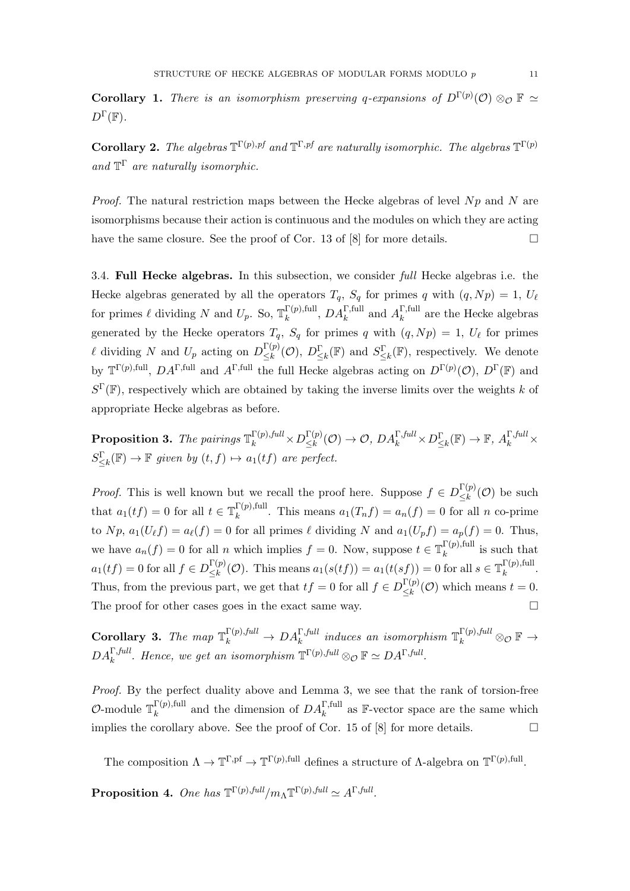**Corollary 1.** *There is an isomorphism preserving q-expansions of $D^{\Gamma(p)}(\mathcal{O}) \otimes_{\mathcal{O}} \mathbb{F} \simeq D^{\Gamma}(\mathbb{F})$.*

**Corollary 2.** *The algebras $\mathbb{T}^{\Gamma(p),pf}$ and $\mathbb{T}^{\Gamma,pf}$ are naturally isomorphic. The algebras $\mathbb{T}^{\Gamma(p)}$ and $\mathbb{T}^{\Gamma}$ are naturally isomorphic.*

*Proof.* The natural restriction maps between the Hecke algebras of level $Np$ and $N$ are isomorphisms because their action is continuous and the modules on which they are acting have the same closure. See the proof of Cor. 13 of [8] for more details. □

3.4. **Full Hecke algebras.** In this subsection, we consider *full* Hecke algebras i.e. the Hecke algebras generated by all the operators $T_q$, $S_q$ for primes $q$ with $(q, Np) = 1$, $U_\ell$ for primes $\ell$ dividing $N$ and $U_p$. So, $\mathbb{T}_k^{\Gamma(p),\text{full}}$, $DA_k^{\Gamma,\text{full}}$ and $A_k^{\Gamma,\text{full}}$ are the Hecke algebras generated by the Hecke operators $T_q$, $S_q$ for primes $q$ with $(q, Np) = 1$, $U_\ell$ for primes $\ell$ dividing $N$ and $U_p$ acting on $D_{\leq k}^{\Gamma(p)}(\mathcal{O})$, $D_{\leq k}^{\Gamma}(\mathbb{F})$ and $S_{\leq k}^{\Gamma}(\mathbb{F})$, respectively. We denote by $\mathbb{T}^{\Gamma(p),\text{full}}$, $DA^{\Gamma,\text{full}}$ and $A^{\Gamma,\text{full}}$ the full Hecke algebras acting on $D^{\Gamma(p)}(\mathcal{O})$, $D^{\Gamma}(\mathbb{F})$ and $S^{\Gamma}(\mathbb{F})$, respectively which are obtained by taking the inverse limits over the weights $k$ of appropriate Hecke algebras as before.

**Proposition 3.** *The pairings $\mathbb{T}_k^{\Gamma(p),full} \times D_{\leq k}^{\Gamma(p)}(\mathcal{O}) \to \mathcal{O}$, $DA_k^{\Gamma,full} \times D_{\leq k}^{\Gamma}(\mathbb{F}) \to \mathbb{F}$, $A_k^{\Gamma,full} \times S_{\leq k}^{\Gamma}(\mathbb{F}) \to \mathbb{F}$ given by $(t, f) \mapsto a_1(tf)$ are perfect.*

*Proof.* This is well known but we recall the proof here. Suppose $f \in D_{\leq k}^{\Gamma(p)}(\mathcal{O})$ be such that $a_1(tf) = 0$ for all $t \in \mathbb{T}_k^{\Gamma(p),\text{full}}$. This means $a_1(T_n f) = a_n(f) = 0$ for all $n$ co-prime to $Np$, $a_1(U_\ell f) = a_\ell(f) = 0$ for all primes $\ell$ dividing $N$ and $a_1(U_p f) = a_p(f) = 0$. Thus, we have $a_n(f) = 0$ for all $n$ which implies $f = 0$. Now, suppose $t \in \mathbb{T}_k^{\Gamma(p),\text{full}}$ is such that $a_1(tf) = 0$ for all $f \in D_{\leq k}^{\Gamma(p)}(\mathcal{O})$. This means $a_1(s(tf)) = a_1(t(sf)) = 0$ for all $s \in \mathbb{T}_k^{\Gamma(p),\text{full}}$. Thus, from the previous part, we get that $tf = 0$ for all $f \in D_{\leq k}^{\Gamma(p)}(\mathcal{O})$ which means $t = 0$. The proof for other cases goes in the exact same way. □

**Corollary 3.** *The map $\mathbb{T}_k^{\Gamma(p),full} \to DA_k^{\Gamma,full}$ induces an isomorphism $\mathbb{T}_k^{\Gamma(p),full} \otimes_{\mathcal{O}} \mathbb{F} \to DA_k^{\Gamma,full}$. Hence, we get an isomorphism $\mathbb{T}^{\Gamma(p),full} \otimes_{\mathcal{O}} \mathbb{F} \simeq DA^{\Gamma,full}$.*

*Proof.* By the perfect duality above and Lemma 3, we see that the rank of torsion-free $\mathcal{O}$-module $\mathbb{T}_k^{\Gamma(p),\text{full}}$ and the dimension of $DA_k^{\Gamma,\text{full}}$ as $\mathbb{F}$-vector space are the same which implies the corollary above. See the proof of Cor. 15 of [8] for more details. □

The composition $\Lambda \to \mathbb{T}^{\Gamma,\text{pf}} \to \mathbb{T}^{\Gamma(p),\text{full}}$ defines a structure of $\Lambda$-algebra on $\mathbb{T}^{\Gamma(p),\text{full}}$.

**Proposition 4.** *One has $\mathbb{T}^{\Gamma(p),full}/m_\Lambda \mathbb{T}^{\Gamma(p),full} \simeq A^{\Gamma,full}$.*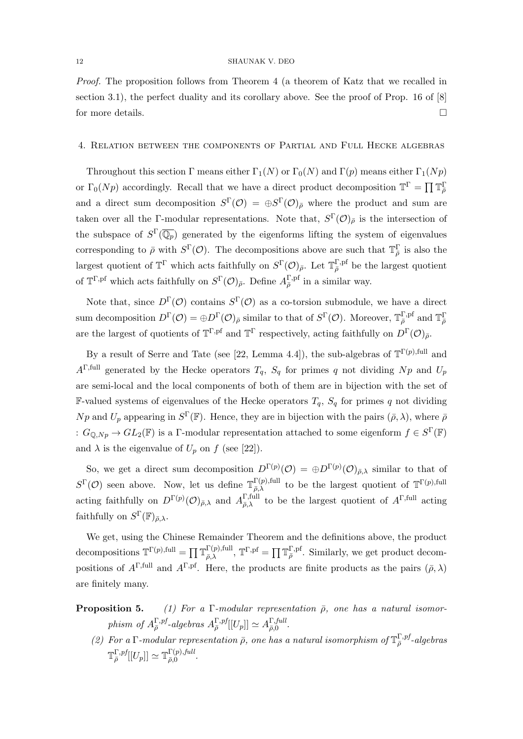*Proof.* The proposition follows from Theorem 4 (a theorem of Katz that we recalled in section 3.1), the perfect duality and its corollary above. See the proof of Prop. 16 of [8] for more details. □

## 4. Relation between the components of Partial and Full Hecke algebras

Throughout this section $\Gamma$ means either $\Gamma_1(N)$ or $\Gamma_0(N)$ and $\Gamma(p)$ means either $\Gamma_1(Np)$ or $\Gamma_0(Np)$ accordingly. Recall that we have a direct product decomposition $\mathbb{T}^{\Gamma} = \prod \mathbb{T}^{\Gamma}_{\bar{\rho}}$ and a direct sum decomposition $S^{\Gamma}(\mathcal{O}) = \oplus S^{\Gamma}(\mathcal{O})_{\bar{\rho}}$ where the product and sum are taken over all the $\Gamma$-modular representations. Note that, $S^{\Gamma}(\mathcal{O})_{\bar{\rho}}$ is the intersection of the subspace of $S^{\Gamma}(\overline{\mathbb{Q}_p})$ generated by the eigenforms lifting the system of eigenvalues corresponding to $\bar{\rho}$ with $S^{\Gamma}(\mathcal{O})$. The decompositions above are such that $\mathbb{T}^{\Gamma}_{\bar{\rho}}$ is also the largest quotient of $\mathbb{T}^{\Gamma}$ which acts faithfully on $S^{\Gamma}(\mathcal{O})_{\bar{\rho}}$. Let $\mathbb{T}^{\Gamma,\mathrm{pf}}_{\bar{\rho}}$ be the largest quotient of $\mathbb{T}^{\Gamma,\mathrm{pf}}$ which acts faithfully on $S^{\Gamma}(\mathcal{O})_{\bar{\rho}}$. Define $A^{\Gamma,\mathrm{pf}}_{\bar{\rho}}$ in a similar way.

Note that, since $D^{\Gamma}(\mathcal{O})$ contains $S^{\Gamma}(\mathcal{O})$ as a co-torsion submodule, we have a direct sum decomposition $D^{\Gamma}(\mathcal{O}) = \oplus D^{\Gamma}(\mathcal{O})_{\bar{\rho}}$ similar to that of $S^{\Gamma}(\mathcal{O})$. Moreover, $\mathbb{T}^{\Gamma,\mathrm{pf}}_{\bar{\rho}}$ and $\mathbb{T}^{\Gamma}_{\bar{\rho}}$ are the largest of quotients of $\mathbb{T}^{\Gamma,\mathrm{pf}}$ and $\mathbb{T}^{\Gamma}$ respectively, acting faithfully on $D^{\Gamma}(\mathcal{O})_{\bar{\rho}}$.

By a result of Serre and Tate (see [22, Lemma 4.4]), the sub-algebras of $\mathbb{T}^{\Gamma(p),\mathrm{full}}$ and $A^{\Gamma,\mathrm{full}}$ generated by the Hecke operators $T_q$, $S_q$ for primes $q$ not dividing $Np$ and $U_p$ are semi-local and the local components of both of them are in bijection with the set of $\mathbb{F}$-valued systems of eigenvalues of the Hecke operators $T_q$, $S_q$ for primes $q$ not dividing $Np$ and $U_p$ appearing in $S^{\Gamma}(\mathbb{F})$. Hence, they are in bijection with the pairs $(\bar{\rho}, \lambda)$, where $\bar{\rho}$ : $G_{\mathbb{Q},Np} \to GL_2(\mathbb{F})$ is a $\Gamma$-modular representation attached to some eigenform $f \in S^{\Gamma}(\mathbb{F})$ and $\lambda$ is the eigenvalue of $U_p$ on $f$ (see [22]).

So, we get a direct sum decomposition $D^{\Gamma(p)}(\mathcal{O}) = \oplus D^{\Gamma(p)}(\mathcal{O})_{\bar{\rho},\lambda}$ similar to that of $S^{\Gamma}(\mathcal{O})$ seen above. Now, let us define $\mathbb{T}^{\Gamma(p),\mathrm{full}}_{\bar{\rho},\lambda}$ to be the largest quotient of $\mathbb{T}^{\Gamma(p),\mathrm{full}}$ acting faithfully on $D^{\Gamma(p)}(\mathcal{O})_{\bar{\rho},\lambda}$ and $A^{\Gamma,\mathrm{full}}_{\bar{\rho},\lambda}$ to be the largest quotient of $A^{\Gamma,\mathrm{full}}$ acting faithfully on $S^{\Gamma}(\mathbb{F})_{\bar{\rho},\lambda}$.

We get, using the Chinese Remainder Theorem and the definitions above, the product decompositions $\mathbb{T}^{\Gamma(p),\mathrm{full}} = \prod \mathbb{T}^{\Gamma(p),\mathrm{full}}_{\bar{\rho},\lambda}$, $\mathbb{T}^{\Gamma,\mathrm{pf}} = \prod \mathbb{T}^{\Gamma,\mathrm{pf}}_{\bar{\rho}}$. Similarly, we get product decompositions of $A^{\Gamma,\mathrm{full}}$ and $A^{\Gamma,\mathrm{pf}}$. Here, the products are finite products as the pairs $(\bar{\rho}, \lambda)$ are finitely many.

**Proposition 5.** *(1) For a $\Gamma$-modular representation $\bar{\rho}$, one has a natural isomorphism of $A^{\Gamma,pf}_{\bar{\rho}}$-algebras $A^{\Gamma,pf}_{\bar{\rho}}[[U_p]] \simeq A^{\Gamma,full}_{\bar{\rho},0}$.*

*(2) For a $\Gamma$-modular representation $\bar{\rho}$, one has a natural isomorphism of $\mathbb{T}^{\Gamma,pf}_{\bar{\rho}}$-algebras $\mathbb{T}^{\Gamma,pf}_{\bar{\rho}}[[U_p]] \simeq \mathbb{T}^{\Gamma(p),full}_{\bar{\rho},0}$.*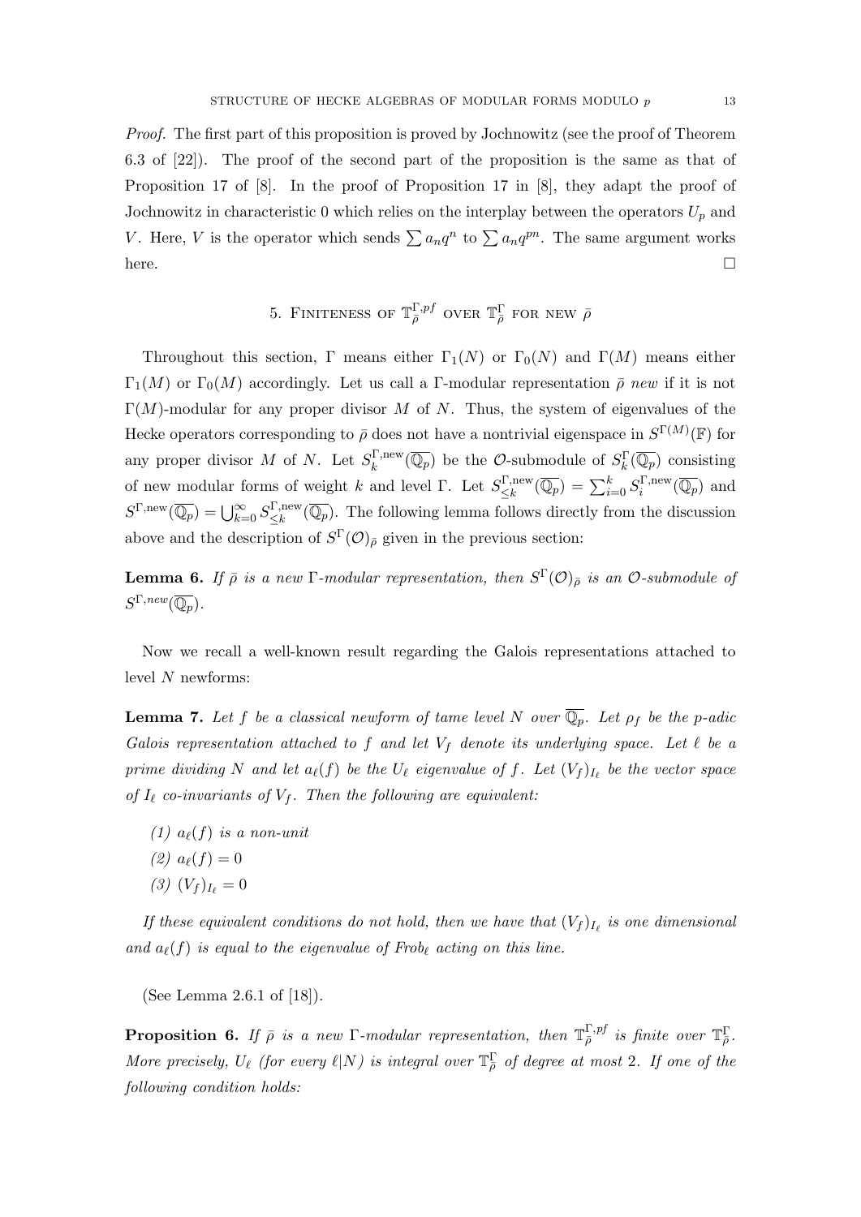*Proof.* The first part of this proposition is proved by Jochnowitz (see the proof of Theorem 6.3 of [22]). The proof of the second part of the proposition is the same as that of Proposition 17 of [8]. In the proof of Proposition 17 in [8], they adapt the proof of Jochnowitz in characteristic 0 which relies on the interplay between the operators $U_p$ and $V$. Here, $V$ is the operator which sends $\sum a_n q^n$ to $\sum a_n q^{pn}$. The same argument works here. □

## 5. Finiteness of $\mathbb{T}_{\bar{\rho}}^{\Gamma,pf}$ over $\mathbb{T}_{\bar{\rho}}^{\Gamma}$ for new $\bar{\rho}$

Throughout this section, $\Gamma$ means either $\Gamma_1(N)$ or $\Gamma_0(N)$ and $\Gamma(M)$ means either $\Gamma_1(M)$ or $\Gamma_0(M)$ accordingly. Let us call a $\Gamma$-modular representation $\bar{\rho}$ *new* if it is not $\Gamma(M)$-modular for any proper divisor $M$ of $N$. Thus, the system of eigenvalues of the Hecke operators corresponding to $\bar{\rho}$ does not have a nontrivial eigenspace in $S^{\Gamma(M)}(\mathbb{F})$ for any proper divisor $M$ of $N$. Let $S_k^{\Gamma,\text{new}}(\overline{\mathbb{Q}_p})$ be the $\mathcal{O}$-submodule of $S_k^{\Gamma}(\overline{\mathbb{Q}_p})$ consisting of new modular forms of weight $k$ and level $\Gamma$. Let $S_{\leq k}^{\Gamma,\text{new}}(\overline{\mathbb{Q}_p}) = \sum_{i=0}^{k} S_i^{\Gamma,\text{new}}(\overline{\mathbb{Q}_p})$ and $S^{\Gamma,\text{new}}(\overline{\mathbb{Q}_p}) = \bigcup_{k=0}^{\infty} S_{\leq k}^{\Gamma,\text{new}}(\overline{\mathbb{Q}_p})$. The following lemma follows directly from the discussion above and the description of $S^{\Gamma}(\mathcal{O})_{\bar{\rho}}$ given in the previous section:

**Lemma 6.** *If $\bar{\rho}$ is a new $\Gamma$-modular representation, then $S^{\Gamma}(\mathcal{O})_{\bar{\rho}}$ is an $\mathcal{O}$-submodule of $S^{\Gamma,new}(\overline{\mathbb{Q}_p})$.*

Now we recall a well-known result regarding the Galois representations attached to level $N$ newforms:

**Lemma 7.** *Let $f$ be a classical newform of tame level $N$ over $\overline{\mathbb{Q}_p}$. Let $\rho_f$ be the $p$-adic Galois representation attached to $f$ and let $V_f$ denote its underlying space. Let $\ell$ be a prime dividing $N$ and let $a_\ell(f)$ be the $U_\ell$ eigenvalue of $f$. Let $(V_f)_{I_\ell}$ be the vector space of $I_\ell$ co-invariants of $V_f$. Then the following are equivalent:*

*(1) $a_\ell(f)$ is a non-unit*

*(2) $a_\ell(f) = 0$*

*(3) $(V_f)_{I_\ell} = 0$*

*If these equivalent conditions do not hold, then we have that $(V_f)_{I_\ell}$ is one dimensional and $a_\ell(f)$ is equal to the eigenvalue of $Frob_\ell$ acting on this line.*

(See Lemma 2.6.1 of [18]).

**Proposition 6.** *If $\bar{\rho}$ is a new $\Gamma$-modular representation, then $\mathbb{T}_{\bar{\rho}}^{\Gamma,pf}$ is finite over $\mathbb{T}_{\bar{\rho}}^{\Gamma}$. More precisely, $U_\ell$ (for every $\ell | N$) is integral over $\mathbb{T}_{\bar{\rho}}^{\Gamma}$ of degree at most 2. If one of the following condition holds:*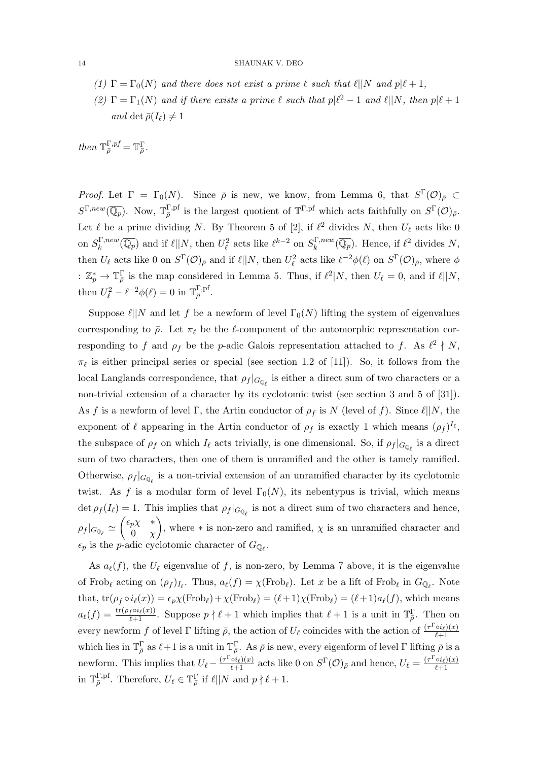*(1) $\Gamma = \Gamma_0(N)$ and there does not exist a prime $\ell$ such that $\ell || N$ and $p | \ell + 1$,*

*(2) $\Gamma = \Gamma_1(N)$ and if there exists a prime $\ell$ such that $p | \ell^2 - 1$ and $\ell || N$, then $p | \ell + 1$ and $\det \bar{\rho}(I_\ell) \neq 1$*

*then $\mathbb{T}^{\Gamma,pf}_{\bar{\rho}} = \mathbb{T}^{\Gamma}_{\bar{\rho}}$.*

*Proof.* Let $\Gamma = \Gamma_0(N)$. Since $\bar{\rho}$ is new, we know, from Lemma 6, that $S^{\Gamma}(\mathcal{O})_{\bar{\rho}} \subset S^{\Gamma,new}(\overline{\mathbb{Q}_p})$. Now, $\mathbb{T}^{\Gamma,\text{pf}}_{\bar{\rho}}$ is the largest quotient of $\mathbb{T}^{\Gamma,\text{pf}}$ which acts faithfully on $S^{\Gamma}(\mathcal{O})_{\bar{\rho}}$. Let $\ell$ be a prime dividing $N$. By Theorem 5 of [2], if $\ell^2$ divides $N$, then $U_\ell$ acts like 0 on $S^{\Gamma,new}_k(\overline{\mathbb{Q}_p})$ and if $\ell || N$, then $U_\ell^2$ acts like $\ell^{k-2}$ on $S^{\Gamma,new}_k(\overline{\mathbb{Q}_p})$. Hence, if $\ell^2$ divides $N$, then $U_\ell$ acts like 0 on $S^{\Gamma}(\mathcal{O})_{\bar{\rho}}$ and if $\ell || N$, then $U_\ell^2$ acts like $\ell^{-2}\phi(\ell)$ on $S^{\Gamma}(\mathcal{O})_{\bar{\rho}}$, where $\phi : \mathbb{Z}_p^* \to \mathbb{T}^{\Gamma}_{\bar{\rho}}$ is the map considered in Lemma 5. Thus, if $\ell^2 | N$, then $U_\ell = 0$, and if $\ell || N$, then $U_\ell^2 - \ell^{-2}\phi(\ell) = 0$ in $\mathbb{T}^{\Gamma,\text{pf}}_{\bar{\rho}}$.

Suppose $\ell || N$ and let $f$ be a newform of level $\Gamma_0(N)$ lifting the system of eigenvalues corresponding to $\bar{\rho}$. Let $\pi_\ell$ be the $\ell$-component of the automorphic representation corresponding to $f$ and $\rho_f$ be the $p$-adic Galois representation attached to $f$. As $\ell^2 \nmid N$, $\pi_\ell$ is either principal series or special (see section 1.2 of [11]). So, it follows from the local Langlands correspondence, that $\rho_f|_{G_{\mathbb{Q}_\ell}}$ is either a direct sum of two characters or a non-trivial extension of a character by its cyclotomic twist (see section 3 and 5 of [31]). As $f$ is a newform of level $\Gamma$, the Artin conductor of $\rho_f$ is $N$ (level of $f$). Since $\ell || N$, the exponent of $\ell$ appearing in the Artin conductor of $\rho_f$ is exactly 1 which means $(\rho_f)^{I_\ell}$, the subspace of $\rho_f$ on which $I_\ell$ acts trivially, is one dimensional. So, if $\rho_f|_{G_{\mathbb{Q}_\ell}}$ is a direct sum of two characters, then one of them is unramified and the other is tamely ramified. Otherwise, $\rho_f|_{G_{\mathbb{Q}_\ell}}$ is a non-trivial extension of an unramified character by its cyclotomic twist. As $f$ is a modular form of level $\Gamma_0(N)$, its nebentypus is trivial, which means $\det \rho_f(I_\ell) = 1$. This implies that $\rho_f|_{G_{\mathbb{Q}_\ell}}$ is not a direct sum of two characters and hence, $\rho_f|_{G_{\mathbb{Q}_\ell}} \simeq \begin{pmatrix} \epsilon_p\chi & * \\ 0 & \chi \end{pmatrix}$, where $*$ is non-zero and ramified, $\chi$ is an unramified character and $\epsilon_p$ is the $p$-adic cyclotomic character of $G_{\mathbb{Q}_\ell}$.

As $a_\ell(f)$, the $U_\ell$ eigenvalue of $f$, is non-zero, by Lemma 7 above, it is the eigenvalue of $\text{Frob}_\ell$ acting on $(\rho_f)_{I_\ell}$. Thus, $a_\ell(f) = \chi(\text{Frob}_\ell)$. Let $x$ be a lift of $\text{Frob}_\ell$ in $G_{\mathbb{Q}_\ell}$. Note that, $\text{tr}(\rho_f \circ i_\ell(x)) = \epsilon_p\chi(\text{Frob}_\ell) + \chi(\text{Frob}_\ell) = (\ell+1)\chi(\text{Frob}_\ell) = (\ell+1)a_\ell(f)$, which means $a_\ell(f) = \frac{\text{tr}(\rho_f \circ i_\ell(x))}{\ell+1}$. Suppose $p \nmid \ell + 1$ which implies that $\ell + 1$ is a unit in $\mathbb{T}^{\Gamma}_{\bar{\rho}}$. Then on every newform $f$ of level $\Gamma$ lifting $\bar{\rho}$, the action of $U_\ell$ coincides with the action of $\frac{(\tau^{\Gamma} \circ i_\ell)(x)}{\ell+1}$ which lies in $\mathbb{T}^{\Gamma}_{\bar{\rho}}$ as $\ell+1$ is a unit in $\mathbb{T}^{\Gamma}_{\bar{\rho}}$. As $\bar{\rho}$ is new, every eigenform of level $\Gamma$ lifting $\bar{\rho}$ is a newform. This implies that $U_\ell - \frac{(\tau^{\Gamma} \circ i_\ell)(x)}{\ell+1}$ acts like 0 on $S^{\Gamma}(\mathcal{O})_{\bar{\rho}}$ and hence, $U_\ell = \frac{(\tau^{\Gamma} \circ i_\ell)(x)}{\ell+1}$ in $\mathbb{T}^{\Gamma,\text{pf}}_{\bar{\rho}}$. Therefore, $U_\ell \in \mathbb{T}^{\Gamma}_{\bar{\rho}}$ if $\ell || N$ and $p \nmid \ell + 1$.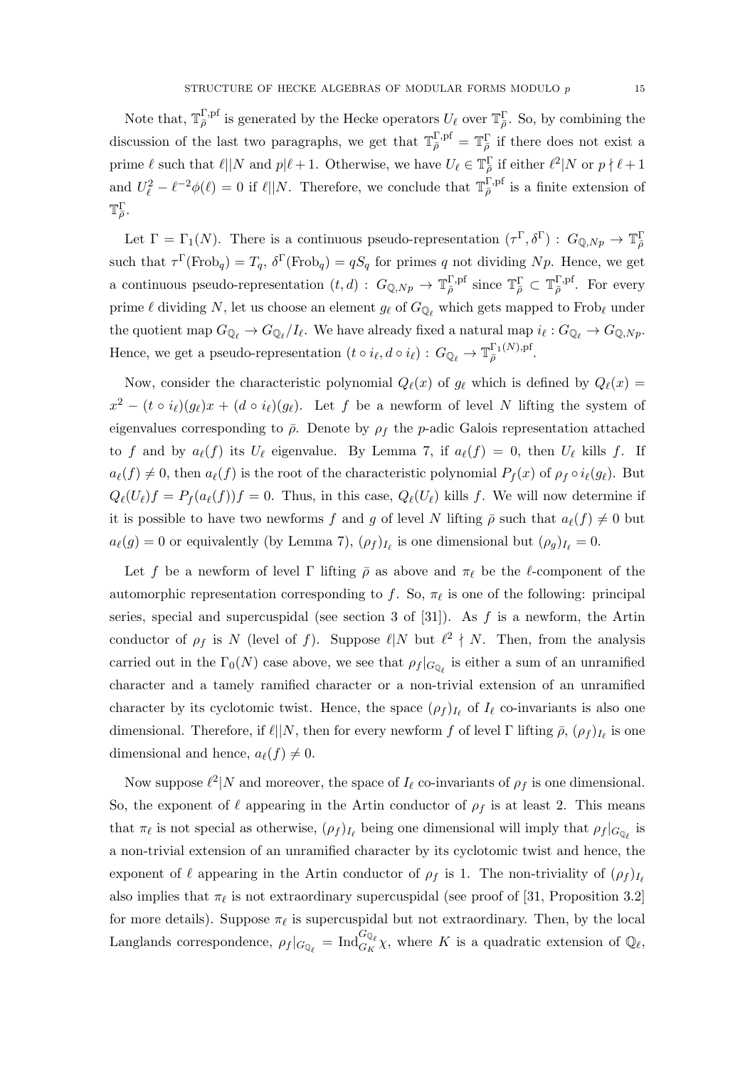Note that, $\mathbb{T}_{\bar{\rho}}^{\Gamma,\mathrm{pf}}$ is generated by the Hecke operators $U_\ell$ over $\mathbb{T}_{\bar{\rho}}^{\Gamma}$. So, by combining the discussion of the last two paragraphs, we get that $\mathbb{T}_{\bar{\rho}}^{\Gamma,\mathrm{pf}} = \mathbb{T}_{\bar{\rho}}^{\Gamma}$ if there does not exist a prime $\ell$ such that $\ell || N$ and $p | \ell + 1$. Otherwise, we have $U_\ell \in \mathbb{T}_{\bar{\rho}}^{\Gamma}$ if either $\ell^2 | N$ or $p \nmid \ell + 1$ and $U_\ell^2 - \ell^{-2}\phi(\ell) = 0$ if $\ell || N$. Therefore, we conclude that $\mathbb{T}_{\bar{\rho}}^{\Gamma,\mathrm{pf}}$ is a finite extension of $\mathbb{T}_{\bar{\rho}}^{\Gamma}$.

Let $\Gamma = \Gamma_1(N)$. There is a continuous pseudo-representation $(\tau^\Gamma, \delta^\Gamma) : G_{\mathbb{Q},Np} \to \mathbb{T}_{\bar{\rho}}^{\Gamma}$ such that $\tau^\Gamma(\mathrm{Frob}_q) = T_q$, $\delta^\Gamma(\mathrm{Frob}_q) = qS_q$ for primes $q$ not dividing $Np$. Hence, we get a continuous pseudo-representation $(t, d) : G_{\mathbb{Q},Np} \to \mathbb{T}_{\bar{\rho}}^{\Gamma,\mathrm{pf}}$ since $\mathbb{T}_{\bar{\rho}}^{\Gamma} \subset \mathbb{T}_{\bar{\rho}}^{\Gamma,\mathrm{pf}}$. For every prime $\ell$ dividing $N$, let us choose an element $g_\ell$ of $G_{\mathbb{Q}_\ell}$ which gets mapped to $\mathrm{Frob}_\ell$ under the quotient map $G_{\mathbb{Q}_\ell} \to G_{\mathbb{Q}_\ell}/I_\ell$. We have already fixed a natural map $i_\ell : G_{\mathbb{Q}_\ell} \to G_{\mathbb{Q},Np}$. Hence, we get a pseudo-representation $(t \circ i_\ell, d \circ i_\ell) : G_{\mathbb{Q}_\ell} \to \mathbb{T}_{\bar{\rho}}^{\Gamma_1(N),\mathrm{pf}}$.

Now, consider the characteristic polynomial $Q_\ell(x)$ of $g_\ell$ which is defined by $Q_\ell(x) = x^2 - (t \circ i_\ell)(g_\ell)x + (d \circ i_\ell)(g_\ell)$. Let $f$ be a newform of level $N$ lifting the system of eigenvalues corresponding to $\bar{\rho}$. Denote by $\rho_f$ the $p$-adic Galois representation attached to $f$ and by $a_\ell(f)$ its $U_\ell$ eigenvalue. By Lemma 7, if $a_\ell(f) = 0$, then $U_\ell$ kills $f$. If $a_\ell(f) \neq 0$, then $a_\ell(f)$ is the root of the characteristic polynomial $P_f(x)$ of $\rho_f \circ i_\ell(g_\ell)$. But $Q_\ell(U_\ell)f = P_f(a_\ell(f))f = 0$. Thus, in this case, $Q_\ell(U_\ell)$ kills $f$. We will now determine if it is possible to have two newforms $f$ and $g$ of level $N$ lifting $\bar{\rho}$ such that $a_\ell(f) \neq 0$ but $a_\ell(g) = 0$ or equivalently (by Lemma 7), $(\rho_f)_{I_\ell}$ is one dimensional but $(\rho_g)_{I_\ell} = 0$.

Let $f$ be a newform of level $\Gamma$ lifting $\bar{\rho}$ as above and $\pi_\ell$ be the $\ell$-component of the automorphic representation corresponding to $f$. So, $\pi_\ell$ is one of the following: principal series, special and supercuspidal (see section 3 of [31]). As $f$ is a newform, the Artin conductor of $\rho_f$ is $N$ (level of $f$). Suppose $\ell | N$ but $\ell^2 \nmid N$. Then, from the analysis carried out in the $\Gamma_0(N)$ case above, we see that $\rho_f|_{G_{\mathbb{Q}_\ell}}$ is either a sum of an unramified character and a tamely ramified character or a non-trivial extension of an unramified character by its cyclotomic twist. Hence, the space $(\rho_f)_{I_\ell}$ of $I_\ell$ co-invariants is also one dimensional. Therefore, if $\ell || N$, then for every newform $f$ of level $\Gamma$ lifting $\bar{\rho}$, $(\rho_f)_{I_\ell}$ is one dimensional and hence, $a_\ell(f) \neq 0$.

Now suppose $\ell^2 | N$ and moreover, the space of $I_\ell$ co-invariants of $\rho_f$ is one dimensional. So, the exponent of $\ell$ appearing in the Artin conductor of $\rho_f$ is at least 2. This means that $\pi_\ell$ is not special as otherwise, $(\rho_f)_{I_\ell}$ being one dimensional will imply that $\rho_f|_{G_{\mathbb{Q}_\ell}}$ is a non-trivial extension of an unramified character by its cyclotomic twist and hence, the exponent of $\ell$ appearing in the Artin conductor of $\rho_f$ is 1. The non-triviality of $(\rho_f)_{I_\ell}$ also implies that $\pi_\ell$ is not extraordinary supercuspidal (see proof of [31, Proposition 3.2] for more details). Suppose $\pi_\ell$ is supercuspidal but not extraordinary. Then, by the local Langlands correspondence, $\rho_f|_{G_{\mathbb{Q}_\ell}} = \mathrm{Ind}_{G_K}^{G_{\mathbb{Q}_\ell}} \chi$, where $K$ is a quadratic extension of $\mathbb{Q}_\ell$,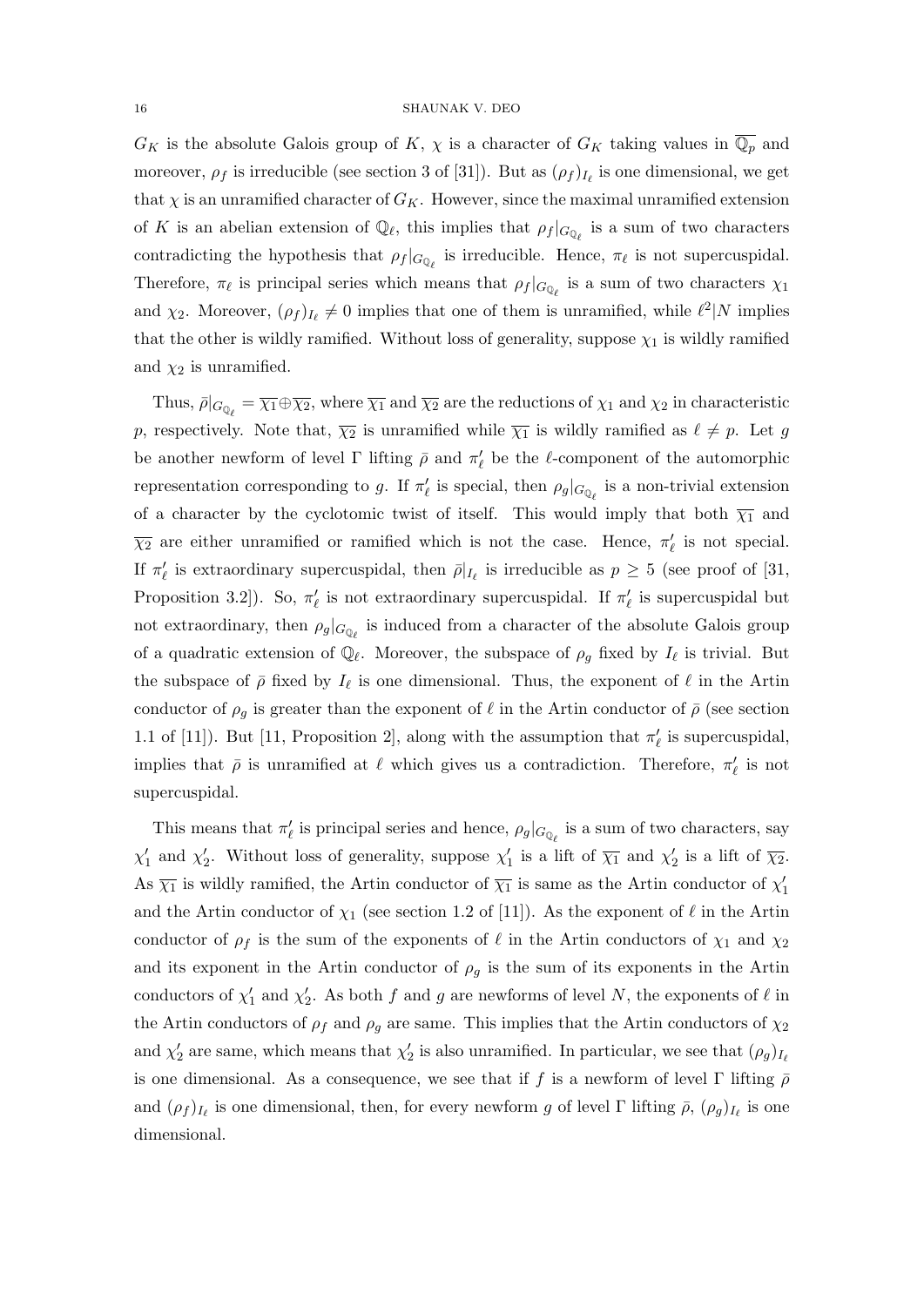$G_K$ is the absolute Galois group of $K$, $\chi$ is a character of $G_K$ taking values in $\overline{\mathbb{Q}_p}$ and moreover, $\rho_f$ is irreducible (see section 3 of [31]). But as $(\rho_f)_{I_\ell}$ is one dimensional, we get that $\chi$ is an unramified character of $G_K$. However, since the maximal unramified extension of $K$ is an abelian extension of $\mathbb{Q}_\ell$, this implies that $\rho_f|_{G_{\mathbb{Q}_\ell}}$ is a sum of two characters contradicting the hypothesis that $\rho_f|_{G_{\mathbb{Q}_\ell}}$ is irreducible. Hence, $\pi_\ell$ is not supercuspidal. Therefore, $\pi_\ell$ is principal series which means that $\rho_f|_{G_{\mathbb{Q}_\ell}}$ is a sum of two characters $\chi_1$ and $\chi_2$. Moreover, $(\rho_f)_{I_\ell} \neq 0$ implies that one of them is unramified, while $\ell^2 | N$ implies that the other is wildly ramified. Without loss of generality, suppose $\chi_1$ is wildly ramified and $\chi_2$ is unramified.

Thus, $\bar{\rho}|_{G_{\mathbb{Q}_\ell}} = \overline{\chi_1} \oplus \overline{\chi_2}$, where $\overline{\chi_1}$ and $\overline{\chi_2}$ are the reductions of $\chi_1$ and $\chi_2$ in characteristic $p$, respectively. Note that, $\overline{\chi_2}$ is unramified while $\overline{\chi_1}$ is wildly ramified as $\ell \neq p$. Let $g$ be another newform of level $\Gamma$ lifting $\bar{\rho}$ and $\pi'_\ell$ be the $\ell$-component of the automorphic representation corresponding to $g$. If $\pi'_\ell$ is special, then $\rho_g|_{G_{\mathbb{Q}_\ell}}$ is a non-trivial extension of a character by the cyclotomic twist of itself. This would imply that both $\overline{\chi_1}$ and $\overline{\chi_2}$ are either unramified or ramified which is not the case. Hence, $\pi'_\ell$ is not special. If $\pi'_\ell$ is extraordinary supercuspidal, then $\bar{\rho}|_{I_\ell}$ is irreducible as $p \geq 5$ (see proof of [31, Proposition 3.2]). So, $\pi'_\ell$ is not extraordinary supercuspidal. If $\pi'_\ell$ is supercuspidal but not extraordinary, then $\rho_g|_{G_{\mathbb{Q}_\ell}}$ is induced from a character of the absolute Galois group of a quadratic extension of $\mathbb{Q}_\ell$. Moreover, the subspace of $\rho_g$ fixed by $I_\ell$ is trivial. But the subspace of $\bar{\rho}$ fixed by $I_\ell$ is one dimensional. Thus, the exponent of $\ell$ in the Artin conductor of $\rho_g$ is greater than the exponent of $\ell$ in the Artin conductor of $\bar{\rho}$ (see section 1.1 of [11]). But [11, Proposition 2], along with the assumption that $\pi'_\ell$ is supercuspidal, implies that $\bar{\rho}$ is unramified at $\ell$ which gives us a contradiction. Therefore, $\pi'_\ell$ is not supercuspidal.

This means that $\pi'_\ell$ is principal series and hence, $\rho_g|_{G_{\mathbb{Q}_\ell}}$ is a sum of two characters, say $\chi'_1$ and $\chi'_2$. Without loss of generality, suppose $\chi'_1$ is a lift of $\overline{\chi_1}$ and $\chi'_2$ is a lift of $\overline{\chi_2}$. As $\overline{\chi_1}$ is wildly ramified, the Artin conductor of $\overline{\chi_1}$ is same as the Artin conductor of $\chi'_1$ and the Artin conductor of $\chi_1$ (see section 1.2 of [11]). As the exponent of $\ell$ in the Artin conductor of $\rho_f$ is the sum of the exponents of $\ell$ in the Artin conductors of $\chi_1$ and $\chi_2$ and its exponent in the Artin conductor of $\rho_g$ is the sum of its exponents in the Artin conductors of $\chi'_1$ and $\chi'_2$. As both $f$ and $g$ are newforms of level $N$, the exponents of $\ell$ in the Artin conductors of $\rho_f$ and $\rho_g$ are same. This implies that the Artin conductors of $\chi_2$ and $\chi'_2$ are same, which means that $\chi'_2$ is also unramified. In particular, we see that $(\rho_g)_{I_\ell}$ is one dimensional. As a consequence, we see that if $f$ is a newform of level $\Gamma$ lifting $\bar{\rho}$ and $(\rho_f)_{I_\ell}$ is one dimensional, then, for every newform $g$ of level $\Gamma$ lifting $\bar{\rho}$, $(\rho_g)_{I_\ell}$ is one dimensional.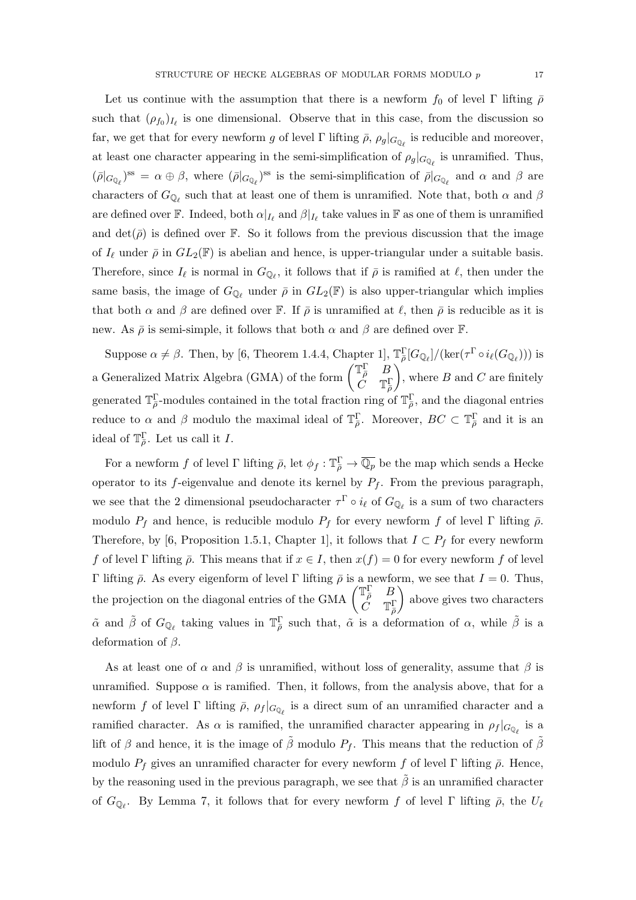Let us continue with the assumption that there is a newform $f_0$ of level $\Gamma$ lifting $\bar{\rho}$ such that $(\rho_{f_0})_{I_\ell}$ is one dimensional. Observe that in this case, from the discussion so far, we get that for every newform $g$ of level $\Gamma$ lifting $\bar{\rho}$, $\rho_g|_{G_{\mathbb{Q}_\ell}}$ is reducible and moreover, at least one character appearing in the semi-simplification of $\rho_g|_{G_{\mathbb{Q}_\ell}}$ is unramified. Thus, $(\bar{\rho}|_{G_{\mathbb{Q}_\ell}})^{\text{ss}} = \alpha \oplus \beta$, where $(\bar{\rho}|_{G_{\mathbb{Q}_\ell}})^{\text{ss}}$ is the semi-simplification of $\bar{\rho}|_{G_{\mathbb{Q}_\ell}}$ and $\alpha$ and $\beta$ are characters of $G_{\mathbb{Q}_\ell}$ such that at least one of them is unramified. Note that, both $\alpha$ and $\beta$ are defined over $\mathbb{F}$. Indeed, both $\alpha|_{I_\ell}$ and $\beta|_{I_\ell}$ take values in $\mathbb{F}$ as one of them is unramified and $\det(\bar{\rho})$ is defined over $\mathbb{F}$. So it follows from the previous discussion that the image of $I_\ell$ under $\bar{\rho}$ in $GL_2(\mathbb{F})$ is abelian and hence, is upper-triangular under a suitable basis. Therefore, since $I_\ell$ is normal in $G_{\mathbb{Q}_\ell}$, it follows that if $\bar{\rho}$ is ramified at $\ell$, then under the same basis, the image of $G_{\mathbb{Q}_\ell}$ under $\bar{\rho}$ in $GL_2(\mathbb{F})$ is also upper-triangular which implies that both $\alpha$ and $\beta$ are defined over $\mathbb{F}$. If $\bar{\rho}$ is unramified at $\ell$, then $\bar{\rho}$ is reducible as it is new. As $\bar{\rho}$ is semi-simple, it follows that both $\alpha$ and $\beta$ are defined over $\mathbb{F}$.

Suppose $\alpha \neq \beta$. Then, by [6, Theorem 1.4.4, Chapter 1], $\mathbb{T}^{\Gamma}_{\bar{\rho}}[G_{\mathbb{Q}_\ell}]/(\ker(\tau^{\Gamma} \circ i_\ell(G_{\mathbb{Q}_\ell})))$ is a Generalized Matrix Algebra (GMA) of the form $\begin{pmatrix} \mathbb{T}^{\Gamma}_{\bar{\rho}} & B \\ C & \mathbb{T}^{\Gamma}_{\bar{\rho}} \end{pmatrix}$, where $B$ and $C$ are finitely generated $\mathbb{T}^{\Gamma}_{\bar{\rho}}$-modules contained in the total fraction ring of $\mathbb{T}^{\Gamma}_{\bar{\rho}}$, and the diagonal entries reduce to $\alpha$ and $\beta$ modulo the maximal ideal of $\mathbb{T}^{\Gamma}_{\bar{\rho}}$. Moreover, $BC \subset \mathbb{T}^{\Gamma}_{\bar{\rho}}$ and it is an ideal of $\mathbb{T}^{\Gamma}_{\bar{\rho}}$. Let us call it $I$.

For a newform $f$ of level $\Gamma$ lifting $\bar{\rho}$, let $\phi_f : \mathbb{T}^{\Gamma}_{\bar{\rho}} \to \overline{\mathbb{Q}_p}$ be the map which sends a Hecke operator to its $f$-eigenvalue and denote its kernel by $P_f$. From the previous paragraph, we see that the 2 dimensional pseudocharacter $\tau^{\Gamma} \circ i_\ell$ of $G_{\mathbb{Q}_\ell}$ is a sum of two characters modulo $P_f$ and hence, is reducible modulo $P_f$ for every newform $f$ of level $\Gamma$ lifting $\bar{\rho}$. Therefore, by [6, Proposition 1.5.1, Chapter 1], it follows that $I \subset P_f$ for every newform $f$ of level $\Gamma$ lifting $\bar{\rho}$. This means that if $x \in I$, then $x(f) = 0$ for every newform $f$ of level $\Gamma$ lifting $\bar{\rho}$. As every eigenform of level $\Gamma$ lifting $\bar{\rho}$ is a newform, we see that $I = 0$. Thus, the projection on the diagonal entries of the GMA $\begin{pmatrix} \mathbb{T}^{\Gamma}_{\bar{\rho}} & B \\ C & \mathbb{T}^{\Gamma}_{\bar{\rho}} \end{pmatrix}$ above gives two characters $\tilde{\alpha}$ and $\tilde{\beta}$ of $G_{\mathbb{Q}_\ell}$ taking values in $\mathbb{T}^{\Gamma}_{\bar{\rho}}$ such that, $\tilde{\alpha}$ is a deformation of $\alpha$, while $\tilde{\beta}$ is a deformation of $\beta$.

As at least one of $\alpha$ and $\beta$ is unramified, without loss of generality, assume that $\beta$ is unramified. Suppose $\alpha$ is ramified. Then, it follows, from the analysis above, that for a newform $f$ of level $\Gamma$ lifting $\bar{\rho}$, $\rho_f|_{G_{\mathbb{Q}_\ell}}$ is a direct sum of an unramified character and a ramified character. As $\alpha$ is ramified, the unramified character appearing in $\rho_f|_{G_{\mathbb{Q}_\ell}}$ is a lift of $\beta$ and hence, it is the image of $\tilde{\beta}$ modulo $P_f$. This means that the reduction of $\tilde{\beta}$ modulo $P_f$ gives an unramified character for every newform $f$ of level $\Gamma$ lifting $\bar{\rho}$. Hence, by the reasoning used in the previous paragraph, we see that $\tilde{\beta}$ is an unramified character of $G_{\mathbb{Q}_\ell}$. By Lemma 7, it follows that for every newform $f$ of level $\Gamma$ lifting $\bar{\rho}$, the $U_\ell$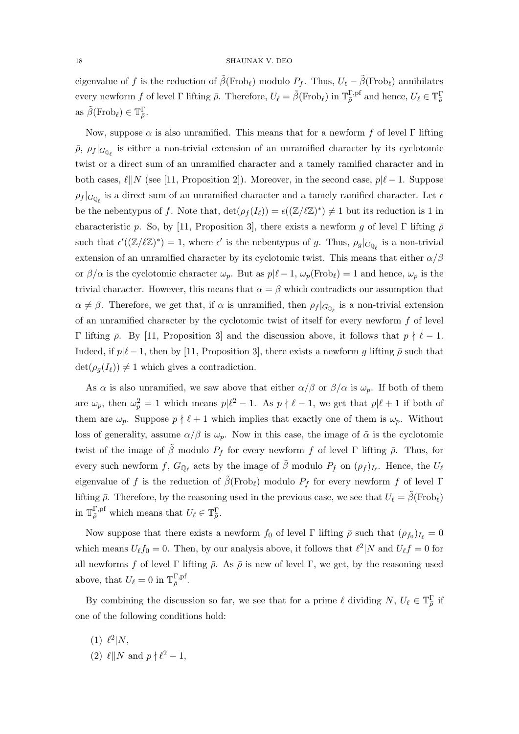eigenvalue of $f$ is the reduction of $\tilde{\beta}(\mathrm{Frob}_\ell)$ modulo $P_f$. Thus, $U_\ell - \tilde{\beta}(\mathrm{Frob}_\ell)$ annihilates every newform $f$ of level $\Gamma$ lifting $\bar{\rho}$. Therefore, $U_\ell = \tilde{\beta}(\mathrm{Frob}_\ell)$ in $\mathbb{T}^{\Gamma,\mathrm{pf}}_{\bar{\rho}}$ and hence, $U_\ell \in \mathbb{T}^{\Gamma}_{\bar{\rho}}$ as $\tilde{\beta}(\mathrm{Frob}_\ell) \in \mathbb{T}^{\Gamma}_{\bar{\rho}}$.

Now, suppose $\alpha$ is also unramified. This means that for a newform $f$ of level $\Gamma$ lifting $\bar{\rho}$, $\rho_f|_{G_{\mathbb{Q}_\ell}}$ is either a non-trivial extension of an unramified character by its cyclotomic twist or a direct sum of an unramified character and a tamely ramified character and in both cases, $\ell || N$ (see [11, Proposition 2]). Moreover, in the second case, $p | \ell - 1$. Suppose $\rho_f|_{G_{\mathbb{Q}_\ell}}$ is a direct sum of an unramified character and a tamely ramified character. Let $\epsilon$ be the nebentypus of $f$. Note that, $\det(\rho_f(I_\ell)) = \epsilon((\mathbb{Z}/\ell\mathbb{Z})^*) \neq 1$ but its reduction is 1 in characteristic $p$. So, by [11, Proposition 3], there exists a newform $g$ of level $\Gamma$ lifting $\bar{\rho}$ such that $\epsilon'((\mathbb{Z}/\ell\mathbb{Z})^*) = 1$, where $\epsilon'$ is the nebentypus of $g$. Thus, $\rho_g|_{G_{\mathbb{Q}_\ell}}$ is a non-trivial extension of an unramified character by its cyclotomic twist. This means that either $\alpha/\beta$ or $\beta/\alpha$ is the cyclotomic character $\omega_p$. But as $p | \ell - 1$, $\omega_p(\mathrm{Frob}_\ell) = 1$ and hence, $\omega_p$ is the trivial character. However, this means that $\alpha = \beta$ which contradicts our assumption that $\alpha \neq \beta$. Therefore, we get that, if $\alpha$ is unramified, then $\rho_f|_{G_{\mathbb{Q}_\ell}}$ is a non-trivial extension of an unramified character by the cyclotomic twist of itself for every newform $f$ of level $\Gamma$ lifting $\bar{\rho}$. By [11, Proposition 3] and the discussion above, it follows that $p \nmid \ell - 1$. Indeed, if $p | \ell - 1$, then by [11, Proposition 3], there exists a newform $g$ lifting $\bar{\rho}$ such that $\det(\rho_g(I_\ell)) \neq 1$ which gives a contradiction.

As $\alpha$ is also unramified, we saw above that either $\alpha/\beta$ or $\beta/\alpha$ is $\omega_p$. If both of them are $\omega_p$, then $\omega_p^2 = 1$ which means $p | \ell^2 - 1$. As $p \nmid \ell - 1$, we get that $p | \ell + 1$ if both of them are $\omega_p$. Suppose $p \nmid \ell + 1$ which implies that exactly one of them is $\omega_p$. Without loss of generality, assume $\alpha/\beta$ is $\omega_p$. Now in this case, the image of $\tilde{\alpha}$ is the cyclotomic twist of the image of $\tilde{\beta}$ modulo $P_f$ for every newform $f$ of level $\Gamma$ lifting $\bar{\rho}$. Thus, for every such newform $f$, $G_{\mathbb{Q}_\ell}$ acts by the image of $\tilde{\beta}$ modulo $P_f$ on $(\rho_f)_{I_\ell}$. Hence, the $U_\ell$ eigenvalue of $f$ is the reduction of $\tilde{\beta}(\mathrm{Frob}_\ell)$ modulo $P_f$ for every newform $f$ of level $\Gamma$ lifting $\bar{\rho}$. Therefore, by the reasoning used in the previous case, we see that $U_\ell = \tilde{\beta}(\mathrm{Frob}_\ell)$ in $\mathbb{T}^{\Gamma,\mathrm{pf}}_{\bar{\rho}}$ which means that $U_\ell \in \mathbb{T}^{\Gamma}_{\bar{\rho}}$.

Now suppose that there exists a newform $f_0$ of level $\Gamma$ lifting $\bar{\rho}$ such that $(\rho_{f_0})_{I_\ell} = 0$ which means $U_\ell f_0 = 0$. Then, by our analysis above, it follows that $\ell^2 | N$ and $U_\ell f = 0$ for all newforms $f$ of level $\Gamma$ lifting $\bar{\rho}$. As $\bar{\rho}$ is new of level $\Gamma$, we get, by the reasoning used above, that $U_\ell = 0$ in $\mathbb{T}^{\Gamma,\mathrm{pf}}_{\bar{\rho}}$.

By combining the discussion so far, we see that for a prime $\ell$ dividing $N$, $U_\ell \in \mathbb{T}^{\Gamma}_{\bar{\rho}}$ if one of the following conditions hold:

(1) $\ell^2 | N$,
(2) $\ell || N$ and $p \nmid \ell^2 - 1$,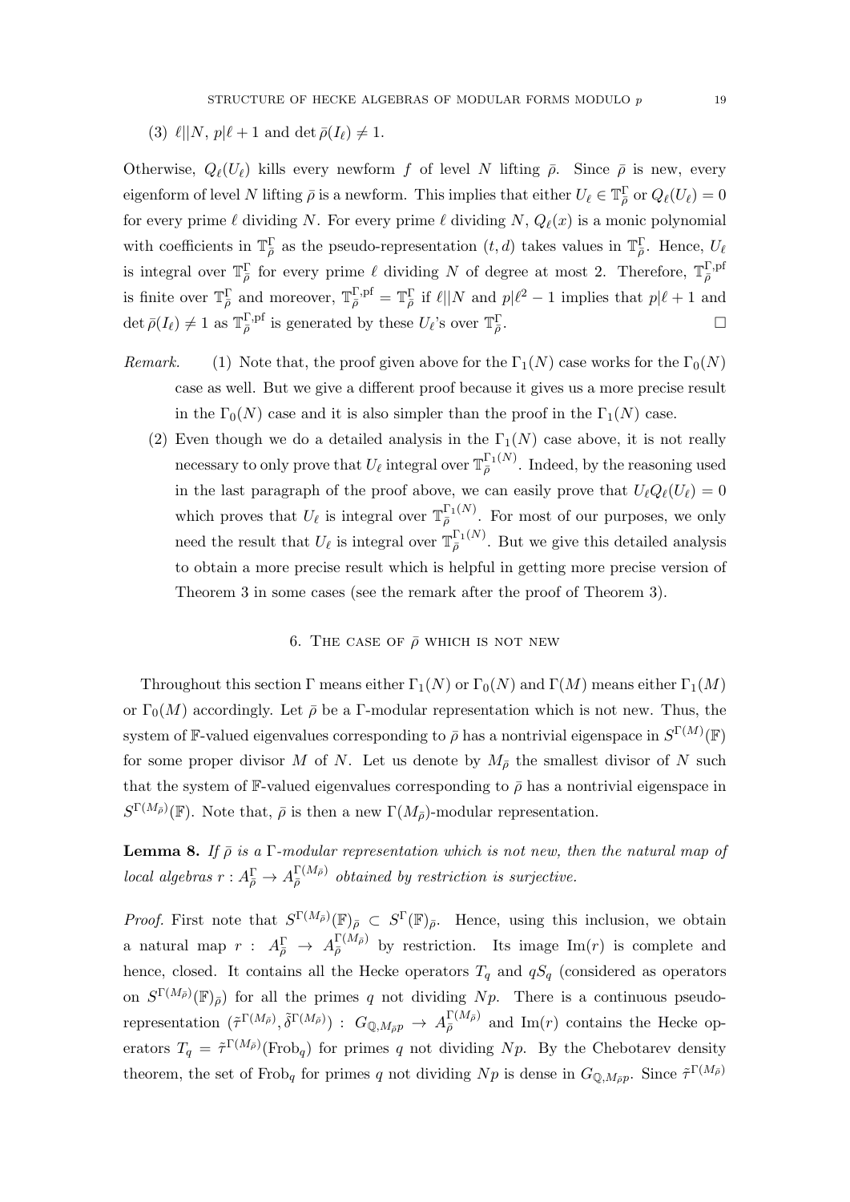(3) $\ell || N$, $p | \ell + 1$ and $\det \bar{\rho}(I_\ell) \neq 1$.

Otherwise, $Q_\ell(U_\ell)$ kills every newform $f$ of level $N$ lifting $\bar{\rho}$. Since $\bar{\rho}$ is new, every eigenform of level $N$ lifting $\bar{\rho}$ is a newform. This implies that either $U_\ell \in \mathbb{T}^{\Gamma}_{\bar{\rho}}$ or $Q_\ell(U_\ell) = 0$ for every prime $\ell$ dividing $N$. For every prime $\ell$ dividing $N$, $Q_\ell(x)$ is a monic polynomial with coefficients in $\mathbb{T}^{\Gamma}_{\bar{\rho}}$ as the pseudo-representation $(t, d)$ takes values in $\mathbb{T}^{\Gamma}_{\bar{\rho}}$. Hence, $U_\ell$ is integral over $\mathbb{T}^{\Gamma}_{\bar{\rho}}$ for every prime $\ell$ dividing $N$ of degree at most 2. Therefore, $\mathbb{T}^{\Gamma,\mathrm{pf}}_{\bar{\rho}}$ is finite over $\mathbb{T}^{\Gamma}_{\bar{\rho}}$ and moreover, $\mathbb{T}^{\Gamma,\mathrm{pf}}_{\bar{\rho}} = \mathbb{T}^{\Gamma}_{\bar{\rho}}$ if $\ell || N$ and $p | \ell^2 - 1$ implies that $p | \ell + 1$ and $\det \bar{\rho}(I_\ell) \neq 1$ as $\mathbb{T}^{\Gamma,\mathrm{pf}}_{\bar{\rho}}$ is generated by these $U_\ell$'s over $\mathbb{T}^{\Gamma}_{\bar{\rho}}$. □

*Remark.* (1) Note that, the proof given above for the $\Gamma_1(N)$ case works for the $\Gamma_0(N)$ case as well. But we give a different proof because it gives us a more precise result in the $\Gamma_0(N)$ case and it is also simpler than the proof in the $\Gamma_1(N)$ case.

(2) Even though we do a detailed analysis in the $\Gamma_1(N)$ case above, it is not really necessary to only prove that $U_\ell$ integral over $\mathbb{T}^{\Gamma_1(N)}_{\bar{\rho}}$. Indeed, by the reasoning used in the last paragraph of the proof above, we can easily prove that $U_\ell Q_\ell(U_\ell) = 0$ which proves that $U_\ell$ is integral over $\mathbb{T}^{\Gamma_1(N)}_{\bar{\rho}}$. For most of our purposes, we only need the result that $U_\ell$ is integral over $\mathbb{T}^{\Gamma_1(N)}_{\bar{\rho}}$. But we give this detailed analysis to obtain a more precise result which is helpful in getting more precise version of Theorem 3 in some cases (see the remark after the proof of Theorem 3).

## 6. The case of $\bar{\rho}$ which is not new

Throughout this section $\Gamma$ means either $\Gamma_1(N)$ or $\Gamma_0(N)$ and $\Gamma(M)$ means either $\Gamma_1(M)$ or $\Gamma_0(M)$ accordingly. Let $\bar{\rho}$ be a $\Gamma$-modular representation which is not new. Thus, the system of $\mathbb{F}$-valued eigenvalues corresponding to $\bar{\rho}$ has a nontrivial eigenspace in $S^{\Gamma(M)}(\mathbb{F})$ for some proper divisor $M$ of $N$. Let us denote by $M_{\bar{\rho}}$ the smallest divisor of $N$ such that the system of $\mathbb{F}$-valued eigenvalues corresponding to $\bar{\rho}$ has a nontrivial eigenspace in $S^{\Gamma(M_{\bar{\rho}})}(\mathbb{F})$. Note that, $\bar{\rho}$ is then a new $\Gamma(M_{\bar{\rho}})$-modular representation.

**Lemma 8.** *If $\bar{\rho}$ is a $\Gamma$-modular representation which is not new, then the natural map of local algebras $r : A^{\Gamma}_{\bar{\rho}} \to A^{\Gamma(M_{\bar{\rho}})}_{\bar{\rho}}$ obtained by restriction is surjective.*

*Proof.* First note that $S^{\Gamma(M_{\bar{\rho}})}(\mathbb{F})_{\bar{\rho}} \subset S^{\Gamma}(\mathbb{F})_{\bar{\rho}}$. Hence, using this inclusion, we obtain a natural map $r : A^{\Gamma}_{\bar{\rho}} \to A^{\Gamma(M_{\bar{\rho}})}_{\bar{\rho}}$ by restriction. Its image $\mathrm{Im}(r)$ is complete and hence, closed. It contains all the Hecke operators $T_q$ and $qS_q$ (considered as operators on $S^{\Gamma(M_{\bar{\rho}})}(\mathbb{F})_{\bar{\rho}}$) for all the primes $q$ not dividing $Np$. There is a continuous pseudo-representation $(\tilde{\tau}^{\Gamma(M_{\bar{\rho}})}, \tilde{\delta}^{\Gamma(M_{\bar{\rho}})}) : G_{\mathbb{Q},M_{\bar{\rho}}p} \to A^{\Gamma(M_{\bar{\rho}})}_{\bar{\rho}}$ and $\mathrm{Im}(r)$ contains the Hecke operators $T_q = \tilde{\tau}^{\Gamma(M_{\bar{\rho}})}(\mathrm{Frob}_q)$ for primes $q$ not dividing $Np$. By the Chebotarev density theorem, the set of $\mathrm{Frob}_q$ for primes $q$ not dividing $Np$ is dense in $G_{\mathbb{Q},M_{\bar{\rho}}p}$. Since $\tilde{\tau}^{\Gamma(M_{\bar{\rho}})}$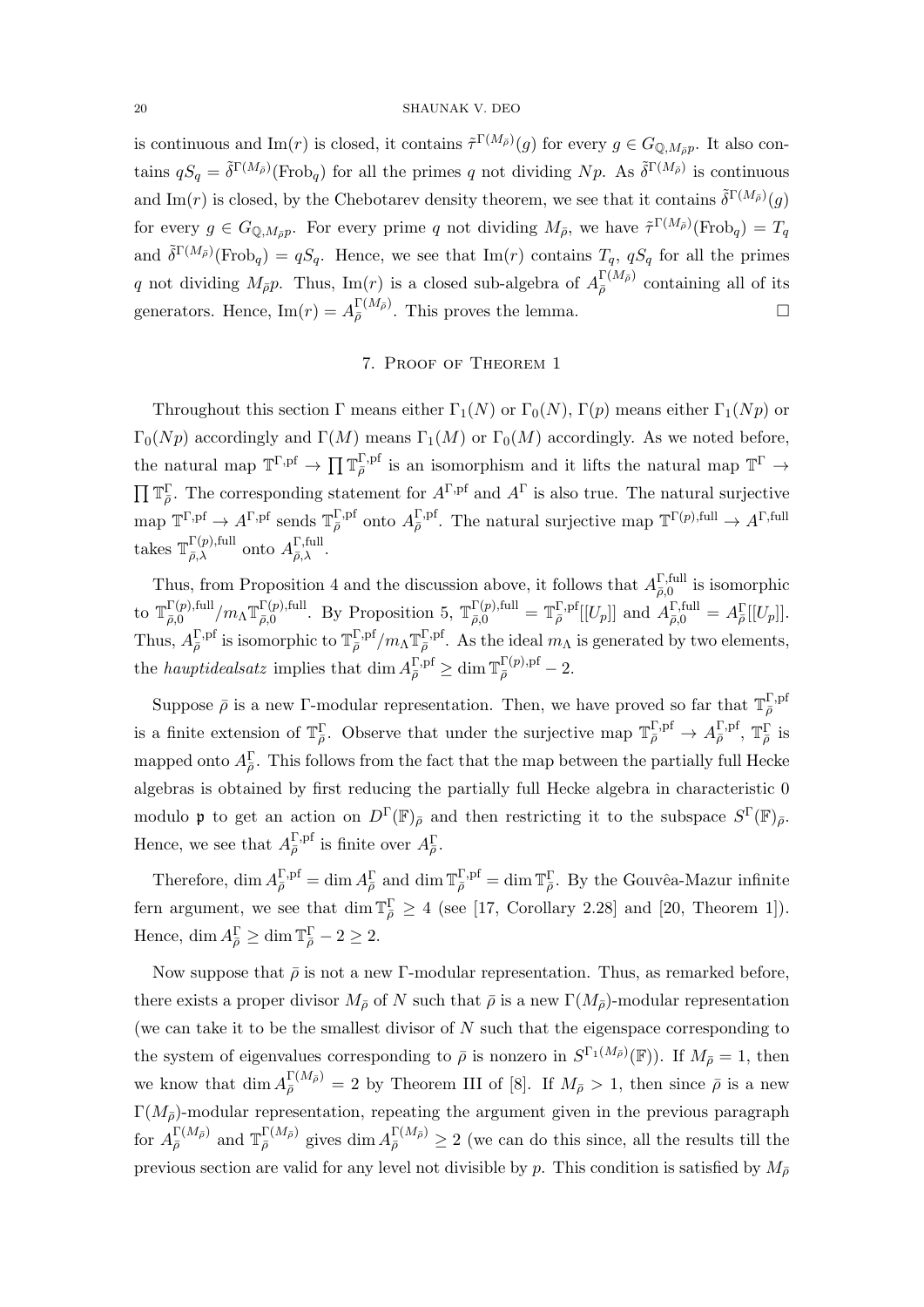is continuous and $\mathrm{Im}(r)$ is closed, it contains $\tilde{\tau}^{\Gamma(M_{\bar\rho})}(g)$ for every $g \in G_{\mathbb{Q},M_{\bar\rho}p}$. It also contains $qS_q = \tilde{\delta}^{\Gamma(M_{\bar\rho})}(\mathrm{Frob}_q)$ for all the primes $q$ not dividing $Np$. As $\tilde{\delta}^{\Gamma(M_{\bar\rho})}$ is continuous and $\mathrm{Im}(r)$ is closed, by the Chebotarev density theorem, we see that it contains $\tilde{\delta}^{\Gamma(M_{\bar\rho})}(g)$ for every $g \in G_{\mathbb{Q},M_{\bar\rho}p}$. For every prime $q$ not dividing $M_{\bar\rho}$, we have $\tilde{\tau}^{\Gamma(M_{\bar\rho})}(\mathrm{Frob}_q) = T_q$ and $\tilde{\delta}^{\Gamma(M_{\bar\rho})}(\mathrm{Frob}_q) = qS_q$. Hence, we see that $\mathrm{Im}(r)$ contains $T_q$, $qS_q$ for all the primes $q$ not dividing $M_{\bar\rho}p$. Thus, $\mathrm{Im}(r)$ is a closed sub-algebra of $A_{\bar\rho}^{\Gamma(M_{\bar\rho})}$ containing all of its generators. Hence, $\mathrm{Im}(r) = A_{\bar\rho}^{\Gamma(M_{\bar\rho})}$. This proves the lemma. □

## 7. Proof of Theorem 1

Throughout this section $\Gamma$ means either $\Gamma_1(N)$ or $\Gamma_0(N)$, $\Gamma(p)$ means either $\Gamma_1(Np)$ or $\Gamma_0(Np)$ accordingly and $\Gamma(M)$ means $\Gamma_1(M)$ or $\Gamma_0(M)$ accordingly. As we noted before, the natural map $\mathbb{T}^{\Gamma,\mathrm{pf}} \to \prod \mathbb{T}_{\bar\rho}^{\Gamma,\mathrm{pf}}$ is an isomorphism and it lifts the natural map $\mathbb{T}^{\Gamma} \to \prod \mathbb{T}_{\bar\rho}^{\Gamma}$. The corresponding statement for $A^{\Gamma,\mathrm{pf}}$ and $A^{\Gamma}$ is also true. The natural surjective map $\mathbb{T}^{\Gamma,\mathrm{pf}} \to A^{\Gamma,\mathrm{pf}}$ sends $\mathbb{T}_{\bar\rho}^{\Gamma,\mathrm{pf}}$ onto $A_{\bar\rho}^{\Gamma,\mathrm{pf}}$. The natural surjective map $\mathbb{T}^{\Gamma(p),\mathrm{full}} \to A^{\Gamma,\mathrm{full}}$ takes $\mathbb{T}_{\bar\rho,\lambda}^{\Gamma(p),\mathrm{full}}$ onto $A_{\bar\rho,\lambda}^{\Gamma,\mathrm{full}}$.

Thus, from Proposition 4 and the discussion above, it follows that $A_{\bar\rho,0}^{\Gamma,\mathrm{full}}$ is isomorphic to $\mathbb{T}_{\bar\rho,0}^{\Gamma(p),\mathrm{full}}/m_{\Lambda}\mathbb{T}_{\bar\rho,0}^{\Gamma(p),\mathrm{full}}$. By Proposition 5, $\mathbb{T}_{\bar\rho,0}^{\Gamma(p),\mathrm{full}} = \mathbb{T}_{\bar\rho}^{\Gamma,\mathrm{pf}}[[U_p]]$ and $A_{\bar\rho,0}^{\Gamma,\mathrm{full}} = A_{\bar\rho}^{\Gamma}[[U_p]]$. Thus, $A_{\bar\rho}^{\Gamma,\mathrm{pf}}$ is isomorphic to $\mathbb{T}_{\bar\rho}^{\Gamma,\mathrm{pf}}/m_{\Lambda}\mathbb{T}_{\bar\rho}^{\Gamma,\mathrm{pf}}$. As the ideal $m_{\Lambda}$ is generated by two elements, the *hauptidealsatz* implies that $\dim A_{\bar\rho}^{\Gamma,\mathrm{pf}} \geq \dim \mathbb{T}_{\bar\rho}^{\Gamma(p),\mathrm{pf}} - 2$.

Suppose $\bar\rho$ is a new $\Gamma$-modular representation. Then, we have proved so far that $\mathbb{T}_{\bar\rho}^{\Gamma,\mathrm{pf}}$ is a finite extension of $\mathbb{T}_{\bar\rho}^{\Gamma}$. Observe that under the surjective map $\mathbb{T}_{\bar\rho}^{\Gamma,\mathrm{pf}} \to A_{\bar\rho}^{\Gamma,\mathrm{pf}}$, $\mathbb{T}_{\bar\rho}^{\Gamma}$ is mapped onto $A_{\bar\rho}^{\Gamma}$. This follows from the fact that the map between the partially full Hecke algebras is obtained by first reducing the partially full Hecke algebra in characteristic 0 modulo $\mathfrak{p}$ to get an action on $D^{\Gamma}(\mathbb{F})_{\bar\rho}$ and then restricting it to the subspace $S^{\Gamma}(\mathbb{F})_{\bar\rho}$. Hence, we see that $A_{\bar\rho}^{\Gamma,\mathrm{pf}}$ is finite over $A_{\bar\rho}^{\Gamma}$.

Therefore, $\dim A_{\bar\rho}^{\Gamma,\mathrm{pf}} = \dim A_{\bar\rho}^{\Gamma}$ and $\dim \mathbb{T}_{\bar\rho}^{\Gamma,\mathrm{pf}} = \dim \mathbb{T}_{\bar\rho}^{\Gamma}$. By the Gouvêa-Mazur infinite fern argument, we see that $\dim \mathbb{T}_{\bar\rho}^{\Gamma} \geq 4$ (see [17, Corollary 2.28] and [20, Theorem 1]). Hence, $\dim A_{\bar\rho}^{\Gamma} \geq \dim \mathbb{T}_{\bar\rho}^{\Gamma} - 2 \geq 2$.

Now suppose that $\bar\rho$ is not a new $\Gamma$-modular representation. Thus, as remarked before, there exists a proper divisor $M_{\bar\rho}$ of $N$ such that $\bar\rho$ is a new $\Gamma(M_{\bar\rho})$-modular representation (we can take it to be the smallest divisor of $N$ such that the eigenspace corresponding to the system of eigenvalues corresponding to $\bar\rho$ is nonzero in $S^{\Gamma_1(M_{\bar\rho})}(\mathbb{F})$). If $M_{\bar\rho} = 1$, then we know that $\dim A_{\bar\rho}^{\Gamma(M_{\bar\rho})} = 2$ by Theorem III of [8]. If $M_{\bar\rho} > 1$, then since $\bar\rho$ is a new $\Gamma(M_{\bar\rho})$-modular representation, repeating the argument given in the previous paragraph for $A_{\bar\rho}^{\Gamma(M_{\bar\rho})}$ and $\mathbb{T}_{\bar\rho}^{\Gamma(M_{\bar\rho})}$ gives $\dim A_{\bar\rho}^{\Gamma(M_{\bar\rho})} \geq 2$ (we can do this since, all the results till the previous section are valid for any level not divisible by $p$. This condition is satisfied by $M_{\bar\rho}$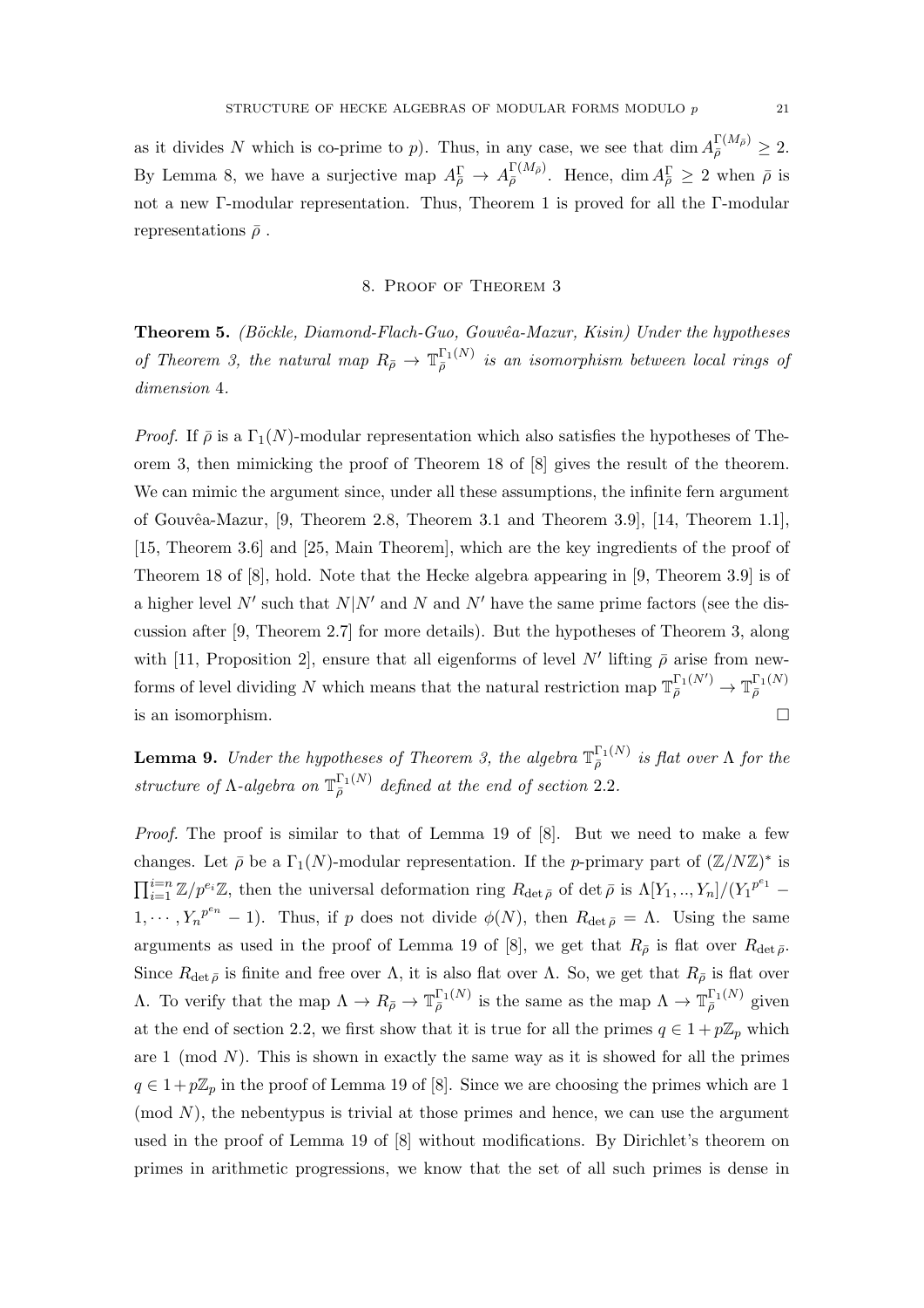as it divides $N$ which is co-prime to $p$). Thus, in any case, we see that $\dim A_{\bar\rho}^{\Gamma(M_{\bar\rho})} \geq 2$. By Lemma 8, we have a surjective map $A_{\bar\rho}^{\Gamma} \to A_{\bar\rho}^{\Gamma(M_{\bar\rho})}$. Hence, $\dim A_{\bar\rho}^{\Gamma} \geq 2$ when $\bar\rho$ is not a new $\Gamma$-modular representation. Thus, Theorem 1 is proved for all the $\Gamma$-modular representations $\bar\rho$ .

## 8. Proof of Theorem 3

**Theorem 5.** *(Böckle, Diamond-Flach-Guo, Gouvêa-Mazur, Kisin) Under the hypotheses of Theorem 3, the natural map $R_{\bar\rho} \to \mathbb{T}_{\bar\rho}^{\Gamma_1(N)}$ is an isomorphism between local rings of dimension* 4*.*

*Proof.* If $\bar\rho$ is a $\Gamma_1(N)$-modular representation which also satisfies the hypotheses of Theorem 3, then mimicking the proof of Theorem 18 of [8] gives the result of the theorem. We can mimic the argument since, under all these assumptions, the infinite fern argument of Gouvêa-Mazur, [9, Theorem 2.8, Theorem 3.1 and Theorem 3.9], [14, Theorem 1.1], [15, Theorem 3.6] and [25, Main Theorem], which are the key ingredients of the proof of Theorem 18 of [8], hold. Note that the Hecke algebra appearing in [9, Theorem 3.9] is of a higher level $N'$ such that $N|N'$ and $N$ and $N'$ have the same prime factors (see the discussion after [9, Theorem 2.7] for more details). But the hypotheses of Theorem 3, along with [11, Proposition 2], ensure that all eigenforms of level $N'$ lifting $\bar\rho$ arise from newforms of level dividing $N$ which means that the natural restriction map $\mathbb{T}_{\bar\rho}^{\Gamma_1(N')} \to \mathbb{T}_{\bar\rho}^{\Gamma_1(N)}$ is an isomorphism. $\square$

**Lemma 9.** *Under the hypotheses of Theorem 3, the algebra $\mathbb{T}_{\bar\rho}^{\Gamma_1(N)}$ is flat over $\Lambda$ for the structure of $\Lambda$-algebra on $\mathbb{T}_{\bar\rho}^{\Gamma_1(N)}$ defined at the end of section* 2.2*.*

*Proof.* The proof is similar to that of Lemma 19 of [8]. But we need to make a few changes. Let $\bar\rho$ be a $\Gamma_1(N)$-modular representation. If the $p$-primary part of $(\mathbb{Z}/N\mathbb{Z})^*$ is $\prod_{i=1}^{i=n} \mathbb{Z}/p^{e_i}\mathbb{Z}$, then the universal deformation ring $R_{\det\bar\rho}$ of $\det\bar\rho$ is $\Lambda[Y_1,..,Y_n]/(Y_1^{p^{e_1}} - 1,\cdots,Y_n^{p^{e_n}} - 1)$. Thus, if $p$ does not divide $\phi(N)$, then $R_{\det\bar\rho} = \Lambda$. Using the same arguments as used in the proof of Lemma 19 of [8], we get that $R_{\bar\rho}$ is flat over $R_{\det\bar\rho}$. Since $R_{\det\bar\rho}$ is finite and free over $\Lambda$, it is also flat over $\Lambda$. So, we get that $R_{\bar\rho}$ is flat over $\Lambda$. To verify that the map $\Lambda \to R_{\bar\rho} \to \mathbb{T}_{\bar\rho}^{\Gamma_1(N)}$ is the same as the map $\Lambda \to \mathbb{T}_{\bar\rho}^{\Gamma_1(N)}$ given at the end of section 2.2, we first show that it is true for all the primes $q \in 1+p\mathbb{Z}_p$ which are $1 \pmod N$. This is shown in exactly the same way as it is showed for all the primes $q \in 1+p\mathbb{Z}_p$ in the proof of Lemma 19 of [8]. Since we are choosing the primes which are 1 (mod $N$), the nebentypus is trivial at those primes and hence, we can use the argument used in the proof of Lemma 19 of [8] without modifications. By Dirichlet's theorem on primes in arithmetic progressions, we know that the set of all such primes is dense in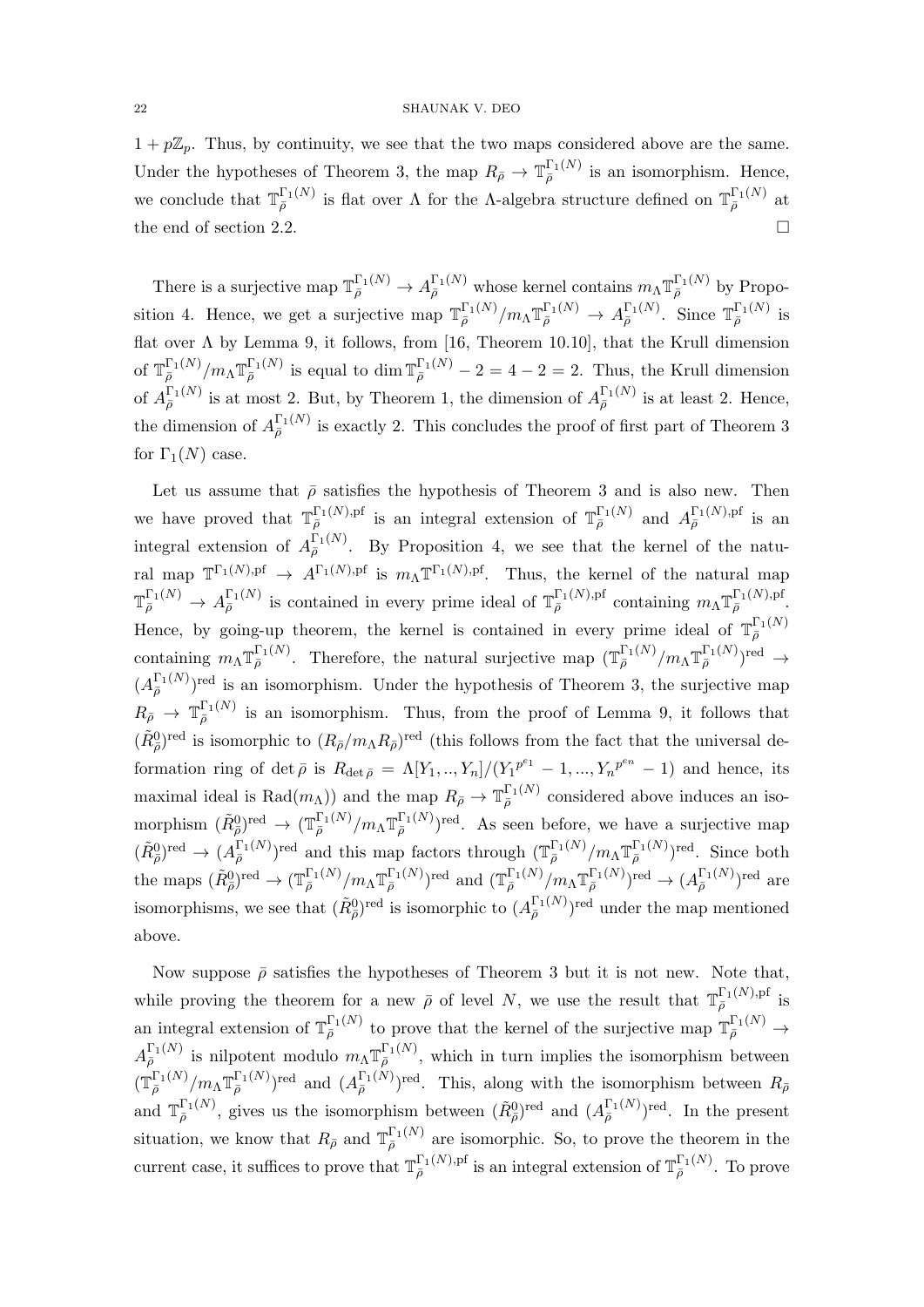$1 + p\mathbb{Z}_p$. Thus, by continuity, we see that the two maps considered above are the same. Under the hypotheses of Theorem 3, the map $R_{\bar\rho} \to \mathbb{T}_{\bar\rho}^{\Gamma_1(N)}$ is an isomorphism. Hence, we conclude that $\mathbb{T}_{\bar\rho}^{\Gamma_1(N)}$ is flat over $\Lambda$ for the $\Lambda$-algebra structure defined on $\mathbb{T}_{\bar\rho}^{\Gamma_1(N)}$ at the end of section 2.2. $\square$

There is a surjective map $\mathbb{T}_{\bar\rho}^{\Gamma_1(N)} \to A_{\bar\rho}^{\Gamma_1(N)}$ whose kernel contains $m_\Lambda \mathbb{T}_{\bar\rho}^{\Gamma_1(N)}$ by Proposition 4. Hence, we get a surjective map $\mathbb{T}_{\bar\rho}^{\Gamma_1(N)}/m_\Lambda\mathbb{T}_{\bar\rho}^{\Gamma_1(N)} \to A_{\bar\rho}^{\Gamma_1(N)}$. Since $\mathbb{T}_{\bar\rho}^{\Gamma_1(N)}$ is flat over $\Lambda$ by Lemma 9, it follows, from [16, Theorem 10.10], that the Krull dimension of $\mathbb{T}_{\bar\rho}^{\Gamma_1(N)}/m_\Lambda\mathbb{T}_{\bar\rho}^{\Gamma_1(N)}$ is equal to $\dim \mathbb{T}_{\bar\rho}^{\Gamma_1(N)} - 2 = 4 - 2 = 2$. Thus, the Krull dimension of $A_{\bar\rho}^{\Gamma_1(N)}$ is at most 2. But, by Theorem 1, the dimension of $A_{\bar\rho}^{\Gamma_1(N)}$ is at least 2. Hence, the dimension of $A_{\bar\rho}^{\Gamma_1(N)}$ is exactly 2. This concludes the proof of first part of Theorem 3 for $\Gamma_1(N)$ case.

Let us assume that $\bar\rho$ satisfies the hypothesis of Theorem 3 and is also new. Then we have proved that $\mathbb{T}_{\bar\rho}^{\Gamma_1(N),\mathrm{pf}}$ is an integral extension of $\mathbb{T}_{\bar\rho}^{\Gamma_1(N)}$ and $A_{\bar\rho}^{\Gamma_1(N),\mathrm{pf}}$ is an integral extension of $A_{\bar\rho}^{\Gamma_1(N)}$. By Proposition 4, we see that the kernel of the natural map $\mathbb{T}^{\Gamma_1(N),\mathrm{pf}} \to A^{\Gamma_1(N),\mathrm{pf}}$ is $m_\Lambda\mathbb{T}^{\Gamma_1(N),\mathrm{pf}}$. Thus, the kernel of the natural map $\mathbb{T}_{\bar\rho}^{\Gamma_1(N)} \to A_{\bar\rho}^{\Gamma_1(N)}$ is contained in every prime ideal of $\mathbb{T}_{\bar\rho}^{\Gamma_1(N),\mathrm{pf}}$ containing $m_\Lambda\mathbb{T}_{\bar\rho}^{\Gamma_1(N),\mathrm{pf}}$. Hence, by going-up theorem, the kernel is contained in every prime ideal of $\mathbb{T}_{\bar\rho}^{\Gamma_1(N)}$ containing $m_\Lambda\mathbb{T}_{\bar\rho}^{\Gamma_1(N)}$. Therefore, the natural surjective map $(\mathbb{T}_{\bar\rho}^{\Gamma_1(N)}/m_\Lambda\mathbb{T}_{\bar\rho}^{\Gamma_1(N)})^{\mathrm{red}} \to (A_{\bar\rho}^{\Gamma_1(N)})^{\mathrm{red}}$ is an isomorphism. Under the hypothesis of Theorem 3, the surjective map $R_{\bar\rho} \to \mathbb{T}_{\bar\rho}^{\Gamma_1(N)}$ is an isomorphism. Thus, from the proof of Lemma 9, it follows that $(\tilde{R}_{\bar\rho}^0)^{\mathrm{red}}$ is isomorphic to $(R_{\bar\rho}/m_\Lambda R_{\bar\rho})^{\mathrm{red}}$ (this follows from the fact that the universal deformation ring of $\det\bar\rho$ is $R_{\det\bar\rho} = \Lambda[Y_1,..,Y_n]/(Y_1^{p^{e_1}}-1,...,Y_n^{p^{e_n}}-1)$ and hence, its maximal ideal is $\mathrm{Rad}(m_\Lambda)$) and the map $R_{\bar\rho} \to \mathbb{T}_{\bar\rho}^{\Gamma_1(N)}$ considered above induces an isomorphism $(\tilde{R}_{\bar\rho}^0)^{\mathrm{red}} \to (\mathbb{T}_{\bar\rho}^{\Gamma_1(N)}/m_\Lambda\mathbb{T}_{\bar\rho}^{\Gamma_1(N)})^{\mathrm{red}}$. As seen before, we have a surjective map $(\tilde{R}_{\bar\rho}^0)^{\mathrm{red}} \to (A_{\bar\rho}^{\Gamma_1(N)})^{\mathrm{red}}$ and this map factors through $(\mathbb{T}_{\bar\rho}^{\Gamma_1(N)}/m_\Lambda\mathbb{T}_{\bar\rho}^{\Gamma_1(N)})^{\mathrm{red}}$. Since both the maps $(\tilde{R}_{\bar\rho}^0)^{\mathrm{red}} \to (\mathbb{T}_{\bar\rho}^{\Gamma_1(N)}/m_\Lambda\mathbb{T}_{\bar\rho}^{\Gamma_1(N)})^{\mathrm{red}}$ and $(\mathbb{T}_{\bar\rho}^{\Gamma_1(N)}/m_\Lambda\mathbb{T}_{\bar\rho}^{\Gamma_1(N)})^{\mathrm{red}} \to (A_{\bar\rho}^{\Gamma_1(N)})^{\mathrm{red}}$ are isomorphisms, we see that $(\tilde{R}_{\bar\rho}^0)^{\mathrm{red}}$ is isomorphic to $(A_{\bar\rho}^{\Gamma_1(N)})^{\mathrm{red}}$ under the map mentioned above.

Now suppose $\bar\rho$ satisfies the hypotheses of Theorem 3 but it is not new. Note that, while proving the theorem for a new $\bar\rho$ of level $N$, we use the result that $\mathbb{T}_{\bar\rho}^{\Gamma_1(N),\mathrm{pf}}$ is an integral extension of $\mathbb{T}_{\bar\rho}^{\Gamma_1(N)}$ to prove that the kernel of the surjective map $\mathbb{T}_{\bar\rho}^{\Gamma_1(N)} \to A_{\bar\rho}^{\Gamma_1(N)}$ is nilpotent modulo $m_\Lambda\mathbb{T}_{\bar\rho}^{\Gamma_1(N)}$, which in turn implies the isomorphism between $(\mathbb{T}_{\bar\rho}^{\Gamma_1(N)}/m_\Lambda\mathbb{T}_{\bar\rho}^{\Gamma_1(N)})^{\mathrm{red}}$ and $(A_{\bar\rho}^{\Gamma_1(N)})^{\mathrm{red}}$. This, along with the isomorphism between $R_{\bar\rho}$ and $\mathbb{T}_{\bar\rho}^{\Gamma_1(N)}$, gives us the isomorphism between $(\tilde{R}_{\bar\rho}^0)^{\mathrm{red}}$ and $(A_{\bar\rho}^{\Gamma_1(N)})^{\mathrm{red}}$. In the present situation, we know that $R_{\bar\rho}$ and $\mathbb{T}_{\bar\rho}^{\Gamma_1(N)}$ are isomorphic. So, to prove the theorem in the current case, it suffices to prove that $\mathbb{T}_{\bar\rho}^{\Gamma_1(N),\mathrm{pf}}$ is an integral extension of $\mathbb{T}_{\bar\rho}^{\Gamma_1(N)}$. To prove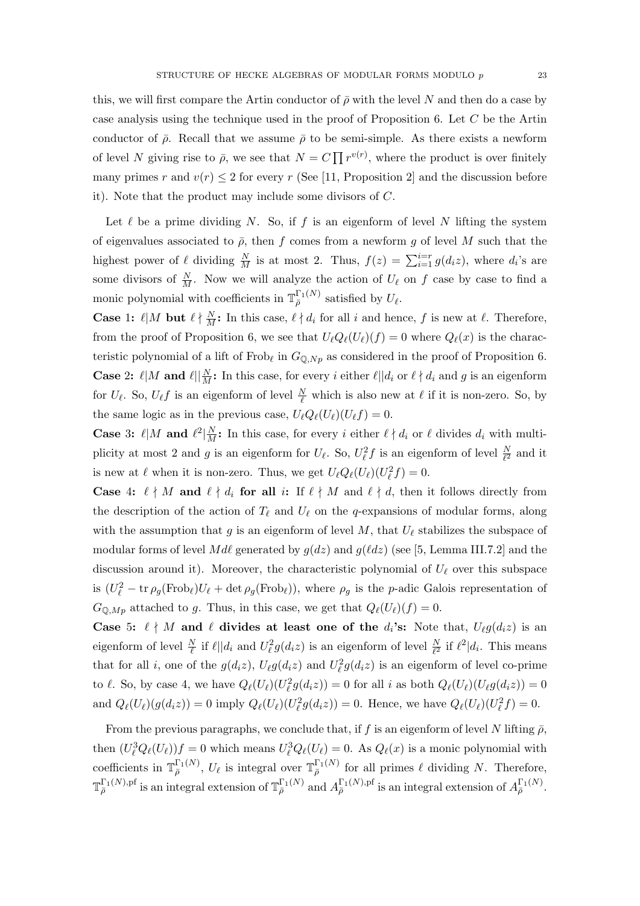this, we will first compare the Artin conductor of $\bar{\rho}$ with the level $N$ and then do a case by case analysis using the technique used in the proof of Proposition 6. Let $C$ be the Artin conductor of $\bar{\rho}$. Recall that we assume $\bar{\rho}$ to be semi-simple. As there exists a newform of level $N$ giving rise to $\bar{\rho}$, we see that $N = C\prod r^{v(r)}$, where the product is over finitely many primes $r$ and $v(r) \leq 2$ for every $r$ (See [11, Proposition 2] and the discussion before it). Note that the product may include some divisors of $C$.

Let $\ell$ be a prime dividing $N$. So, if $f$ is an eigenform of level $N$ lifting the system of eigenvalues associated to $\bar{\rho}$, then $f$ comes from a newform $g$ of level $M$ such that the highest power of $\ell$ dividing $\frac{N}{M}$ is at most 2. Thus, $f(z) = \sum_{i=1}^{i=r} g(d_i z)$, where $d_i$'s are some divisors of $\frac{N}{M}$. Now we will analyze the action of $U_\ell$ on $f$ case by case to find a monic polynomial with coefficients in $\mathbb{T}_{\bar{\rho}}^{\Gamma_1(N)}$ satisfied by $U_\ell$.

**Case 1: $\ell | M$ but $\ell \nmid \frac{N}{M}$:** In this case, $\ell \nmid d_i$ for all $i$ and hence, $f$ is new at $\ell$. Therefore, from the proof of Proposition 6, we see that $U_\ell Q_\ell(U_\ell)(f) = 0$ where $Q_\ell(x)$ is the characteristic polynomial of a lift of $\mathrm{Frob}_\ell$ in $G_{\mathbb{Q},Np}$ as considered in the proof of Proposition 6.

**Case 2: $\ell | M$ and $\ell || \frac{N}{M}$:** In this case, for every $i$ either $\ell || d_i$ or $\ell \nmid d_i$ and $g$ is an eigenform for $U_\ell$. So, $U_\ell f$ is an eigenform of level $\frac{N}{\ell}$ which is also new at $\ell$ if it is non-zero. So, by the same logic as in the previous case, $U_\ell Q_\ell(U_\ell)(U_\ell f) = 0$.

**Case 3: $\ell | M$ and $\ell^2 | \frac{N}{M}$:** In this case, for every $i$ either $\ell \nmid d_i$ or $\ell$ divides $d_i$ with multiplicity at most 2 and $g$ is an eigenform for $U_\ell$. So, $U_\ell^2 f$ is an eigenform of level $\frac{N}{\ell^2}$ and it is new at $\ell$ when it is non-zero. Thus, we get $U_\ell Q_\ell(U_\ell)(U_\ell^2 f) = 0$.

**Case 4: $\ell \nmid M$ and $\ell \nmid d_i$ for all $i$:** If $\ell \nmid M$ and $\ell \nmid d$, then it follows directly from the description of the action of $T_\ell$ and $U_\ell$ on the $q$-expansions of modular forms, along with the assumption that $g$ is an eigenform of level $M$, that $U_\ell$ stabilizes the subspace of modular forms of level $Md\ell$ generated by $g(dz)$ and $g(\ell dz)$ (see [5, Lemma III.7.2] and the discussion around it). Moreover, the characteristic polynomial of $U_\ell$ over this subspace is $(U_\ell^2 - \operatorname{tr}\rho_g(\mathrm{Frob}_\ell)U_\ell + \det\rho_g(\mathrm{Frob}_\ell))$, where $\rho_g$ is the $p$-adic Galois representation of $G_{\mathbb{Q},Mp}$ attached to $g$. Thus, in this case, we get that $Q_\ell(U_\ell)(f) = 0$.

**Case 5: $\ell \nmid M$ and $\ell$ divides at least one of the $d_i$'s:** Note that, $U_\ell g(d_i z)$ is an eigenform of level $\frac{N}{\ell}$ if $\ell || d_i$ and $U_\ell^2 g(d_i z)$ is an eigenform of level $\frac{N}{\ell^2}$ if $\ell^2 | d_i$. This means that for all $i$, one of the $g(d_i z)$, $U_\ell g(d_i z)$ and $U_\ell^2 g(d_i z)$ is an eigenform of level co-prime to $\ell$. So, by case 4, we have $Q_\ell(U_\ell)(U_\ell^2 g(d_i z)) = 0$ for all $i$ as both $Q_\ell(U_\ell)(U_\ell g(d_i z)) = 0$ and $Q_\ell(U_\ell)(g(d_i z)) = 0$ imply $Q_\ell(U_\ell)(U_\ell^2 g(d_i z)) = 0$. Hence, we have $Q_\ell(U_\ell)(U_\ell^2 f) = 0$.

From the previous paragraphs, we conclude that, if $f$ is an eigenform of level $N$ lifting $\bar{\rho}$, then $(U_\ell^3 Q_\ell(U_\ell))f = 0$ which means $U_\ell^3 Q_\ell(U_\ell) = 0$. As $Q_\ell(x)$ is a monic polynomial with coefficients in $\mathbb{T}_{\bar{\rho}}^{\Gamma_1(N)}$, $U_\ell$ is integral over $\mathbb{T}_{\bar{\rho}}^{\Gamma_1(N)}$ for all primes $\ell$ dividing $N$. Therefore, $\mathbb{T}_{\bar{\rho}}^{\Gamma_1(N),\mathrm{pf}}$ is an integral extension of $\mathbb{T}_{\bar{\rho}}^{\Gamma_1(N)}$ and $A_{\bar{\rho}}^{\Gamma_1(N),\mathrm{pf}}$ is an integral extension of $A_{\bar{\rho}}^{\Gamma_1(N)}$.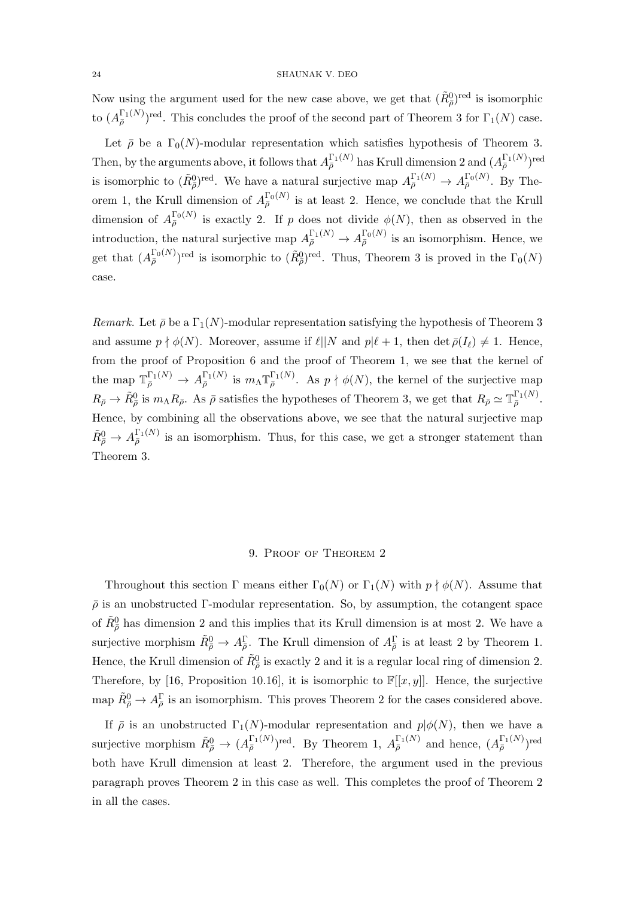Now using the argument used for the new case above, we get that $(\tilde{R}^0_{\bar\rho})^{\text{red}}$ is isomorphic to $(A^{\Gamma_1(N)}_{\bar\rho})^{\text{red}}$. This concludes the proof of the second part of Theorem 3 for $\Gamma_1(N)$ case.

Let $\bar\rho$ be a $\Gamma_0(N)$-modular representation which satisfies hypothesis of Theorem 3. Then, by the arguments above, it follows that $A^{\Gamma_1(N)}_{\bar\rho}$ has Krull dimension 2 and $(A^{\Gamma_1(N)}_{\bar\rho})^{\text{red}}$ is isomorphic to $(\tilde{R}^0_{\bar\rho})^{\text{red}}$. We have a natural surjective map $A^{\Gamma_1(N)}_{\bar\rho} \to A^{\Gamma_0(N)}_{\bar\rho}$. By Theorem 1, the Krull dimension of $A^{\Gamma_0(N)}_{\bar\rho}$ is at least 2. Hence, we conclude that the Krull dimension of $A^{\Gamma_0(N)}_{\bar\rho}$ is exactly 2. If $p$ does not divide $\phi(N)$, then as observed in the introduction, the natural surjective map $A^{\Gamma_1(N)}_{\bar\rho} \to A^{\Gamma_0(N)}_{\bar\rho}$ is an isomorphism. Hence, we get that $(A^{\Gamma_0(N)}_{\bar\rho})^{\text{red}}$ is isomorphic to $(\tilde{R}^0_{\bar\rho})^{\text{red}}$. Thus, Theorem 3 is proved in the $\Gamma_0(N)$ case.

*Remark.* Let $\bar\rho$ be a $\Gamma_1(N)$-modular representation satisfying the hypothesis of Theorem 3 and assume $p \nmid \phi(N)$. Moreover, assume if $\ell || N$ and $p | \ell+1$, then $\det\bar\rho(I_\ell) \neq 1$. Hence, from the proof of Proposition 6 and the proof of Theorem 1, we see that the kernel of the map $\mathbb{T}^{\Gamma_1(N)}_{\bar\rho} \to A^{\Gamma_1(N)}_{\bar\rho}$ is $m_\Lambda \mathbb{T}^{\Gamma_1(N)}_{\bar\rho}$. As $p \nmid \phi(N)$, the kernel of the surjective map $R_{\bar\rho} \to \tilde{R}^0_{\bar\rho}$ is $m_\Lambda R_{\bar\rho}$. As $\bar\rho$ satisfies the hypotheses of Theorem 3, we get that $R_{\bar\rho} \simeq \mathbb{T}^{\Gamma_1(N)}_{\bar\rho}$. Hence, by combining all the observations above, we see that the natural surjective map $\tilde{R}^0_{\bar\rho} \to A^{\Gamma_1(N)}_{\bar\rho}$ is an isomorphism. Thus, for this case, we get a stronger statement than Theorem 3.

## 9. Proof of Theorem 2

Throughout this section $\Gamma$ means either $\Gamma_0(N)$ or $\Gamma_1(N)$ with $p \nmid \phi(N)$. Assume that $\bar\rho$ is an unobstructed $\Gamma$-modular representation. So, by assumption, the cotangent space of $\tilde{R}^0_{\bar\rho}$ has dimension 2 and this implies that its Krull dimension is at most 2. We have a surjective morphism $\tilde{R}^0_{\bar\rho} \to A^{\Gamma}_{\bar\rho}$. The Krull dimension of $A^{\Gamma}_{\bar\rho}$ is at least 2 by Theorem 1. Hence, the Krull dimension of $\tilde{R}^0_{\bar\rho}$ is exactly 2 and it is a regular local ring of dimension 2. Therefore, by [16, Proposition 10.16], it is isomorphic to $\mathbb{F}[[x,y]]$. Hence, the surjective map $\tilde{R}^0_{\bar\rho} \to A^{\Gamma}_{\bar\rho}$ is an isomorphism. This proves Theorem 2 for the cases considered above.

If $\bar\rho$ is an unobstructed $\Gamma_1(N)$-modular representation and $p | \phi(N)$, then we have a surjective morphism $\tilde{R}^0_{\bar\rho} \to (A^{\Gamma_1(N)}_{\bar\rho})^{\text{red}}$. By Theorem 1, $A^{\Gamma_1(N)}_{\bar\rho}$ and hence, $(A^{\Gamma_1(N)}_{\bar\rho})^{\text{red}}$ both have Krull dimension at least 2. Therefore, the argument used in the previous paragraph proves Theorem 2 in this case as well. This completes the proof of Theorem 2 in all the cases.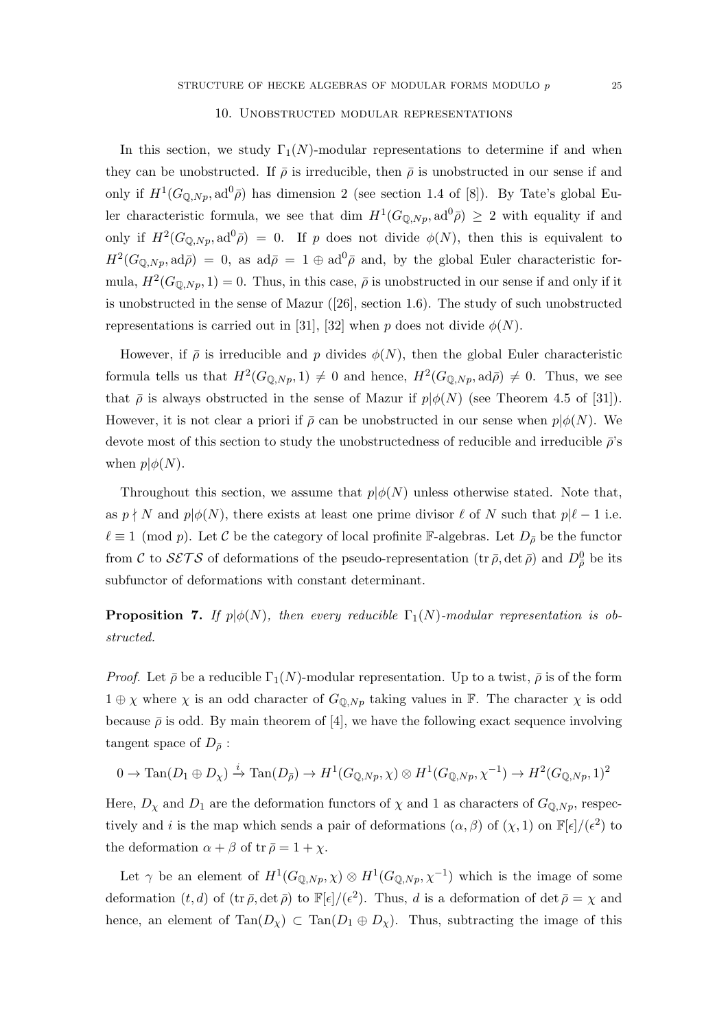## 10. Unobstructed modular representations

In this section, we study $\Gamma_1(N)$-modular representations to determine if and when they can be unobstructed. If $\bar{\rho}$ is irreducible, then $\bar{\rho}$ is unobstructed in our sense if and only if $H^1(G_{\mathbb{Q},Np}, \mathrm{ad}^0\bar{\rho})$ has dimension 2 (see section 1.4 of [8]). By Tate's global Euler characteristic formula, we see that dim $H^1(G_{\mathbb{Q},Np}, \mathrm{ad}^0\bar{\rho}) \geq 2$ with equality if and only if $H^2(G_{\mathbb{Q},Np}, \mathrm{ad}^0\bar{\rho}) = 0$. If $p$ does not divide $\phi(N)$, then this is equivalent to $H^2(G_{\mathbb{Q},Np}, \mathrm{ad}\bar{\rho}) = 0$, as $\mathrm{ad}\bar{\rho} = 1 \oplus \mathrm{ad}^0\bar{\rho}$ and, by the global Euler characteristic formula, $H^2(G_{\mathbb{Q},Np}, 1) = 0$. Thus, in this case, $\bar{\rho}$ is unobstructed in our sense if and only if it is unobstructed in the sense of Mazur ([26], section 1.6). The study of such unobstructed representations is carried out in [31], [32] when $p$ does not divide $\phi(N)$.

However, if $\bar{\rho}$ is irreducible and $p$ divides $\phi(N)$, then the global Euler characteristic formula tells us that $H^2(G_{\mathbb{Q},Np}, 1) \neq 0$ and hence, $H^2(G_{\mathbb{Q},Np}, \mathrm{ad}\bar{\rho}) \neq 0$. Thus, we see that $\bar{\rho}$ is always obstructed in the sense of Mazur if $p|\phi(N)$ (see Theorem 4.5 of [31]). However, it is not clear a priori if $\bar{\rho}$ can be unobstructed in our sense when $p|\phi(N)$. We devote most of this section to study the unobstructedness of reducible and irreducible $\bar{\rho}$'s when $p|\phi(N)$.

Throughout this section, we assume that $p|\phi(N)$ unless otherwise stated. Note that, as $p \nmid N$ and $p|\phi(N)$, there exists at least one prime divisor $\ell$ of $N$ such that $p|\ell - 1$ i.e. $\ell \equiv 1 \pmod{p}$. Let $\mathcal{C}$ be the category of local profinite $\mathbb{F}$-algebras. Let $D_{\bar{\rho}}$ be the functor from $\mathcal{C}$ to $\mathcal{SETS}$ of deformations of the pseudo-representation $(\mathrm{tr}\,\bar{\rho}, \det \bar{\rho})$ and $D^0_{\bar{\rho}}$ be its subfunctor of deformations with constant determinant.

**Proposition 7.** *If $p|\phi(N)$, then every reducible $\Gamma_1(N)$-modular representation is obstructed.*

*Proof.* Let $\bar{\rho}$ be a reducible $\Gamma_1(N)$-modular representation. Up to a twist, $\bar{\rho}$ is of the form $1 \oplus \chi$ where $\chi$ is an odd character of $G_{\mathbb{Q},Np}$ taking values in $\mathbb{F}$. The character $\chi$ is odd because $\bar{\rho}$ is odd. By main theorem of [4], we have the following exact sequence involving tangent space of $D_{\bar{\rho}}$ :

$$0 \to \mathrm{Tan}(D_1 \oplus D_\chi) \xrightarrow{i} \mathrm{Tan}(D_{\bar{\rho}}) \to H^1(G_{\mathbb{Q},Np}, \chi) \otimes H^1(G_{\mathbb{Q},Np}, \chi^{-1}) \to H^2(G_{\mathbb{Q},Np}, 1)^2$$

Here, $D_\chi$ and $D_1$ are the deformation functors of $\chi$ and 1 as characters of $G_{\mathbb{Q},Np}$, respectively and $i$ is the map which sends a pair of deformations $(\alpha, \beta)$ of $(\chi, 1)$ on $\mathbb{F}[\epsilon]/(\epsilon^2)$ to the deformation $\alpha + \beta$ of $\mathrm{tr}\,\bar{\rho} = 1 + \chi$.

Let $\gamma$ be an element of $H^1(G_{\mathbb{Q},Np}, \chi) \otimes H^1(G_{\mathbb{Q},Np}, \chi^{-1})$ which is the image of some deformation $(t, d)$ of $(\mathrm{tr}\,\bar{\rho}, \det \bar{\rho})$ to $\mathbb{F}[\epsilon]/(\epsilon^2)$. Thus, $d$ is a deformation of $\det \bar{\rho} = \chi$ and hence, an element of $\mathrm{Tan}(D_\chi) \subset \mathrm{Tan}(D_1 \oplus D_\chi)$. Thus, subtracting the image of this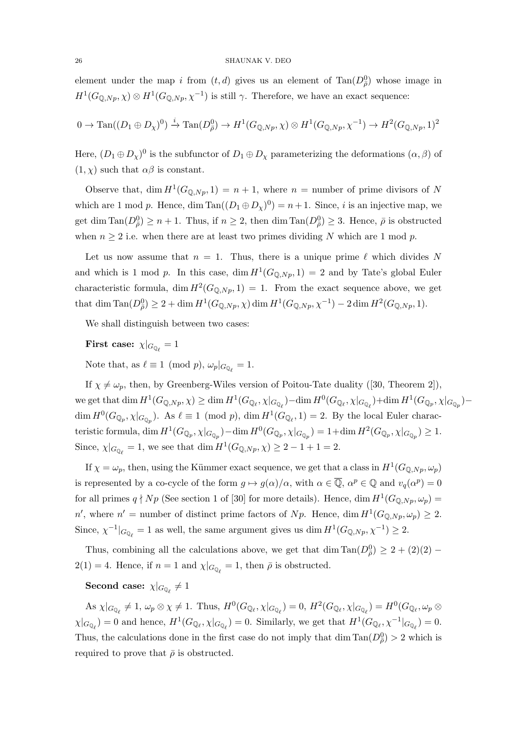element under the map $i$ from $(t, d)$ gives us an element of $\mathrm{Tan}(D^0_{\bar\rho})$ whose image in $H^1(G_{\mathbb{Q},Np}, \chi) \otimes H^1(G_{\mathbb{Q},Np}, \chi^{-1})$ is still $\gamma$. Therefore, we have an exact sequence:

$$0 \to \mathrm{Tan}((D_1 \oplus D_\chi)^0) \xrightarrow{i} \mathrm{Tan}(D^0_{\bar\rho}) \to H^1(G_{\mathbb{Q},Np}, \chi) \otimes H^1(G_{\mathbb{Q},Np}, \chi^{-1}) \to H^2(G_{\mathbb{Q},Np}, 1)^2$$

Here, $(D_1 \oplus D_\chi)^0$ is the subfunctor of $D_1 \oplus D_\chi$ parameterizing the deformations $(\alpha, \beta)$ of $(1, \chi)$ such that $\alpha\beta$ is constant.

Observe that, $\dim H^1(G_{\mathbb{Q},Np}, 1) = n + 1$, where $n$ = number of prime divisors of $N$ which are 1 mod $p$. Hence, $\dim \mathrm{Tan}((D_1 \oplus D_\chi)^0) = n+1$. Since, $i$ is an injective map, we get $\dim \mathrm{Tan}(D^0_{\bar\rho}) \geq n+1$. Thus, if $n \geq 2$, then $\dim \mathrm{Tan}(D^0_{\bar\rho}) \geq 3$. Hence, $\bar\rho$ is obstructed when $n \geq 2$ i.e. when there are at least two primes dividing $N$ which are 1 mod $p$.

Let us now assume that $n = 1$. Thus, there is a unique prime $\ell$ which divides $N$ and which is 1 mod $p$. In this case, $\dim H^1(G_{\mathbb{Q},Np}, 1) = 2$ and by Tate's global Euler characteristic formula, $\dim H^2(G_{\mathbb{Q},Np}, 1) = 1$. From the exact sequence above, we get that $\dim \mathrm{Tan}(D^0_{\bar\rho}) \geq 2 + \dim H^1(G_{\mathbb{Q},Np}, \chi) \dim H^1(G_{\mathbb{Q},Np}, \chi^{-1}) - 2 \dim H^2(G_{\mathbb{Q},Np}, 1)$.

We shall distinguish between two cases:

**First case:** $\chi|_{G_{\mathbb{Q}_\ell}} = 1$

Note that, as $\ell \equiv 1 \pmod p$, $\omega_p|_{G_{\mathbb{Q}_\ell}} = 1$.

If $\chi \neq \omega_p$, then, by Greenberg-Wiles version of Poitou-Tate duality ([30, Theorem 2]), we get that $\dim H^1(G_{\mathbb{Q},Np}, \chi) \geq \dim H^1(G_{\mathbb{Q}_\ell}, \chi|_{G_{\mathbb{Q}_\ell}}) - \dim H^0(G_{\mathbb{Q}_\ell}, \chi|_{G_{\mathbb{Q}_\ell}}) + \dim H^1(G_{\mathbb{Q}_p}, \chi|_{G_{\mathbb{Q}_p}}) - \dim H^0(G_{\mathbb{Q}_p}, \chi|_{G_{\mathbb{Q}_p}})$. As $\ell \equiv 1 \pmod p$, $\dim H^1(G_{\mathbb{Q}_\ell}, 1) = 2$. By the local Euler characteristic formula, $\dim H^1(G_{\mathbb{Q}_p}, \chi|_{G_{\mathbb{Q}_p}}) - \dim H^0(G_{\mathbb{Q}_p}, \chi|_{G_{\mathbb{Q}_p}}) = 1 + \dim H^2(G_{\mathbb{Q}_p}, \chi|_{G_{\mathbb{Q}_p}}) \geq 1$. Since, $\chi|_{G_{\mathbb{Q}_\ell}} = 1$, we see that $\dim H^1(G_{\mathbb{Q},Np}, \chi) \geq 2 - 1 + 1 = 2$.

If $\chi = \omega_p$, then, using the Kümmer exact sequence, we get that a class in $H^1(G_{\mathbb{Q},Np}, \omega_p)$ is represented by a co-cycle of the form $g \mapsto g(\alpha)/\alpha$, with $\alpha \in \overline{\mathbb{Q}}$, $\alpha^p \in \mathbb{Q}$ and $v_q(\alpha^p) = 0$ for all primes $q \nmid Np$ (See section 1 of [30] for more details). Hence, $\dim H^1(G_{\mathbb{Q},Np}, \omega_p) = n'$, where $n'$ = number of distinct prime factors of $Np$. Hence, $\dim H^1(G_{\mathbb{Q},Np}, \omega_p) \geq 2$. Since, $\chi^{-1}|_{G_{\mathbb{Q}_\ell}} = 1$ as well, the same argument gives us $\dim H^1(G_{\mathbb{Q},Np}, \chi^{-1}) \geq 2$.

Thus, combining all the calculations above, we get that $\dim \mathrm{Tan}(D^0_{\bar\rho}) \geq 2 + (2)(2) - 2(1) = 4$. Hence, if $n = 1$ and $\chi|_{G_{\mathbb{Q}_\ell}} = 1$, then $\bar\rho$ is obstructed.

**Second case:** $\chi|_{G_{\mathbb{Q}_\ell}} \neq 1$

As $\chi|_{G_{\mathbb{Q}_\ell}} \neq 1$, $\omega_p \otimes \chi \neq 1$. Thus, $H^0(G_{\mathbb{Q}_\ell}, \chi|_{G_{\mathbb{Q}_\ell}}) = 0$, $H^2(G_{\mathbb{Q}_\ell}, \chi|_{G_{\mathbb{Q}_\ell}}) = H^0(G_{\mathbb{Q}_\ell}, \omega_p \otimes \chi|_{G_{\mathbb{Q}_\ell}}) = 0$ and hence, $H^1(G_{\mathbb{Q}_\ell}, \chi|_{G_{\mathbb{Q}_\ell}}) = 0$. Similarly, we get that $H^1(G_{\mathbb{Q}_\ell}, \chi^{-1}|_{G_{\mathbb{Q}_\ell}}) = 0$. Thus, the calculations done in the first case do not imply that $\dim \mathrm{Tan}(D^0_{\bar\rho}) > 2$ which is required to prove that $\bar\rho$ is obstructed.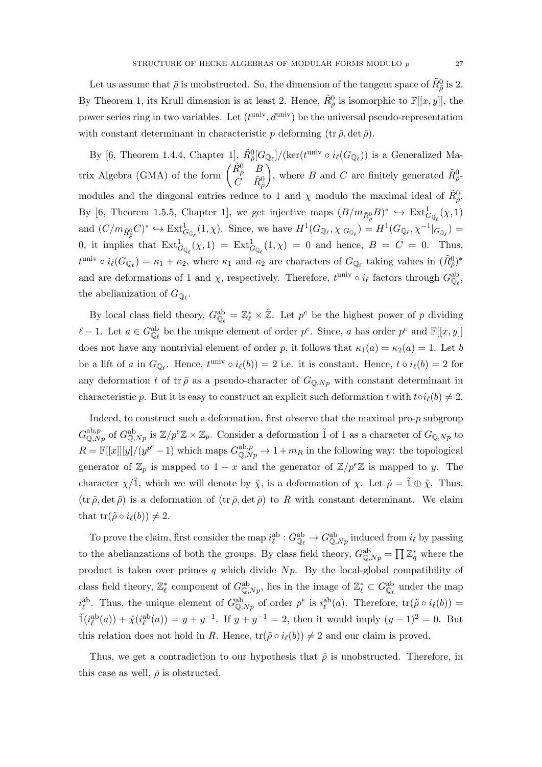Let us assume that $\bar{\rho}$ is unobstructed. So, the dimension of the tangent space of $\tilde{R}^0_{\bar{\rho}}$ is 2. By Theorem 1, its Krull dimension is at least 2. Hence, $\tilde{R}^0_{\bar{\rho}}$ is isomorphic to $\mathbb{F}[[x, y]]$, the power series ring in two variables. Let $(t^{\text{univ}}, d^{\text{univ}})$ be the universal pseudo-representation with constant determinant in characteristic $p$ deforming $(\operatorname{tr}\bar{\rho}, \det\bar{\rho})$.

By [6, Theorem 1.4.4, Chapter 1], $\tilde{R}^0_{\bar{\rho}}[G_{\mathbb{Q}_\ell}]/(\ker(t^{\text{univ}} \circ i_\ell(G_{\mathbb{Q}_\ell}))$ is a Generalized Matrix Algebra (GMA) of the form $\begin{pmatrix} \tilde{R}^0_{\bar{\rho}} & B \\ C & \tilde{R}^0_{\bar{\rho}} \end{pmatrix}$, where $B$ and $C$ are finitely generated $\tilde{R}^0_{\bar{\rho}}$-modules and the diagonal entries reduce to 1 and $\chi$ modulo the maximal ideal of $\tilde{R}^0_{\bar{\rho}}$. By [6, Theorem 1.5.5, Chapter 1], we get injective maps $(B/m_{\tilde{R}^0_{\bar{\rho}}}B)^* \hookrightarrow \operatorname{Ext}^1_{G_{\mathbb{Q}_\ell}}(\chi, 1)$ and $(C/m_{\tilde{R}^0_{\bar{\rho}}}C)^* \hookrightarrow \operatorname{Ext}^1_{G_{\mathbb{Q}_\ell}}(1, \chi)$. Since, we have $H^1(G_{\mathbb{Q}_\ell}, \chi|_{G_{\mathbb{Q}_\ell}}) = H^1(G_{\mathbb{Q}_\ell}, \chi^{-1}|_{G_{\mathbb{Q}_\ell}}) = 0$, it implies that $\operatorname{Ext}^1_{G_{\mathbb{Q}_\ell}}(\chi, 1) = \operatorname{Ext}^1_{G_{\mathbb{Q}_\ell}}(1, \chi) = 0$ and hence, $B = C = 0$. Thus, $t^{\text{univ}} \circ i_\ell(G_{\mathbb{Q}_\ell}) = \kappa_1 + \kappa_2$, where $\kappa_1$ and $\kappa_2$ are characters of $G_{\mathbb{Q}_\ell}$ taking values in $(\tilde{R}^0_{\bar{\rho}})^*$ and are deformations of 1 and $\chi$, respectively. Therefore, $t^{\text{univ}} \circ i_\ell$ factors through $G^{\text{ab}}_{\mathbb{Q}_\ell}$, the abelianization of $G_{\mathbb{Q}_\ell}$.

By local class field theory, $G^{\text{ab}}_{\mathbb{Q}_\ell} = \mathbb{Z}_\ell^* \times \hat{\mathbb{Z}}$. Let $p^e$ be the highest power of $p$ dividing $\ell - 1$. Let $a \in G^{\text{ab}}_{\mathbb{Q}_\ell}$ be the unique element of order $p^e$. Since, $a$ has order $p^e$ and $\mathbb{F}[[x, y]]$ does not have any nontrivial element of order $p$, it follows that $\kappa_1(a) = \kappa_2(a) = 1$. Let $b$ be a lift of $a$ in $G_{\mathbb{Q}_\ell}$. Hence, $t^{\text{univ}} \circ i_\ell(b)) = 2$ i.e. it is constant. Hence, $t \circ i_\ell(b) = 2$ for any deformation $t$ of $\operatorname{tr}\bar{\rho}$ as a pseudo-character of $G_{\mathbb{Q},Np}$ with constant determinant in characteristic $p$. But it is easy to construct an explicit such deformation $t$ with $t \circ i_\ell(b) \neq 2$.

Indeed, to construct such a deformation, first observe that the maximal pro-$p$ subgroup $G^{\text{ab},p}_{\mathbb{Q},Np}$ of $G^{\text{ab}}_{\mathbb{Q},Np}$ is $\mathbb{Z}/p^e\mathbb{Z} \times \mathbb{Z}_p$. Consider a deformation $\tilde{1}$ of 1 as a character of $G_{\mathbb{Q},Np}$ to $R = \mathbb{F}[[x]][y]/(y^{p^e} - 1)$ which maps $G^{\text{ab},p}_{\mathbb{Q},Np} \to 1 + m_R$ in the following way: the topological generator of $\mathbb{Z}_p$ is mapped to $1 + x$ and the generator of $\mathbb{Z}/p^e\mathbb{Z}$ is mapped to $y$. The character $\chi/\tilde{1}$, which we will denote by $\tilde{\chi}$, is a deformation of $\chi$. Let $\tilde{\rho} = \tilde{1} \oplus \tilde{\chi}$. Thus, $(\operatorname{tr}\tilde{\rho}, \det\tilde{\rho})$ is a deformation of $(\operatorname{tr}\bar{\rho}, \det\bar{\rho})$ to $R$ with constant determinant. We claim that $\operatorname{tr}(\tilde{\rho} \circ i_\ell(b)) \neq 2$.

To prove the claim, first consider the map $i^{\text{ab}}_\ell : G^{\text{ab}}_{\mathbb{Q}_\ell} \to G^{\text{ab}}_{\mathbb{Q},Np}$ induced from $i_\ell$ by passing to the abelianzations of both the groups. By class field theory, $G^{\text{ab}}_{\mathbb{Q},Np} = \prod \mathbb{Z}_q^*$ where the product is taken over primes $q$ which divide $Np$. By the local-global compatibility of class field theory, $\mathbb{Z}_\ell^*$ component of $G^{\text{ab}}_{\mathbb{Q},Np}$, lies in the image of $\mathbb{Z}_\ell^* \subset G^{\text{ab}}_{\mathbb{Q}_\ell}$ under the map $i^{\text{ab}}_\ell$. Thus, the unique element of $G^{\text{ab}}_{\mathbb{Q},Np}$ of order $p^e$ is $i^{\text{ab}}_\ell(a)$. Therefore, $\operatorname{tr}(\tilde{\rho} \circ i_\ell(b)) = \tilde{1}(i^{\text{ab}}_\ell(a)) + \tilde{\chi}(i^{\text{ab}}_\ell(a)) = y + y^{-1}$. If $y + y^{-1} = 2$, then it would imply $(y - 1)^2 = 0$. But this relation does not hold in $R$. Hence, $\operatorname{tr}(\tilde{\rho} \circ i_\ell(b)) \neq 2$ and our claim is proved.

Thus, we get a contradiction to our hypothesis that $\bar{\rho}$ is unobstructed. Therefore, in this case as well, $\bar{\rho}$ is obstructed.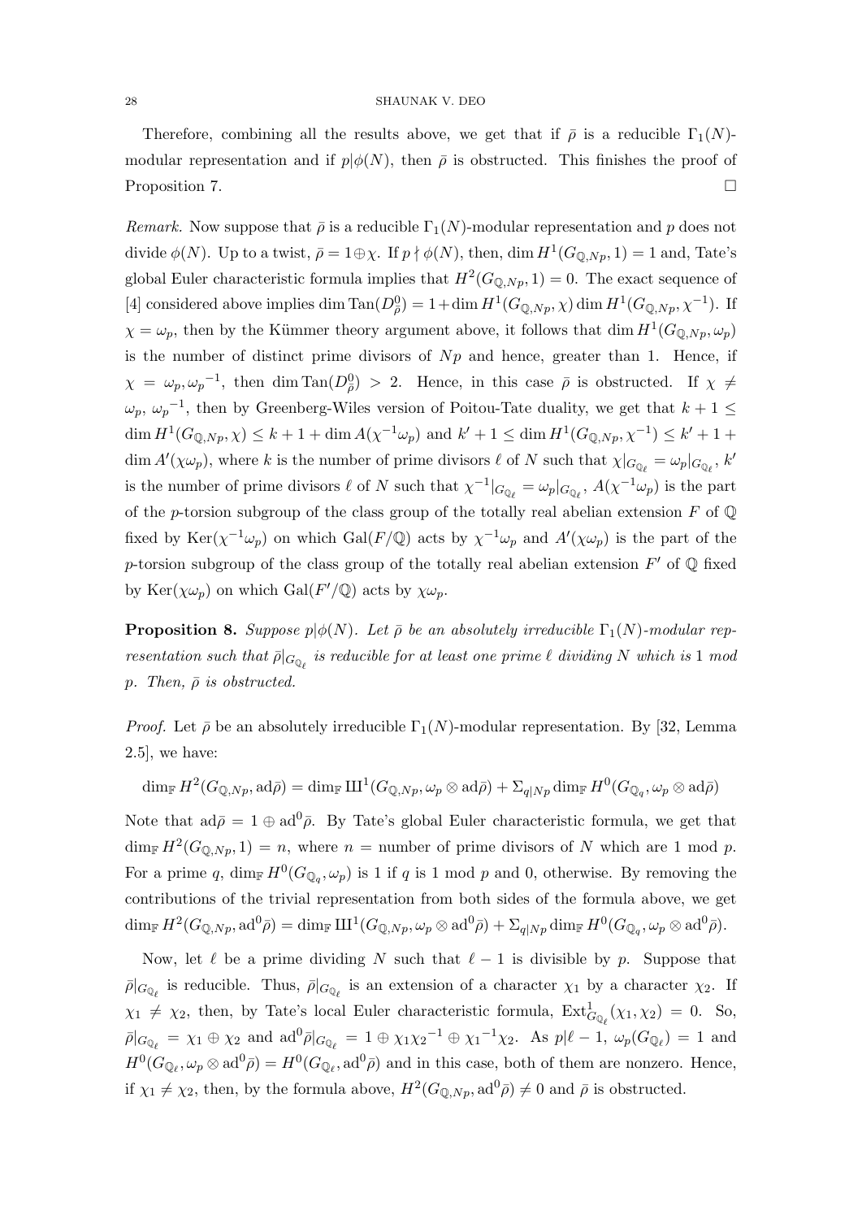Therefore, combining all the results above, we get that if $\bar{\rho}$ is a reducible $\Gamma_1(N)$-modular representation and if $p|\phi(N)$, then $\bar{\rho}$ is obstructed. This finishes the proof of Proposition 7. $\square$

*Remark.* Now suppose that $\bar{\rho}$ is a reducible $\Gamma_1(N)$-modular representation and $p$ does not divide $\phi(N)$. Up to a twist, $\bar{\rho} = 1 \oplus \chi$. If $p \nmid \phi(N)$, then, $\dim H^1(G_{\mathbb{Q},Np}, 1) = 1$ and, Tate's global Euler characteristic formula implies that $H^2(G_{\mathbb{Q},Np}, 1) = 0$. The exact sequence of [4] considered above implies $\dim \mathrm{Tan}(D^0_{\bar{\rho}}) = 1 + \dim H^1(G_{\mathbb{Q},Np}, \chi) \dim H^1(G_{\mathbb{Q},Np}, \chi^{-1})$. If $\chi = \omega_p$, then by the Kümmer theory argument above, it follows that $\dim H^1(G_{\mathbb{Q},Np}, \omega_p)$ is the number of distinct prime divisors of $Np$ and hence, greater than 1. Hence, if $\chi = \omega_p, {\omega_p}^{-1}$, then $\dim \mathrm{Tan}(D^0_{\bar{\rho}}) > 2$. Hence, in this case $\bar{\rho}$ is obstructed. If $\chi \neq \omega_p$, ${\omega_p}^{-1}$, then by Greenberg-Wiles version of Poitou-Tate duality, we get that $k + 1 \leq \dim H^1(G_{\mathbb{Q},Np}, \chi) \leq k + 1 + \dim A(\chi^{-1}\omega_p)$ and $k' + 1 \leq \dim H^1(G_{\mathbb{Q},Np}, \chi^{-1}) \leq k' + 1 + \dim A'(\chi\omega_p)$, where $k$ is the number of prime divisors $\ell$ of $N$ such that $\chi|_{G_{\mathbb{Q}_\ell}} = \omega_p|_{G_{\mathbb{Q}_\ell}}$, $k'$ is the number of prime divisors $\ell$ of $N$ such that ${\chi^{-1}}|_{G_{\mathbb{Q}_\ell}} = \omega_p|_{G_{\mathbb{Q}_\ell}}$, $A(\chi^{-1}\omega_p)$ is the part of the $p$-torsion subgroup of the class group of the totally real abelian extension $F$ of $\mathbb{Q}$ fixed by $\mathrm{Ker}(\chi^{-1}\omega_p)$ on which $\mathrm{Gal}(F/\mathbb{Q})$ acts by $\chi^{-1}\omega_p$ and $A'(\chi\omega_p)$ is the part of the $p$-torsion subgroup of the class group of the totally real abelian extension $F'$ of $\mathbb{Q}$ fixed by $\mathrm{Ker}(\chi\omega_p)$ on which $\mathrm{Gal}(F'/\mathbb{Q})$ acts by $\chi\omega_p$.

**Proposition 8.** *Suppose $p|\phi(N)$. Let $\bar{\rho}$ be an absolutely irreducible $\Gamma_1(N)$-modular representation such that $\bar{\rho}|_{G_{\mathbb{Q}_\ell}}$ is reducible for at least one prime $\ell$ dividing $N$ which is 1 mod $p$. Then, $\bar{\rho}$ is obstructed.*

*Proof.* Let $\bar{\rho}$ be an absolutely irreducible $\Gamma_1(N)$-modular representation. By [32, Lemma 2.5], we have:

$$\dim_{\mathbb{F}} H^2(G_{\mathbb{Q},Np}, \mathrm{ad}\bar{\rho}) = \dim_{\mathbb{F}} Ш^1(G_{\mathbb{Q},Np}, \omega_p \otimes \mathrm{ad}\bar{\rho}) + \Sigma_{q|Np} \dim_{\mathbb{F}} H^0(G_{\mathbb{Q}_q}, \omega_p \otimes \mathrm{ad}\bar{\rho})$$

Note that $\mathrm{ad}\bar{\rho} = 1 \oplus \mathrm{ad}^0\bar{\rho}$. By Tate's global Euler characteristic formula, we get that $\dim_{\mathbb{F}} H^2(G_{\mathbb{Q},Np}, 1) = n$, where $n =$ number of prime divisors of $N$ which are 1 mod $p$. For a prime $q$, $\dim_{\mathbb{F}} H^0(G_{\mathbb{Q}_q}, \omega_p)$ is 1 if $q$ is 1 mod $p$ and 0, otherwise. By removing the contributions of the trivial representation from both sides of the formula above, we get $\dim_{\mathbb{F}} H^2(G_{\mathbb{Q},Np}, \mathrm{ad}^0\bar{\rho}) = \dim_{\mathbb{F}} Ш^1(G_{\mathbb{Q},Np}, \omega_p \otimes \mathrm{ad}^0\bar{\rho}) + \Sigma_{q|Np} \dim_{\mathbb{F}} H^0(G_{\mathbb{Q}_q}, \omega_p \otimes \mathrm{ad}^0\bar{\rho})$.

Now, let $\ell$ be a prime dividing $N$ such that $\ell - 1$ is divisible by $p$. Suppose that $\bar{\rho}|_{G_{\mathbb{Q}_\ell}}$ is reducible. Thus, $\bar{\rho}|_{G_{\mathbb{Q}_\ell}}$ is an extension of a character $\chi_1$ by a character $\chi_2$. If $\chi_1 \neq \chi_2$, then, by Tate's local Euler characteristic formula, $\mathrm{Ext}^1_{G_{\mathbb{Q}_\ell}}(\chi_1, \chi_2) = 0$. So, $\bar{\rho}|_{G_{\mathbb{Q}_\ell}} = \chi_1 \oplus \chi_2$ and $\mathrm{ad}^0\bar{\rho}|_{G_{\mathbb{Q}_\ell}} = 1 \oplus \chi_1{\chi_2}^{-1} \oplus {\chi_1}^{-1}\chi_2$. As $p|\ell - 1$, $\omega_p(G_{\mathbb{Q}_\ell}) = 1$ and $H^0(G_{\mathbb{Q}_\ell}, \omega_p \otimes \mathrm{ad}^0\bar{\rho}) = H^0(G_{\mathbb{Q}_\ell}, \mathrm{ad}^0\bar{\rho})$ and in this case, both of them are nonzero. Hence, if $\chi_1 \neq \chi_2$, then, by the formula above, $H^2(G_{\mathbb{Q},Np}, \mathrm{ad}^0\bar{\rho}) \neq 0$ and $\bar{\rho}$ is obstructed.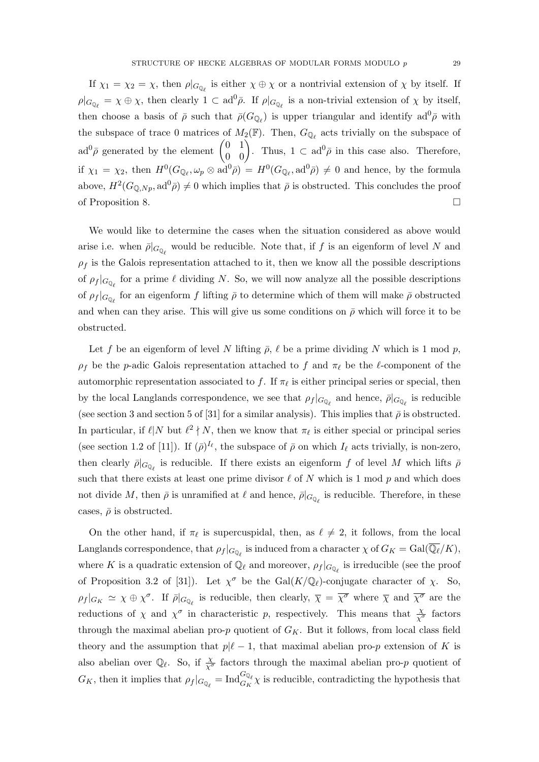If $\chi_1 = \chi_2 = \chi$, then $\rho|_{G_{\mathbb{Q}_\ell}}$ is either $\chi \oplus \chi$ or a nontrivial extension of $\chi$ by itself. If $\rho|_{G_{\mathbb{Q}_\ell}} = \chi \oplus \chi$, then clearly $1 \subset \mathrm{ad}^0\bar{\rho}$. If $\rho|_{G_{\mathbb{Q}_\ell}}$ is a non-trivial extension of $\chi$ by itself, then choose a basis of $\bar{\rho}$ such that $\bar{\rho}(G_{\mathbb{Q}_\ell})$ is upper triangular and identify $\mathrm{ad}^0\bar{\rho}$ with the subspace of trace 0 matrices of $M_2(\mathbb{F})$. Then, $G_{\mathbb{Q}_\ell}$ acts trivially on the subspace of $\mathrm{ad}^0\bar{\rho}$ generated by the element $\begin{pmatrix} 0 & 1 \\ 0 & 0 \end{pmatrix}$. Thus, $1 \subset \mathrm{ad}^0\bar{\rho}$ in this case also. Therefore, if $\chi_1 = \chi_2$, then $H^0(G_{\mathbb{Q}_\ell}, \omega_p \otimes \mathrm{ad}^0\bar{\rho}) = H^0(G_{\mathbb{Q}_\ell}, \mathrm{ad}^0\bar{\rho}) \neq 0$ and hence, by the formula above, $H^2(G_{\mathbb{Q},Np}, \mathrm{ad}^0\bar{\rho}) \neq 0$ which implies that $\bar{\rho}$ is obstructed. This concludes the proof of Proposition 8. $\square$

We would like to determine the cases when the situation considered as above would arise i.e. when $\bar{\rho}|_{G_{\mathbb{Q}_\ell}}$ would be reducible. Note that, if $f$ is an eigenform of level $N$ and $\rho_f$ is the Galois representation attached to it, then we know all the possible descriptions of $\rho_f|_{G_{\mathbb{Q}_\ell}}$ for a prime $\ell$ dividing $N$. So, we will now analyze all the possible descriptions of $\rho_f|_{G_{\mathbb{Q}_\ell}}$ for an eigenform $f$ lifting $\bar{\rho}$ to determine which of them will make $\bar{\rho}$ obstructed and when can they arise. This will give us some conditions on $\bar{\rho}$ which will force it to be obstructed.

Let $f$ be an eigenform of level $N$ lifting $\bar{\rho}$, $\ell$ be a prime dividing $N$ which is 1 mod $p$, $\rho_f$ be the $p$-adic Galois representation attached to $f$ and $\pi_\ell$ be the $\ell$-component of the automorphic representation associated to $f$. If $\pi_\ell$ is either principal series or special, then by the local Langlands correspondence, we see that $\rho_f|_{G_{\mathbb{Q}_\ell}}$ and hence, $\bar{\rho}|_{G_{\mathbb{Q}_\ell}}$ is reducible (see section 3 and section 5 of [31] for a similar analysis). This implies that $\bar{\rho}$ is obstructed. In particular, if $\ell | N$ but $\ell^2 \nmid N$, then we know that $\pi_\ell$ is either special or principal series (see section 1.2 of [11]). If $(\bar{\rho})^{I_\ell}$, the subspace of $\bar{\rho}$ on which $I_\ell$ acts trivially, is non-zero, then clearly $\bar{\rho}|_{G_{\mathbb{Q}_\ell}}$ is reducible. If there exists an eigenform $f$ of level $M$ which lifts $\bar{\rho}$ such that there exists at least one prime divisor $\ell$ of $N$ which is 1 mod $p$ and which does not divide $M$, then $\bar{\rho}$ is unramified at $\ell$ and hence, $\bar{\rho}|_{G_{\mathbb{Q}_\ell}}$ is reducible. Therefore, in these cases, $\bar{\rho}$ is obstructed.

On the other hand, if $\pi_\ell$ is supercuspidal, then, as $\ell \neq 2$, it follows, from the local Langlands correspondence, that $\rho_f|_{G_{\mathbb{Q}_\ell}}$ is induced from a character $\chi$ of $G_K = \mathrm{Gal}(\overline{\mathbb{Q}_\ell}/K)$, where $K$ is a quadratic extension of $\mathbb{Q}_\ell$ and moreover, $\rho_f|_{G_{\mathbb{Q}_\ell}}$ is irreducible (see the proof of Proposition 3.2 of [31]). Let $\chi^\sigma$ be the $\mathrm{Gal}(K/\mathbb{Q}_\ell)$-conjugate character of $\chi$. So, $\rho_f|_{G_K} \simeq \chi \oplus \chi^\sigma$. If $\bar{\rho}|_{G_{\mathbb{Q}_\ell}}$ is reducible, then clearly, $\overline{\chi} = \overline{\chi^\sigma}$ where $\overline{\chi}$ and $\overline{\chi^\sigma}$ are the reductions of $\chi$ and $\chi^\sigma$ in characteristic $p$, respectively. This means that $\frac{\chi}{\chi^\sigma}$ factors through the maximal abelian pro-$p$ quotient of $G_K$. But it follows, from local class field theory and the assumption that $p | \ell - 1$, that maximal abelian pro-$p$ extension of $K$ is also abelian over $\mathbb{Q}_\ell$. So, if $\frac{\chi}{\chi^\sigma}$ factors through the maximal abelian pro-$p$ quotient of $G_K$, then it implies that $\rho_f|_{G_{\mathbb{Q}_\ell}} = \mathrm{Ind}_{G_K}^{G_{\mathbb{Q}_\ell}} \chi$ is reducible, contradicting the hypothesis that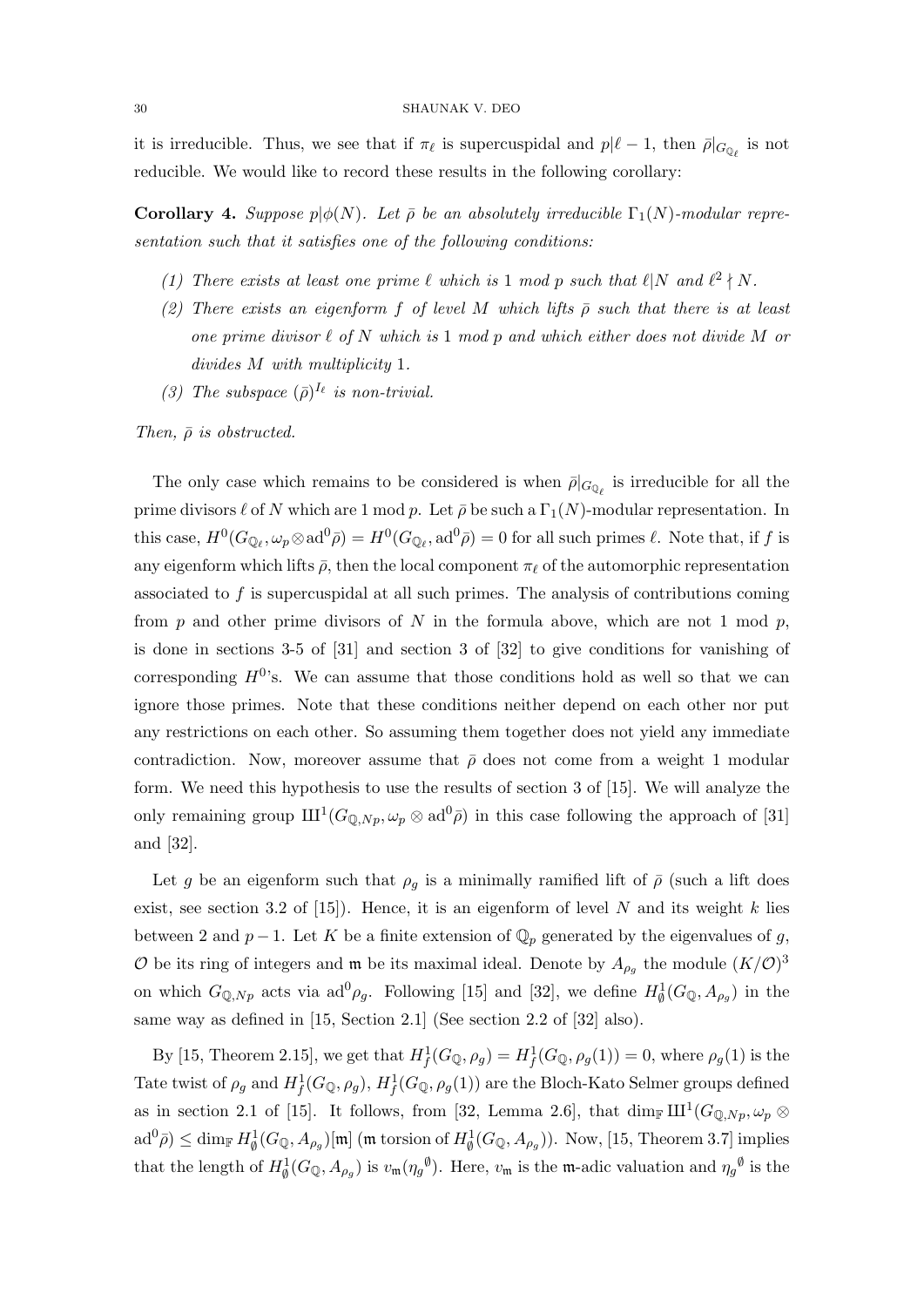it is irreducible. Thus, we see that if $\pi_\ell$ is supercuspidal and $p|\ell - 1$, then $\bar{\rho}|_{G_{\mathbb{Q}_\ell}}$ is not reducible. We would like to record these results in the following corollary:

**Corollary 4.** *Suppose $p|\phi(N)$. Let $\bar{\rho}$ be an absolutely irreducible $\Gamma_1(N)$-modular representation such that it satisfies one of the following conditions:*

1. *There exists at least one prime $\ell$ which is $1$ mod $p$ such that $\ell|N$ and $\ell^2 \nmid N$.*
2. *There exists an eigenform $f$ of level $M$ which lifts $\bar{\rho}$ such that there is at least one prime divisor $\ell$ of $N$ which is $1$ mod $p$ and which either does not divide $M$ or divides $M$ with multiplicity $1$.*
3. *The subspace $(\bar{\rho})^{I_\ell}$ is non-trivial.*

*Then, $\bar{\rho}$ is obstructed.*

The only case which remains to be considered is when $\bar{\rho}|_{G_{\mathbb{Q}_\ell}}$ is irreducible for all the prime divisors $\ell$ of $N$ which are $1$ mod $p$. Let $\bar{\rho}$ be such a $\Gamma_1(N)$-modular representation. In this case, $H^0(G_{\mathbb{Q}_\ell}, \omega_p \otimes \mathrm{ad}^0\bar{\rho}) = H^0(G_{\mathbb{Q}_\ell}, \mathrm{ad}^0\bar{\rho}) = 0$ for all such primes $\ell$. Note that, if $f$ is any eigenform which lifts $\bar{\rho}$, then the local component $\pi_\ell$ of the automorphic representation associated to $f$ is supercuspidal at all such primes. The analysis of contributions coming from $p$ and other prime divisors of $N$ in the formula above, which are not $1$ mod $p$, is done in sections 3-5 of [31] and section 3 of [32] to give conditions for vanishing of corresponding $H^0$'s. We can assume that those conditions hold as well so that we can ignore those primes. Note that these conditions neither depend on each other nor put any restrictions on each other. So assuming them together does not yield any immediate contradiction. Now, moreover assume that $\bar{\rho}$ does not come from a weight 1 modular form. We need this hypothesis to use the results of section 3 of [15]. We will analyze the only remaining group $\text{Ш}^1(G_{\mathbb{Q},Np}, \omega_p \otimes \mathrm{ad}^0\bar{\rho})$ in this case following the approach of [31] and [32].

Let $g$ be an eigenform such that $\rho_g$ is a minimally ramified lift of $\bar{\rho}$ (such a lift does exist, see section 3.2 of [15]). Hence, it is an eigenform of level $N$ and its weight $k$ lies between $2$ and $p-1$. Let $K$ be a finite extension of $\mathbb{Q}_p$ generated by the eigenvalues of $g$, $\mathcal{O}$ be its ring of integers and $\mathfrak{m}$ be its maximal ideal. Denote by $A_{\rho_g}$ the module $(K/\mathcal{O})^3$ on which $G_{\mathbb{Q},Np}$ acts via $\mathrm{ad}^0\rho_g$. Following [15] and [32], we define $H^1_\emptyset(G_\mathbb{Q}, A_{\rho_g})$ in the same way as defined in [15, Section 2.1] (See section 2.2 of [32] also).

By [15, Theorem 2.15], we get that $H^1_f(G_\mathbb{Q}, \rho_g) = H^1_f(G_\mathbb{Q}, \rho_g(1)) = 0$, where $\rho_g(1)$ is the Tate twist of $\rho_g$ and $H^1_f(G_\mathbb{Q}, \rho_g)$, $H^1_f(G_\mathbb{Q}, \rho_g(1))$ are the Bloch-Kato Selmer groups defined as in section 2.1 of [15]. It follows, from [32, Lemma 2.6], that $\dim_\mathbb{F} \text{Ш}^1(G_{\mathbb{Q},Np}, \omega_p \otimes \mathrm{ad}^0\bar{\rho}) \leq \dim_\mathbb{F} H^1_\emptyset(G_\mathbb{Q}, A_{\rho_g})[\mathfrak{m}]$ ($\mathfrak{m}$ torsion of $H^1_\emptyset(G_\mathbb{Q}, A_{\rho_g})$). Now, [15, Theorem 3.7] implies that the length of $H^1_\emptyset(G_\mathbb{Q}, A_{\rho_g})$ is $v_\mathfrak{m}(\eta_g{}^\emptyset)$. Here, $v_\mathfrak{m}$ is the $\mathfrak{m}$-adic valuation and $\eta_g{}^\emptyset$ is the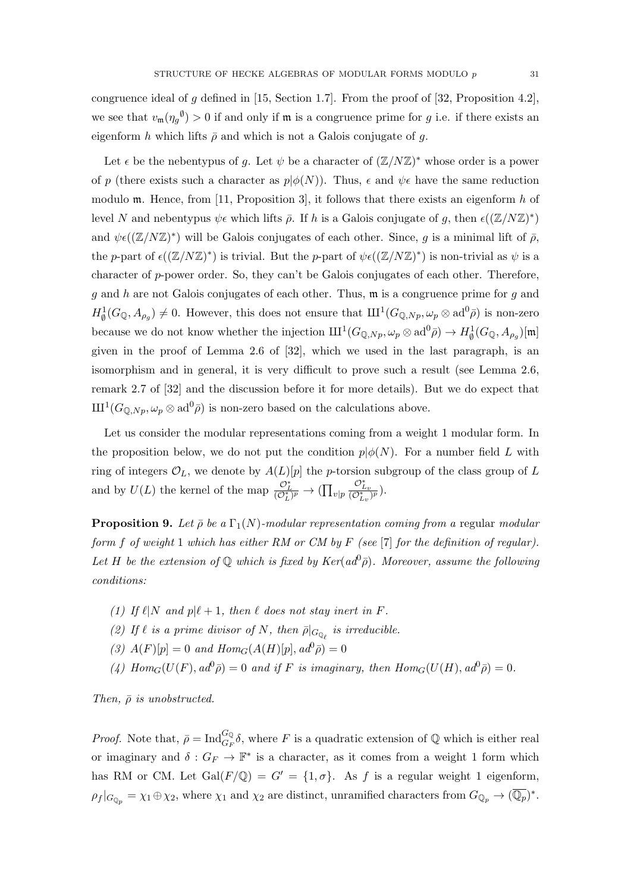congruence ideal of $g$ defined in [15, Section 1.7]. From the proof of [32, Proposition 4.2], we see that $v_{\mathfrak{m}}(\eta_g{}^{\emptyset}) > 0$ if and only if $\mathfrak{m}$ is a congruence prime for $g$ i.e. if there exists an eigenform $h$ which lifts $\bar{\rho}$ and which is not a Galois conjugate of $g$.

Let $\epsilon$ be the nebentypus of $g$. Let $\psi$ be a character of $(\mathbb{Z}/N\mathbb{Z})^*$ whose order is a power of $p$ (there exists such a character as $p|\phi(N)$). Thus, $\epsilon$ and $\psi\epsilon$ have the same reduction modulo $\mathfrak{m}$. Hence, from [11, Proposition 3], it follows that there exists an eigenform $h$ of level $N$ and nebentypus $\psi\epsilon$ which lifts $\bar{\rho}$. If $h$ is a Galois conjugate of $g$, then $\epsilon((\mathbb{Z}/N\mathbb{Z})^*)$ and $\psi\epsilon((\mathbb{Z}/N\mathbb{Z})^*)$ will be Galois conjugates of each other. Since, $g$ is a minimal lift of $\bar{\rho}$, the $p$-part of $\epsilon((\mathbb{Z}/N\mathbb{Z})^*)$ is trivial. But the $p$-part of $\psi\epsilon((\mathbb{Z}/N\mathbb{Z})^*)$ is non-trivial as $\psi$ is a character of $p$-power order. So, they can't be Galois conjugates of each other. Therefore, $g$ and $h$ are not Galois conjugates of each other. Thus, $\mathfrak{m}$ is a congruence prime for $g$ and $H^1_{\emptyset}(G_{\mathbb{Q}}, A_{\rho_g}) \neq 0$. However, this does not ensure that $Ш^1(G_{\mathbb{Q},Np}, \omega_p \otimes \mathrm{ad}^0\bar{\rho})$ is non-zero because we do not know whether the injection $Ш^1(G_{\mathbb{Q},Np}, \omega_p \otimes \mathrm{ad}^0\bar{\rho}) \to H^1_{\emptyset}(G_{\mathbb{Q}}, A_{\rho_g})[\mathfrak{m}]$ given in the proof of Lemma 2.6 of [32], which we used in the last paragraph, is an isomorphism and in general, it is very difficult to prove such a result (see Lemma 2.6, remark 2.7 of [32] and the discussion before it for more details). But we do expect that $Ш^1(G_{\mathbb{Q},Np}, \omega_p \otimes \mathrm{ad}^0\bar{\rho})$ is non-zero based on the calculations above.

Let us consider the modular representations coming from a weight 1 modular form. In the proposition below, we do not put the condition $p|\phi(N)$. For a number field $L$ with ring of integers $\mathcal{O}_L$, we denote by $A(L)[p]$ the $p$-torsion subgroup of the class group of $L$ and by $U(L)$ the kernel of the map $\frac{\mathcal{O}_L^*}{(\mathcal{O}_L^*)^p} \to (\prod_{v|p} \frac{\mathcal{O}_{L_v}^*}{(\mathcal{O}_{L_v}^*)^p})$.

**Proposition 9.** *Let $\bar{\rho}$ be a $\Gamma_1(N)$-modular representation coming from a* regular *modular form $f$ of weight 1 which has either RM or CM by $F$ (see [7] for the definition of regular). Let $H$ be the extension of $\mathbb{Q}$ which is fixed by $Ker(ad^0\bar{\rho})$. Moreover, assume the following conditions:*

1. *If $\ell|N$ and $p|\ell+1$, then $\ell$ does not stay inert in $F$.*
2. *If $\ell$ is a prime divisor of $N$, then $\bar{\rho}|_{G_{\mathbb{Q}_\ell}}$ is irreducible.*
3. *$A(F)[p] = 0$ and $Hom_G(A(H)[p], ad^0\bar{\rho}) = 0$*
4. *$Hom_G(U(F), ad^0\bar{\rho}) = 0$ and if $F$ is imaginary, then $Hom_G(U(H), ad^0\bar{\rho}) = 0$.*

*Then, $\bar{\rho}$ is unobstructed.*

*Proof.* Note that, $\bar{\rho} = \mathrm{Ind}_{G_F}^{G_{\mathbb{Q}}}\delta$, where $F$ is a quadratic extension of $\mathbb{Q}$ which is either real or imaginary and $\delta : G_F \to \mathbb{F}^*$ is a character, as it comes from a weight 1 form which has RM or CM. Let $\mathrm{Gal}(F/\mathbb{Q}) = G' = \{1, \sigma\}$. As $f$ is a regular weight 1 eigenform, $\rho_f|_{G_{\mathbb{Q}_p}} = \chi_1 \oplus \chi_2$, where $\chi_1$ and $\chi_2$ are distinct, unramified characters from $G_{\mathbb{Q}_p} \to (\overline{\mathbb{Q}_p})^*$.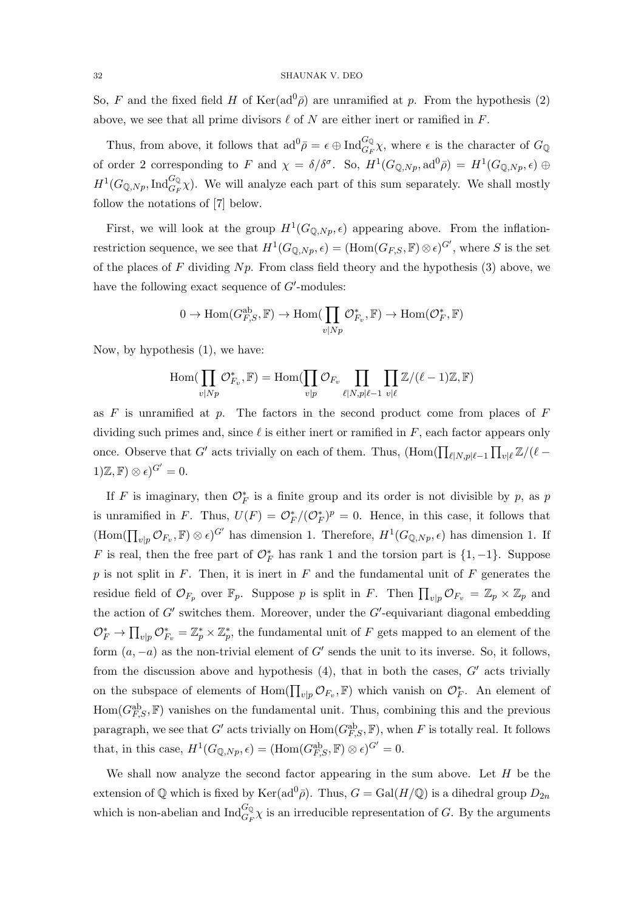So, $F$ and the fixed field $H$ of $\mathrm{Ker}(\mathrm{ad}^0\bar{\rho})$ are unramified at $p$. From the hypothesis (2) above, we see that all prime divisors $\ell$ of $N$ are either inert or ramified in $F$.

Thus, from above, it follows that $\mathrm{ad}^0\bar{\rho} = \epsilon \oplus \mathrm{Ind}_{G_F}^{G_\mathbb{Q}}\chi$, where $\epsilon$ is the character of $G_\mathbb{Q}$ of order 2 corresponding to $F$ and $\chi = \delta/\delta^\sigma$. So, $H^1(G_{\mathbb{Q},Np}, \mathrm{ad}^0\bar{\rho}) = H^1(G_{\mathbb{Q},Np}, \epsilon) \oplus H^1(G_{\mathbb{Q},Np}, \mathrm{Ind}_{G_F}^{G_\mathbb{Q}}\chi)$. We will analyze each part of this sum separately. We shall mostly follow the notations of [7] below.

First, we will look at the group $H^1(G_{\mathbb{Q},Np}, \epsilon)$ appearing above. From the inflation-restriction sequence, we see that $H^1(G_{\mathbb{Q},Np}, \epsilon) = (\mathrm{Hom}(G_{F,S}, \mathbb{F}) \otimes \epsilon)^{G'}$, where $S$ is the set of the places of $F$ dividing $Np$. From class field theory and the hypothesis (3) above, we have the following exact sequence of $G'$-modules:

$$0 \to \mathrm{Hom}(G_{F,S}^{\mathrm{ab}}, \mathbb{F}) \to \mathrm{Hom}(\prod_{v|Np} \mathcal{O}_{F_v}^*, \mathbb{F}) \to \mathrm{Hom}(\mathcal{O}_F^*, \mathbb{F})$$

Now, by hypothesis (1), we have:

$$\mathrm{Hom}(\prod_{v|Np} \mathcal{O}_{F_v}^*, \mathbb{F}) = \mathrm{Hom}(\prod_{v|p} \mathcal{O}_{F_v} \prod_{\ell|N, p|\ell-1} \prod_{v|\ell} \mathbb{Z}/(\ell-1)\mathbb{Z}, \mathbb{F})$$

as $F$ is unramified at $p$. The factors in the second product come from places of $F$ dividing such primes and, since $\ell$ is either inert or ramified in $F$, each factor appears only once. Observe that $G'$ acts trivially on each of them. Thus, $(\mathrm{Hom}(\prod_{\ell|N,p|\ell-1}\prod_{v|\ell}\mathbb{Z}/(\ell-1)\mathbb{Z}, \mathbb{F}) \otimes \epsilon)^{G'} = 0$.

If $F$ is imaginary, then $\mathcal{O}_F^*$ is a finite group and its order is not divisible by $p$, as $p$ is unramified in $F$. Thus, $U(F) = \mathcal{O}_F^*/(\mathcal{O}_F^*)^p = 0$. Hence, in this case, it follows that $(\mathrm{Hom}(\prod_{v|p}\mathcal{O}_{F_v}, \mathbb{F}) \otimes \epsilon)^{G'}$ has dimension 1. Therefore, $H^1(G_{\mathbb{Q},Np}, \epsilon)$ has dimension 1. If $F$ is real, then the free part of $\mathcal{O}_F^*$ has rank 1 and the torsion part is $\{1, -1\}$. Suppose $p$ is not split in $F$. Then, it is inert in $F$ and the fundamental unit of $F$ generates the residue field of $\mathcal{O}_{F_p}$ over $\mathbb{F}_p$. Suppose $p$ is split in $F$. Then $\prod_{v|p}\mathcal{O}_{F_v} = \mathbb{Z}_p \times \mathbb{Z}_p$ and the action of $G'$ switches them. Moreover, under the $G'$-equivariant diagonal embedding $\mathcal{O}_F^* \to \prod_{v|p}\mathcal{O}_{F_v}^* = \mathbb{Z}_p^* \times \mathbb{Z}_p^*$, the fundamental unit of $F$ gets mapped to an element of the form $(a, -a)$ as the non-trivial element of $G'$ sends the unit to its inverse. So, it follows, from the discussion above and hypothesis (4), that in both the cases, $G'$ acts trivially on the subspace of elements of $\mathrm{Hom}(\prod_{v|p}\mathcal{O}_{F_v}, \mathbb{F})$ which vanish on $\mathcal{O}_F^*$. An element of $\mathrm{Hom}(G_{F,S}^{\mathrm{ab}}, \mathbb{F})$ vanishes on the fundamental unit. Thus, combining this and the previous paragraph, we see that $G'$ acts trivially on $\mathrm{Hom}(G_{F,S}^{\mathrm{ab}}, \mathbb{F})$, when $F$ is totally real. It follows that, in this case, $H^1(G_{\mathbb{Q},Np}, \epsilon) = (\mathrm{Hom}(G_{F,S}^{\mathrm{ab}}, \mathbb{F}) \otimes \epsilon)^{G'} = 0$.

We shall now analyze the second factor appearing in the sum above. Let $H$ be the extension of $\mathbb{Q}$ which is fixed by $\mathrm{Ker}(\mathrm{ad}^0\bar{\rho})$. Thus, $G = \mathrm{Gal}(H/\mathbb{Q})$ is a dihedral group $D_{2n}$ which is non-abelian and $\mathrm{Ind}_{G_F}^{G_\mathbb{Q}}\chi$ is an irreducible representation of $G$. By the arguments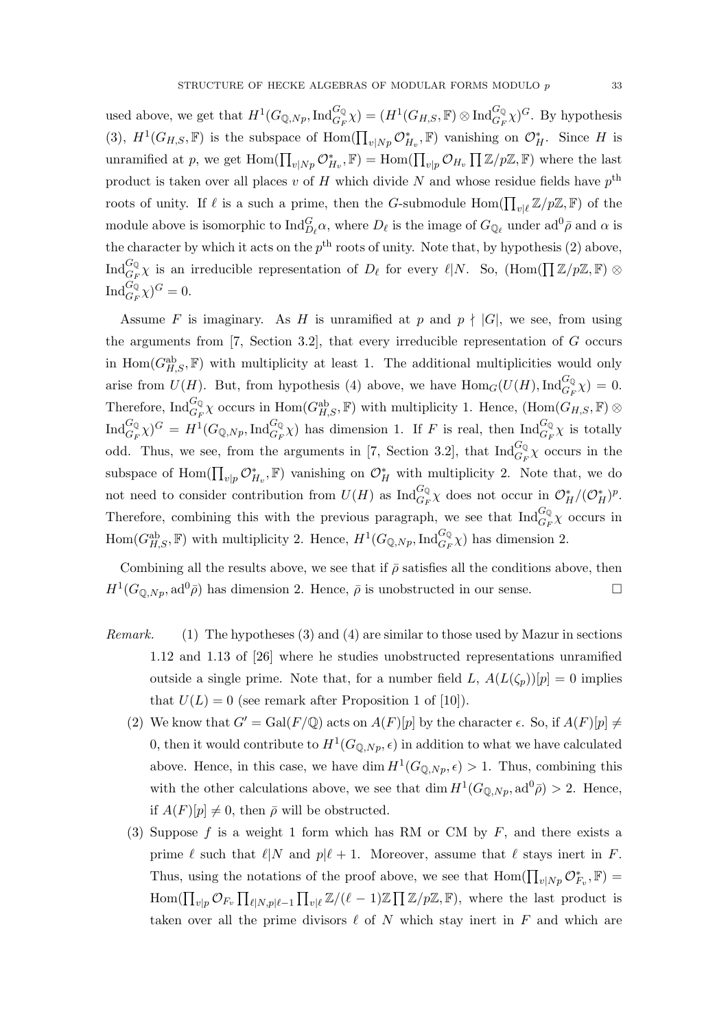used above, we get that $H^1(G_{\mathbb{Q},Np}, \mathrm{Ind}_{G_F}^{G_\mathbb{Q}}\chi) = (H^1(G_{H,S},\mathbb{F}) \otimes \mathrm{Ind}_{G_F}^{G_\mathbb{Q}}\chi)^G$. By hypothesis (3), $H^1(G_{H,S},\mathbb{F})$ is the subspace of $\mathrm{Hom}(\prod_{v|Np}\mathcal{O}_{H_v}^*,\mathbb{F})$ vanishing on $\mathcal{O}_H^*$. Since $H$ is unramified at $p$, we get $\mathrm{Hom}(\prod_{v|Np}\mathcal{O}_{H_v}^*,\mathbb{F}) = \mathrm{Hom}(\prod_{v|p}\mathcal{O}_{H_v}\prod \mathbb{Z}/p\mathbb{Z},\mathbb{F})$ where the last product is taken over all places $v$ of $H$ which divide $N$ and whose residue fields have $p^{\text{th}}$ roots of unity. If $\ell$ is a such a prime, then the $G$-submodule $\mathrm{Hom}(\prod_{v|\ell}\mathbb{Z}/p\mathbb{Z},\mathbb{F})$ of the module above is isomorphic to $\mathrm{Ind}_{D_\ell}^{G}\alpha$, where $D_\ell$ is the image of $G_{\mathbb{Q}_\ell}$ under $\mathrm{ad}^0\bar\rho$ and $\alpha$ is the character by which it acts on the $p^{\text{th}}$ roots of unity. Note that, by hypothesis (2) above, $\mathrm{Ind}_{G_F}^{G_\mathbb{Q}}\chi$ is an irreducible representation of $D_\ell$ for every $\ell|N$. So, $(\mathrm{Hom}(\prod\mathbb{Z}/p\mathbb{Z},\mathbb{F}) \otimes \mathrm{Ind}_{G_F}^{G_\mathbb{Q}}\chi)^G = 0$.

Assume $F$ is imaginary. As $H$ is unramified at $p$ and $p \nmid |G|$, we see, from using the arguments from [7, Section 3.2], that every irreducible representation of $G$ occurs in $\mathrm{Hom}(G_{H,S}^{\mathrm{ab}},\mathbb{F})$ with multiplicity at least 1. The additional multiplicities would only arise from $U(H)$. But, from hypothesis (4) above, we have $\mathrm{Hom}_G(U(H),\mathrm{Ind}_{G_F}^{G_\mathbb{Q}}\chi) = 0$. Therefore, $\mathrm{Ind}_{G_F}^{G_\mathbb{Q}}\chi$ occurs in $\mathrm{Hom}(G_{H,S}^{\mathrm{ab}},\mathbb{F})$ with multiplicity 1. Hence, $(\mathrm{Hom}(G_{H,S},\mathbb{F}) \otimes \mathrm{Ind}_{G_F}^{G_\mathbb{Q}}\chi)^G = H^1(G_{\mathbb{Q},Np},\mathrm{Ind}_{G_F}^{G_\mathbb{Q}}\chi)$ has dimension 1. If $F$ is real, then $\mathrm{Ind}_{G_F}^{G_\mathbb{Q}}\chi$ is totally odd. Thus, we see, from the arguments in [7, Section 3.2], that $\mathrm{Ind}_{G_F}^{G_\mathbb{Q}}\chi$ occurs in the subspace of $\mathrm{Hom}(\prod_{v|p}\mathcal{O}_{H_v}^*,\mathbb{F})$ vanishing on $\mathcal{O}_H^*$ with multiplicity 2. Note that, we do not need to consider contribution from $U(H)$ as $\mathrm{Ind}_{G_F}^{G_\mathbb{Q}}\chi$ does not occur in $\mathcal{O}_H^*/(\mathcal{O}_H^*)^p$. Therefore, combining this with the previous paragraph, we see that $\mathrm{Ind}_{G_F}^{G_\mathbb{Q}}\chi$ occurs in $\mathrm{Hom}(G_{H,S}^{\mathrm{ab}},\mathbb{F})$ with multiplicity 2. Hence, $H^1(G_{\mathbb{Q},Np},\mathrm{Ind}_{G_F}^{G_\mathbb{Q}}\chi)$ has dimension 2.

Combining all the results above, we see that if $\bar\rho$ satisfies all the conditions above, then $H^1(G_{\mathbb{Q},Np},\mathrm{ad}^0\bar\rho)$ has dimension 2. Hence, $\bar\rho$ is unobstructed in our sense. □

*Remark.*

1. The hypotheses (3) and (4) are similar to those used by Mazur in sections 1.12 and 1.13 of [26] where he studies unobstructed representations unramified outside a single prime. Note that, for a number field $L$, $A(L(\zeta_p))[p] = 0$ implies that $U(L) = 0$ (see remark after Proposition 1 of [10]).
2. We know that $G' = \mathrm{Gal}(F/\mathbb{Q})$ acts on $A(F)[p]$ by the character $\epsilon$. So, if $A(F)[p] \neq 0$, then it would contribute to $H^1(G_{\mathbb{Q},Np},\epsilon)$ in addition to what we have calculated above. Hence, in this case, we have $\dim H^1(G_{\mathbb{Q},Np},\epsilon) > 1$. Thus, combining this with the other calculations above, we see that $\dim H^1(G_{\mathbb{Q},Np},\mathrm{ad}^0\bar\rho) > 2$. Hence, if $A(F)[p] \neq 0$, then $\bar\rho$ will be obstructed.
3. Suppose $f$ is a weight 1 form which has RM or CM by $F$, and there exists a prime $\ell$ such that $\ell|N$ and $p|\ell+1$. Moreover, assume that $\ell$ stays inert in $F$. Thus, using the notations of the proof above, we see that $\mathrm{Hom}(\prod_{v|Np}\mathcal{O}_{F_v}^*,\mathbb{F}) = \mathrm{Hom}(\prod_{v|p}\mathcal{O}_{F_v}\prod_{\ell|N,p|\ell-1}\prod_{v|\ell}\mathbb{Z}/(\ell-1)\mathbb{Z}\prod\mathbb{Z}/p\mathbb{Z},\mathbb{F})$, where the last product is taken over all the prime divisors $\ell$ of $N$ which stay inert in $F$ and which are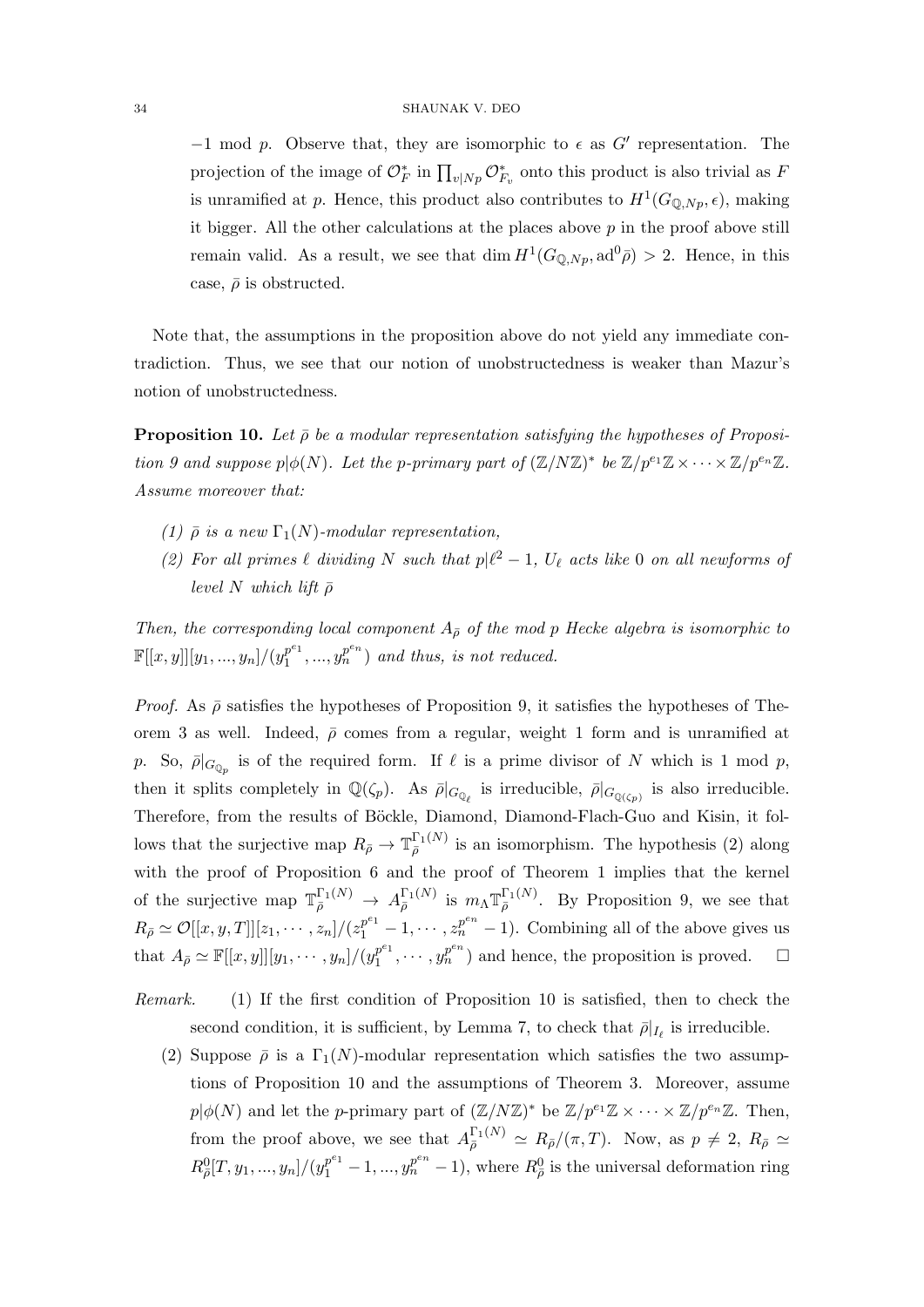$-1 \bmod p$. Observe that, they are isomorphic to $\epsilon$ as $G'$ representation. The projection of the image of $\mathcal{O}_F^*$ in $\prod_{v|Np} \mathcal{O}_{F_v}^*$ onto this product is also trivial as $F$ is unramified at $p$. Hence, this product also contributes to $H^1(G_{\mathbb{Q},Np}, \epsilon)$, making it bigger. All the other calculations at the places above $p$ in the proof above still remain valid. As a result, we see that $\dim H^1(G_{\mathbb{Q},Np}, \mathrm{ad}^0\bar{\rho}) > 2$. Hence, in this case, $\bar{\rho}$ is obstructed.

Note that, the assumptions in the proposition above do not yield any immediate contradiction. Thus, we see that our notion of unobstructedness is weaker than Mazur's notion of unobstructedness.

**Proposition 10.** *Let $\bar{\rho}$ be a modular representation satisfying the hypotheses of Proposition 9 and suppose $p|\phi(N)$. Let the $p$-primary part of $(\mathbb{Z}/N\mathbb{Z})^*$ be $\mathbb{Z}/p^{e_1}\mathbb{Z} \times \cdots \times \mathbb{Z}/p^{e_n}\mathbb{Z}$. Assume moreover that:*

*(1) $\bar{\rho}$ is a new $\Gamma_1(N)$-modular representation,*

*(2) For all primes $\ell$ dividing $N$ such that $p|\ell^2 - 1$, $U_\ell$ acts like $0$ on all newforms of level $N$ which lift $\bar{\rho}$*

*Then, the corresponding local component $A_{\bar{\rho}}$ of the mod $p$ Hecke algebra is isomorphic to $\mathbb{F}[[x,y]][y_1,...,y_n]/(y_1^{p^{e_1}},...,y_n^{p^{e_n}})$ and thus, is not reduced.*

*Proof.* As $\bar{\rho}$ satisfies the hypotheses of Proposition 9, it satisfies the hypotheses of Theorem 3 as well. Indeed, $\bar{\rho}$ comes from a regular, weight 1 form and is unramified at $p$. So, $\bar{\rho}|_{G_{\mathbb{Q}_p}}$ is of the required form. If $\ell$ is a prime divisor of $N$ which is 1 mod $p$, then it splits completely in $\mathbb{Q}(\zeta_p)$. As $\bar{\rho}|_{G_{\mathbb{Q}_\ell}}$ is irreducible, $\bar{\rho}|_{G_{\mathbb{Q}(\zeta_p)}}$ is also irreducible. Therefore, from the results of Böckle, Diamond, Diamond-Flach-Guo and Kisin, it follows that the surjective map $R_{\bar{\rho}} \to \mathbb{T}_{\bar{\rho}}^{\Gamma_1(N)}$ is an isomorphism. The hypothesis (2) along with the proof of Proposition 6 and the proof of Theorem 1 implies that the kernel of the surjective map $\mathbb{T}_{\bar{\rho}}^{\Gamma_1(N)} \to A_{\bar{\rho}}^{\Gamma_1(N)}$ is $m_\Lambda \mathbb{T}_{\bar{\rho}}^{\Gamma_1(N)}$. By Proposition 9, we see that $R_{\bar{\rho}} \simeq \mathcal{O}[[x,y,T]][z_1,\cdots,z_n]/(z_1^{p^{e_1}}-1,\cdots,z_n^{p^{e_n}}-1)$. Combining all of the above gives us that $A_{\bar{\rho}} \simeq \mathbb{F}[[x,y]][y_1,\cdots,y_n]/(y_1^{p^{e_1}},\cdots,y_n^{p^{e_n}})$ and hence, the proposition is proved. $\square$

*Remark.* (1) If the first condition of Proposition 10 is satisfied, then to check the second condition, it is sufficient, by Lemma 7, to check that $\bar{\rho}|_{I_\ell}$ is irreducible.

(2) Suppose $\bar{\rho}$ is a $\Gamma_1(N)$-modular representation which satisfies the two assumptions of Proposition 10 and the assumptions of Theorem 3. Moreover, assume $p|\phi(N)$ and let the $p$-primary part of $(\mathbb{Z}/N\mathbb{Z})^*$ be $\mathbb{Z}/p^{e_1}\mathbb{Z} \times \cdots \times \mathbb{Z}/p^{e_n}\mathbb{Z}$. Then, from the proof above, we see that $A_{\bar{\rho}}^{\Gamma_1(N)} \simeq R_{\bar{\rho}}/(\pi, T)$. Now, as $p \neq 2$, $R_{\bar{\rho}} \simeq R_{\bar{\rho}}^0[T, y_1, ..., y_n]/(y_1^{p^{e_1}}-1, ..., y_n^{p^{e_n}}-1)$, where $R_{\bar{\rho}}^0$ is the universal deformation ring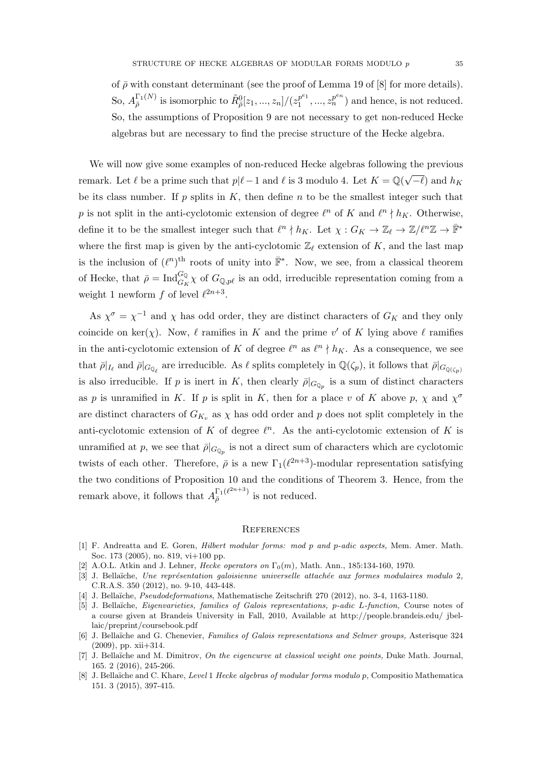of $\bar{\rho}$ with constant determinant (see the proof of Lemma 19 of [8] for more details). So, $A_{\bar{\rho}}^{\Gamma_1(N)}$ is isomorphic to $\tilde{R}^0_{\bar{\rho}}[z_1,...,z_n]/(z_1^{p^{e_1}},...,z_n^{p^{e_n}})$ and hence, is not reduced. So, the assumptions of Proposition 9 are not necessary to get non-reduced Hecke algebras but are necessary to find the precise structure of the Hecke algebra.

We will now give some examples of non-reduced Hecke algebras following the previous remark. Let $\ell$ be a prime such that $p | \ell - 1$ and $\ell$ is 3 modulo 4. Let $K = \mathbb{Q}(\sqrt{-\ell})$ and $h_K$ be its class number. If $p$ splits in $K$, then define $n$ to be the smallest integer such that $p$ is not split in the anti-cyclotomic extension of degree $\ell^n$ of $K$ and $\ell^n \nmid h_K$. Otherwise, define it to be the smallest integer such that $\ell^n \nmid h_K$. Let $\chi : G_K \to \mathbb{Z}_\ell \to \mathbb{Z}/\ell^n\mathbb{Z} \to \bar{\mathbb{F}}^*$ where the first map is given by the anti-cyclotomic $\mathbb{Z}_\ell$ extension of $K$, and the last map is the inclusion of $(\ell^n)^{\text{th}}$ roots of unity into $\bar{\mathbb{F}}^*$. Now, we see, from a classical theorem of Hecke, that $\bar{\rho} = \operatorname{Ind}_{G_K}^{G_\mathbb{Q}} \chi$ of $G_{\mathbb{Q},p\ell}$ is an odd, irreducible representation coming from a weight 1 newform $f$ of level $\ell^{2n+3}$.

As $\chi^\sigma = \chi^{-1}$ and $\chi$ has odd order, they are distinct characters of $G_K$ and they only coincide on $\ker(\chi)$. Now, $\ell$ ramifies in $K$ and the prime $v'$ of $K$ lying above $\ell$ ramifies in the anti-cyclotomic extension of $K$ of degree $\ell^n$ as $\ell^n \nmid h_K$. As a consequence, we see that $\bar{\rho}|_{I_\ell}$ and $\bar{\rho}|_{G_{\mathbb{Q}_\ell}}$ are irreducible. As $\ell$ splits completely in $\mathbb{Q}(\zeta_p)$, it follows that $\bar{\rho}|_{G_{\mathbb{Q}(\zeta_p)}}$ is also irreducible. If $p$ is inert in $K$, then clearly $\bar{\rho}|_{G_{\mathbb{Q}_p}}$ is a sum of distinct characters as $p$ is unramified in $K$. If $p$ is split in $K$, then for a place $v$ of $K$ above $p$, $\chi$ and $\chi^\sigma$ are distinct characters of $G_{K_v}$ as $\chi$ has odd order and $p$ does not split completely in the anti-cyclotomic extension of $K$ of degree $\ell^n$. As the anti-cyclotomic extension of $K$ is unramified at $p$, we see that $\bar{\rho}|_{G_{\mathbb{Q}_p}}$ is not a direct sum of characters which are cyclotomic twists of each other. Therefore, $\bar{\rho}$ is a new $\Gamma_1(\ell^{2n+3})$-modular representation satisfying the two conditions of Proposition 10 and the conditions of Theorem 3. Hence, from the remark above, it follows that $A_{\bar{\rho}}^{\Gamma_1(\ell^{2n+3})}$ is not reduced.

## References

[1] F. Andreatta and E. Goren, *Hilbert modular forms: mod p and p-adic aspects,* Mem. Amer. Math. Soc. 173 (2005), no. 819, vi+100 pp.

[2] A.O.L. Atkin and J. Lehner, *Hecke operators on $\Gamma_0(m)$,* Math. Ann., 185:134-160, 1970.

[3] J. Bellaïche, *Une représentation galoisienne universelle attachée aux formes modulaires modulo* 2*,* C.R.A.S. 350 (2012), no. 9-10, 443-448.

[4] J. Bellaïche, *Pseudodeformations*, Mathematische Zeitschrift 270 (2012), no. 3-4, 1163-1180.

[5] J. Bellaïche, *Eigenvarieties, families of Galois representations, p-adic L-function,* Course notes of a course given at Brandeis University in Fall, 2010, Available at http://people.brandeis.edu/ jbellaic/preprint/coursebook.pdf

[6] J. Bellaïche and G. Chenevier, *Families of Galois representations and Selmer groups,* Asterisque 324 (2009), pp. xii+314.

[7] J. Bellaïche and M. Dimitrov, *On the eigencurve at classical weight one points,* Duke Math. Journal, 165. 2 (2016), 245-266.

[8] J. Bellaïche and C. Khare, *Level* 1 *Hecke algebras of modular forms modulo p,* Compositio Mathematica 151. 3 (2015), 397-415.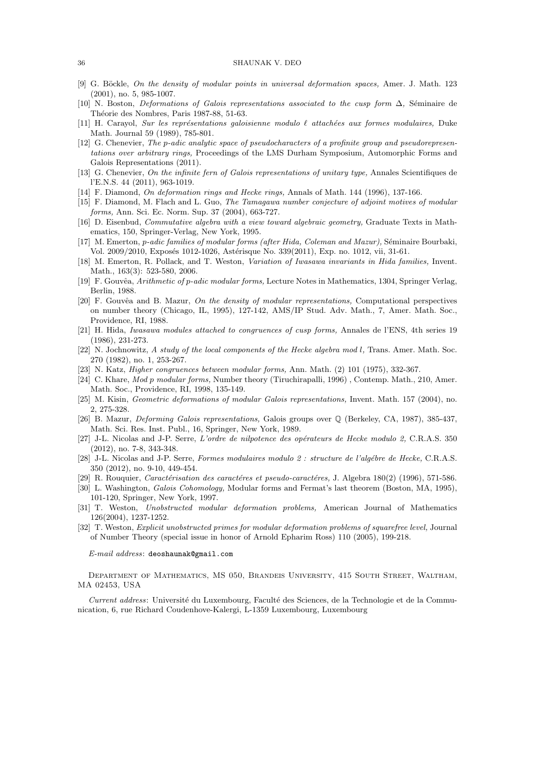[9] G. Böckle, *On the density of modular points in universal deformation spaces,* Amer. J. Math. 123 (2001), no. 5, 985-1007.

[10] N. Boston, *Deformations of Galois representations associated to the cusp form* $\Delta$*,* Séminaire de Théorie des Nombres, Paris 1987-88, 51-63.

[11] H. Carayol, *Sur les représentations galoisienne modulo* $\ell$ *attachées aux formes modulaires,* Duke Math. Journal 59 (1989), 785-801.

[12] G. Chenevier, *The p-adic analytic space of pseudocharacters of a profinite group and pseudorepresentations over arbitrary rings,* Proceedings of the LMS Durham Symposium, Automorphic Forms and Galois Representations (2011).

[13] G. Chenevier, *On the infinite fern of Galois representations of unitary type,* Annales Scientifiques de l'E.N.S. 44 (2011), 963-1019.

[14] F. Diamond, *On deformation rings and Hecke rings,* Annals of Math. 144 (1996), 137-166.

[15] F. Diamond, M. Flach and L. Guo, *The Tamagawa number conjecture of adjoint motives of modular forms,* Ann. Sci. Ec. Norm. Sup. 37 (2004), 663-727.

[16] D. Eisenbud, *Commutative algebra with a view toward algebraic geometry,* Graduate Texts in Mathematics, 150, Springer-Verlag, New York, 1995.

[17] M. Emerton, *p-adic families of modular forms (after Hida, Coleman and Mazur),* Séminaire Bourbaki, Vol. 2009/2010, Exposés 1012-1026, Astérisque No. 339(2011), Exp. no. 1012, vii, 31-61.

[18] M. Emerton, R. Pollack, and T. Weston, *Variation of Iwasawa invariants in Hida families,* Invent. Math., 163(3): 523-580, 2006.

[19] F. Gouvêa, *Arithmetic of p-adic modular forms,* Lecture Notes in Mathematics, 1304, Springer Verlag, Berlin, 1988.

[20] F. Gouvêa and B. Mazur, *On the density of modular representations,* Computational perspectives on number theory (Chicago, IL, 1995), 127-142, AMS/IP Stud. Adv. Math., 7, Amer. Math. Soc., Providence, RI, 1988.

[21] H. Hida, *Iwasawa modules attached to congruences of cusp forms,* Annales de l'ENS, 4th series 19 (1986), 231-273.

[22] N. Jochnowitz, *A study of the local components of the Hecke algebra mod l,* Trans. Amer. Math. Soc. 270 (1982), no. 1, 253-267.

[23] N. Katz, *Higher congruences between modular forms,* Ann. Math. (2) 101 (1975), 332-367.

[24] C. Khare, *Mod p modular forms,* Number theory (Tiruchirapalli, 1996) , Contemp. Math., 210, Amer. Math. Soc., Providence, RI, 1998, 135-149.

[25] M. Kisin, *Geometric deformations of modular Galois representations,* Invent. Math. 157 (2004), no. 2, 275-328.

[26] B. Mazur, *Deforming Galois representations,* Galois groups over $\mathbb{Q}$ (Berkeley, CA, 1987), 385-437, Math. Sci. Res. Inst. Publ., 16, Springer, New York, 1989.

[27] J-L. Nicolas and J-P. Serre, *L'ordre de nilpotence des opérateurs de Hecke modulo 2,* C.R.A.S. 350 (2012), no. 7-8, 343-348.

[28] J-L. Nicolas and J-P. Serre, *Formes modulaires modulo 2 : structure de l'algébre de Hecke,* C.R.A.S. 350 (2012), no. 9-10, 449-454.

[29] R. Rouquier, *Caractérisation des caractéres et pseudo-caractéres,* J. Algebra 180(2) (1996), 571-586.

[30] L. Washington, *Galois Cohomology,* Modular forms and Fermat's last theorem (Boston, MA, 1995), 101-120, Springer, New York, 1997.

[31] T. Weston, *Unobstructed modular deformation problems,* American Journal of Mathematics 126(2004), 1237-1252.

[32] T. Weston, *Explicit unobstructed primes for modular deformation problems of squarefree level,* Journal of Number Theory (special issue in honor of Arnold Epharim Ross) 110 (2005), 199-218.

*E-mail address*: deoshaunak@gmail.com

Department of Mathematics, MS 050, Brandeis University, 415 South Street, Waltham, MA 02453, USA

*Current address*: Université du Luxembourg, Faculté des Sciences, de la Technologie et de la Communication, 6, rue Richard Coudenhove-Kalergi, L-1359 Luxembourg, Luxembourg